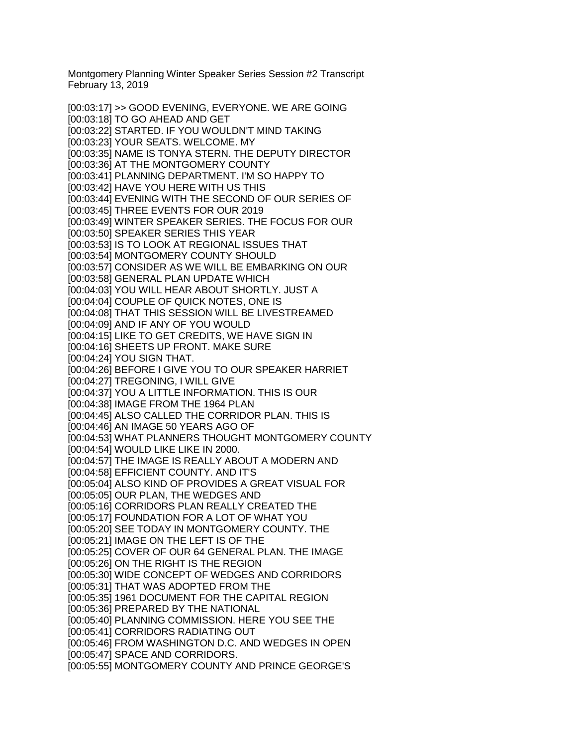Montgomery Planning Winter Speaker Series Session #2 Transcript
February 13, 2019

[00:03:17] >> GOOD EVENING, EVERYONE. WE ARE GOING
[00:03:18] TO GO AHEAD AND GET
[00:03:22] STARTED. IF YOU WOULDN'T MIND TAKING
[00:03:23] YOUR SEATS. WELCOME. MY
[00:03:35] NAME IS TONYA STERN. THE DEPUTY DIRECTOR
[00:03:36] AT THE MONTGOMERY COUNTY
[00:03:41] PLANNING DEPARTMENT. I'M SO HAPPY TO
[00:03:42] HAVE YOU HERE WITH US THIS
[00:03:44] EVENING WITH THE SECOND OF OUR SERIES OF
[00:03:45] THREE EVENTS FOR OUR 2019
[00:03:49] WINTER SPEAKER SERIES. THE FOCUS FOR OUR
[00:03:50] SPEAKER SERIES THIS YEAR
[00:03:53] IS TO LOOK AT REGIONAL ISSUES THAT
[00:03:54] MONTGOMERY COUNTY SHOULD
[00:03:57] CONSIDER AS WE WILL BE EMBARKING ON OUR
[00:03:58] GENERAL PLAN UPDATE WHICH
[00:04:03] YOU WILL HEAR ABOUT SHORTLY. JUST A
[00:04:04] COUPLE OF QUICK NOTES, ONE IS
[00:04:08] THAT THIS SESSION WILL BE LIVESTREAMED
[00:04:09] AND IF ANY OF YOU WOULD
[00:04:15] LIKE TO GET CREDITS, WE HAVE SIGN IN
[00:04:16] SHEETS UP FRONT. MAKE SURE
[00:04:24] YOU SIGN THAT.
[00:04:26] BEFORE I GIVE YOU TO OUR SPEAKER HARRIET
[00:04:27] TREGONING, I WILL GIVE
[00:04:37] YOU A LITTLE INFORMATION. THIS IS OUR
[00:04:38] IMAGE FROM THE 1964 PLAN
[00:04:45] ALSO CALLED THE CORRIDOR PLAN. THIS IS
[00:04:46] AN IMAGE 50 YEARS AGO OF
[00:04:53] WHAT PLANNERS THOUGHT MONTGOMERY COUNTY
[00:04:54] WOULD LIKE LIKE IN 2000.
[00:04:57] THE IMAGE IS REALLY ABOUT A MODERN AND
[00:04:58] EFFICIENT COUNTY. AND IT'S
[00:05:04] ALSO KIND OF PROVIDES A GREAT VISUAL FOR
[00:05:05] OUR PLAN, THE WEDGES AND
[00:05:16] CORRIDORS PLAN REALLY CREATED THE
[00:05:17] FOUNDATION FOR A LOT OF WHAT YOU
[00:05:20] SEE TODAY IN MONTGOMERY COUNTY. THE
[00:05:21] IMAGE ON THE LEFT IS OF THE
[00:05:25] COVER OF OUR 64 GENERAL PLAN. THE IMAGE
[00:05:26] ON THE RIGHT IS THE REGION
[00:05:30] WIDE CONCEPT OF WEDGES AND CORRIDORS
[00:05:31] THAT WAS ADOPTED FROM THE
[00:05:35] 1961 DOCUMENT FOR THE CAPITAL REGION
[00:05:36] PREPARED BY THE NATIONAL
[00:05:40] PLANNING COMMISSION. HERE YOU SEE THE
[00:05:41] CORRIDORS RADIATING OUT
[00:05:46] FROM WASHINGTON D.C. AND WEDGES IN OPEN
[00:05:47] SPACE AND CORRIDORS.
[00:05:55] MONTGOMERY COUNTY AND PRINCE GEORGE'S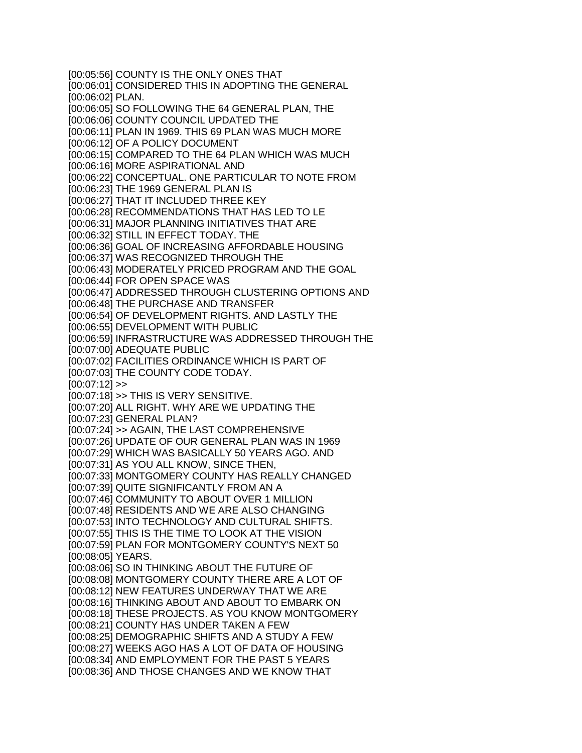[00:05:56] COUNTY IS THE ONLY ONES THAT
[00:06:01] CONSIDERED THIS IN ADOPTING THE GENERAL
[00:06:02] PLAN.
[00:06:05] SO FOLLOWING THE 64 GENERAL PLAN, THE
[00:06:06] COUNTY COUNCIL UPDATED THE
[00:06:11] PLAN IN 1969. THIS 69 PLAN WAS MUCH MORE
[00:06:12] OF A POLICY DOCUMENT
[00:06:15] COMPARED TO THE 64 PLAN WHICH WAS MUCH
[00:06:16] MORE ASPIRATIONAL AND
[00:06:22] CONCEPTUAL. ONE PARTICULAR TO NOTE FROM
[00:06:23] THE 1969 GENERAL PLAN IS
[00:06:27] THAT IT INCLUDED THREE KEY
[00:06:28] RECOMMENDATIONS THAT HAS LED TO LE
[00:06:31] MAJOR PLANNING INITIATIVES THAT ARE
[00:06:32] STILL IN EFFECT TODAY. THE
[00:06:36] GOAL OF INCREASING AFFORDABLE HOUSING
[00:06:37] WAS RECOGNIZED THROUGH THE
[00:06:43] MODERATELY PRICED PROGRAM AND THE GOAL
[00:06:44] FOR OPEN SPACE WAS
[00:06:47] ADDRESSED THROUGH CLUSTERING OPTIONS AND
[00:06:48] THE PURCHASE AND TRANSFER
[00:06:54] OF DEVELOPMENT RIGHTS. AND LASTLY THE
[00:06:55] DEVELOPMENT WITH PUBLIC
[00:06:59] INFRASTRUCTURE WAS ADDRESSED THROUGH THE
[00:07:00] ADEQUATE PUBLIC
[00:07:02] FACILITIES ORDINANCE WHICH IS PART OF
[00:07:03] THE COUNTY CODE TODAY.
[00:07:12] >>
[00:07:18] >> THIS IS VERY SENSITIVE.
[00:07:20] ALL RIGHT. WHY ARE WE UPDATING THE
[00:07:23] GENERAL PLAN?
[00:07:24] >> AGAIN, THE LAST COMPREHENSIVE
[00:07:26] UPDATE OF OUR GENERAL PLAN WAS IN 1969
[00:07:29] WHICH WAS BASICALLY 50 YEARS AGO. AND
[00:07:31] AS YOU ALL KNOW, SINCE THEN,
[00:07:33] MONTGOMERY COUNTY HAS REALLY CHANGED
[00:07:39] QUITE SIGNIFICANTLY FROM AN A
[00:07:46] COMMUNITY TO ABOUT OVER 1 MILLION
[00:07:48] RESIDENTS AND WE ARE ALSO CHANGING
[00:07:53] INTO TECHNOLOGY AND CULTURAL SHIFTS.
[00:07:55] THIS IS THE TIME TO LOOK AT THE VISION
[00:07:59] PLAN FOR MONTGOMERY COUNTY'S NEXT 50
[00:08:05] YEARS.
[00:08:06] SO IN THINKING ABOUT THE FUTURE OF
[00:08:08] MONTGOMERY COUNTY THERE ARE A LOT OF
[00:08:12] NEW FEATURES UNDERWAY THAT WE ARE
[00:08:16] THINKING ABOUT AND ABOUT TO EMBARK ON
[00:08:18] THESE PROJECTS. AS YOU KNOW MONTGOMERY
[00:08:21] COUNTY HAS UNDER TAKEN A FEW
[00:08:25] DEMOGRAPHIC SHIFTS AND A STUDY A FEW
[00:08:27] WEEKS AGO HAS A LOT OF DATA OF HOUSING
[00:08:34] AND EMPLOYMENT FOR THE PAST 5 YEARS
[00:08:36] AND THOSE CHANGES AND WE KNOW THAT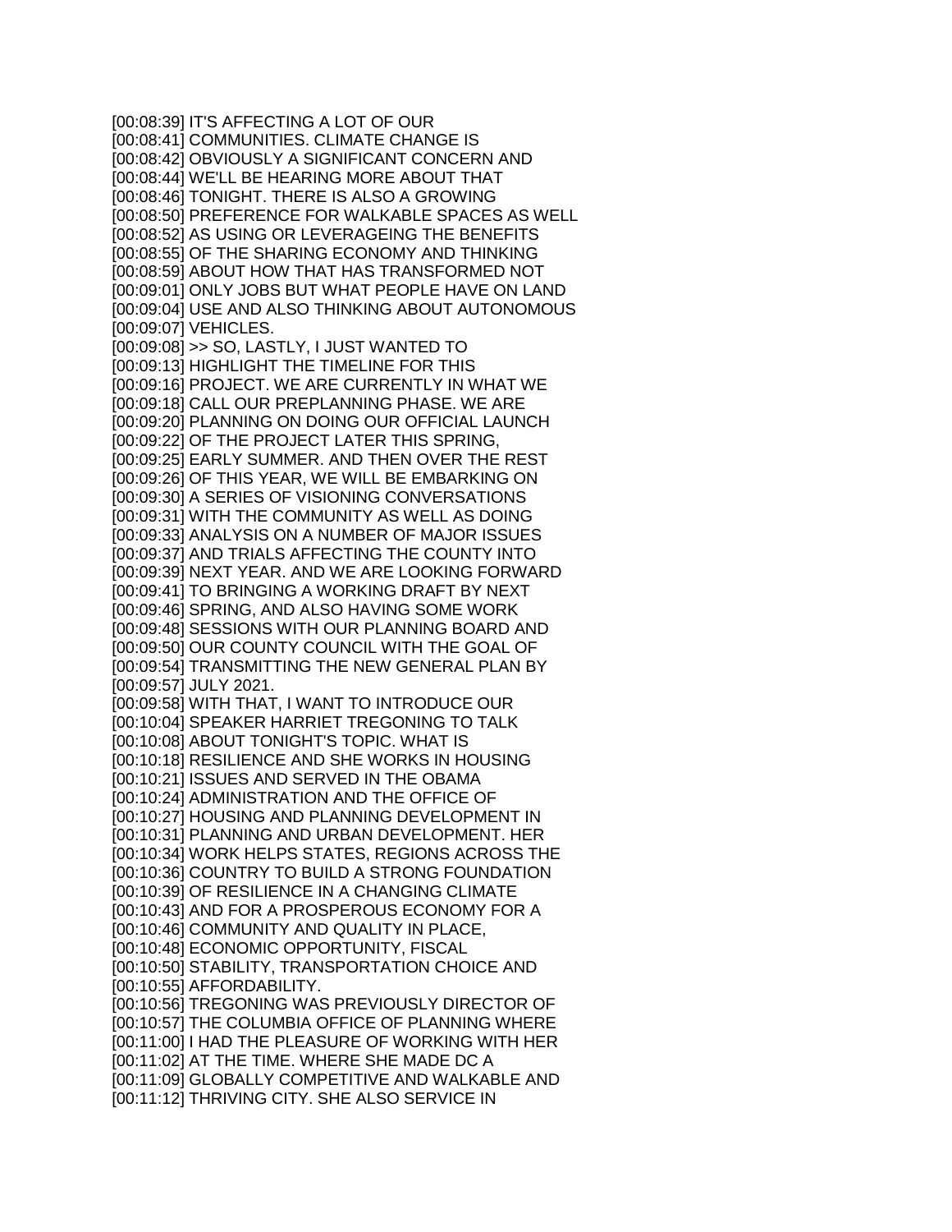[00:08:39] IT'S AFFECTING A LOT OF OUR
[00:08:41] COMMUNITIES. CLIMATE CHANGE IS
[00:08:42] OBVIOUSLY A SIGNIFICANT CONCERN AND
[00:08:44] WE'LL BE HEARING MORE ABOUT THAT
[00:08:46] TONIGHT. THERE IS ALSO A GROWING
[00:08:50] PREFERENCE FOR WALKABLE SPACES AS WELL
[00:08:52] AS USING OR LEVERAGEING THE BENEFITS
[00:08:55] OF THE SHARING ECONOMY AND THINKING
[00:08:59] ABOUT HOW THAT HAS TRANSFORMED NOT
[00:09:01] ONLY JOBS BUT WHAT PEOPLE HAVE ON LAND
[00:09:04] USE AND ALSO THINKING ABOUT AUTONOMOUS
[00:09:07] VEHICLES.
[00:09:08] >> SO, LASTLY, I JUST WANTED TO
[00:09:13] HIGHLIGHT THE TIMELINE FOR THIS
[00:09:16] PROJECT. WE ARE CURRENTLY IN WHAT WE
[00:09:18] CALL OUR PREPLANNING PHASE. WE ARE
[00:09:20] PLANNING ON DOING OUR OFFICIAL LAUNCH
[00:09:22] OF THE PROJECT LATER THIS SPRING,
[00:09:25] EARLY SUMMER. AND THEN OVER THE REST
[00:09:26] OF THIS YEAR, WE WILL BE EMBARKING ON
[00:09:30] A SERIES OF VISIONING CONVERSATIONS
[00:09:31] WITH THE COMMUNITY AS WELL AS DOING
[00:09:33] ANALYSIS ON A NUMBER OF MAJOR ISSUES
[00:09:37] AND TRIALS AFFECTING THE COUNTY INTO
[00:09:39] NEXT YEAR. AND WE ARE LOOKING FORWARD
[00:09:41] TO BRINGING A WORKING DRAFT BY NEXT
[00:09:46] SPRING, AND ALSO HAVING SOME WORK
[00:09:48] SESSIONS WITH OUR PLANNING BOARD AND
[00:09:50] OUR COUNTY COUNCIL WITH THE GOAL OF
[00:09:54] TRANSMITTING THE NEW GENERAL PLAN BY
[00:09:57] JULY 2021.
[00:09:58] WITH THAT, I WANT TO INTRODUCE OUR
[00:10:04] SPEAKER HARRIET TREGONING TO TALK
[00:10:08] ABOUT TONIGHT'S TOPIC. WHAT IS
[00:10:18] RESILIENCE AND SHE WORKS IN HOUSING
[00:10:21] ISSUES AND SERVED IN THE OBAMA
[00:10:24] ADMINISTRATION AND THE OFFICE OF
[00:10:27] HOUSING AND PLANNING DEVELOPMENT IN
[00:10:31] PLANNING AND URBAN DEVELOPMENT. HER
[00:10:34] WORK HELPS STATES, REGIONS ACROSS THE
[00:10:36] COUNTRY TO BUILD A STRONG FOUNDATION
[00:10:39] OF RESILIENCE IN A CHANGING CLIMATE
[00:10:43] AND FOR A PROSPEROUS ECONOMY FOR A
[00:10:46] COMMUNITY AND QUALITY IN PLACE,
[00:10:48] ECONOMIC OPPORTUNITY, FISCAL
[00:10:50] STABILITY, TRANSPORTATION CHOICE AND
[00:10:55] AFFORDABILITY.
[00:10:56] TREGONING WAS PREVIOUSLY DIRECTOR OF
[00:10:57] THE COLUMBIA OFFICE OF PLANNING WHERE
[00:11:00] I HAD THE PLEASURE OF WORKING WITH HER
[00:11:02] AT THE TIME. WHERE SHE MADE DC A
[00:11:09] GLOBALLY COMPETITIVE AND WALKABLE AND
[00:11:12] THRIVING CITY. SHE ALSO SERVICE IN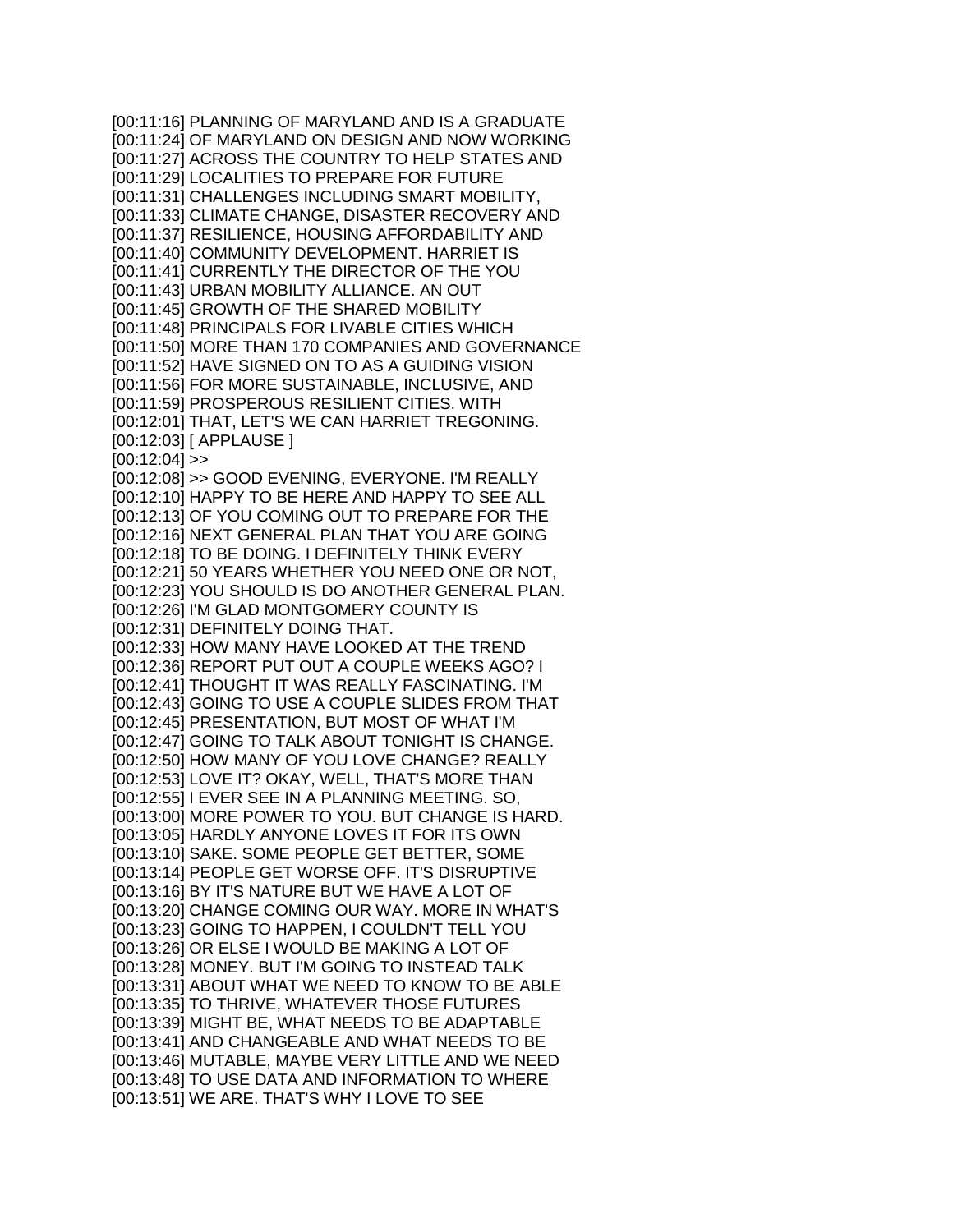[00:11:16] PLANNING OF MARYLAND AND IS A GRADUATE
[00:11:24] OF MARYLAND ON DESIGN AND NOW WORKING
[00:11:27] ACROSS THE COUNTRY TO HELP STATES AND
[00:11:29] LOCALITIES TO PREPARE FOR FUTURE
[00:11:31] CHALLENGES INCLUDING SMART MOBILITY,
[00:11:33] CLIMATE CHANGE, DISASTER RECOVERY AND
[00:11:37] RESILIENCE, HOUSING AFFORDABILITY AND
[00:11:40] COMMUNITY DEVELOPMENT. HARRIET IS
[00:11:41] CURRENTLY THE DIRECTOR OF THE YOU
[00:11:43] URBAN MOBILITY ALLIANCE. AN OUT
[00:11:45] GROWTH OF THE SHARED MOBILITY
[00:11:48] PRINCIPALS FOR LIVABLE CITIES WHICH
[00:11:50] MORE THAN 170 COMPANIES AND GOVERNANCE
[00:11:52] HAVE SIGNED ON TO AS A GUIDING VISION
[00:11:56] FOR MORE SUSTAINABLE, INCLUSIVE, AND
[00:11:59] PROSPEROUS RESILIENT CITIES. WITH
[00:12:01] THAT, LET'S WE CAN HARRIET TREGONING.
[00:12:03] [ APPLAUSE ]
[00:12:04] >>
[00:12:08] >> GOOD EVENING, EVERYONE. I'M REALLY
[00:12:10] HAPPY TO BE HERE AND HAPPY TO SEE ALL
[00:12:13] OF YOU COMING OUT TO PREPARE FOR THE
[00:12:16] NEXT GENERAL PLAN THAT YOU ARE GOING
[00:12:18] TO BE DOING. I DEFINITELY THINK EVERY
[00:12:21] 50 YEARS WHETHER YOU NEED ONE OR NOT,
[00:12:23] YOU SHOULD IS DO ANOTHER GENERAL PLAN.
[00:12:26] I'M GLAD MONTGOMERY COUNTY IS
[00:12:31] DEFINITELY DOING THAT.
[00:12:33] HOW MANY HAVE LOOKED AT THE TREND
[00:12:36] REPORT PUT OUT A COUPLE WEEKS AGO? I
[00:12:41] THOUGHT IT WAS REALLY FASCINATING. I'M
[00:12:43] GOING TO USE A COUPLE SLIDES FROM THAT
[00:12:45] PRESENTATION, BUT MOST OF WHAT I'M
[00:12:47] GOING TO TALK ABOUT TONIGHT IS CHANGE.
[00:12:50] HOW MANY OF YOU LOVE CHANGE? REALLY
[00:12:53] LOVE IT? OKAY, WELL, THAT'S MORE THAN
[00:12:55] I EVER SEE IN A PLANNING MEETING. SO,
[00:13:00] MORE POWER TO YOU. BUT CHANGE IS HARD.
[00:13:05] HARDLY ANYONE LOVES IT FOR ITS OWN
[00:13:10] SAKE. SOME PEOPLE GET BETTER, SOME
[00:13:14] PEOPLE GET WORSE OFF. IT'S DISRUPTIVE
[00:13:16] BY IT'S NATURE BUT WE HAVE A LOT OF
[00:13:20] CHANGE COMING OUR WAY. MORE IN WHAT'S
[00:13:23] GOING TO HAPPEN, I COULDN'T TELL YOU
[00:13:26] OR ELSE I WOULD BE MAKING A LOT OF
[00:13:28] MONEY. BUT I'M GOING TO INSTEAD TALK
[00:13:31] ABOUT WHAT WE NEED TO KNOW TO BE ABLE
[00:13:35] TO THRIVE, WHATEVER THOSE FUTURES
[00:13:39] MIGHT BE, WHAT NEEDS TO BE ADAPTABLE
[00:13:41] AND CHANGEABLE AND WHAT NEEDS TO BE
[00:13:46] MUTABLE, MAYBE VERY LITTLE AND WE NEED
[00:13:48] TO USE DATA AND INFORMATION TO WHERE
[00:13:51] WE ARE. THAT'S WHY I LOVE TO SEE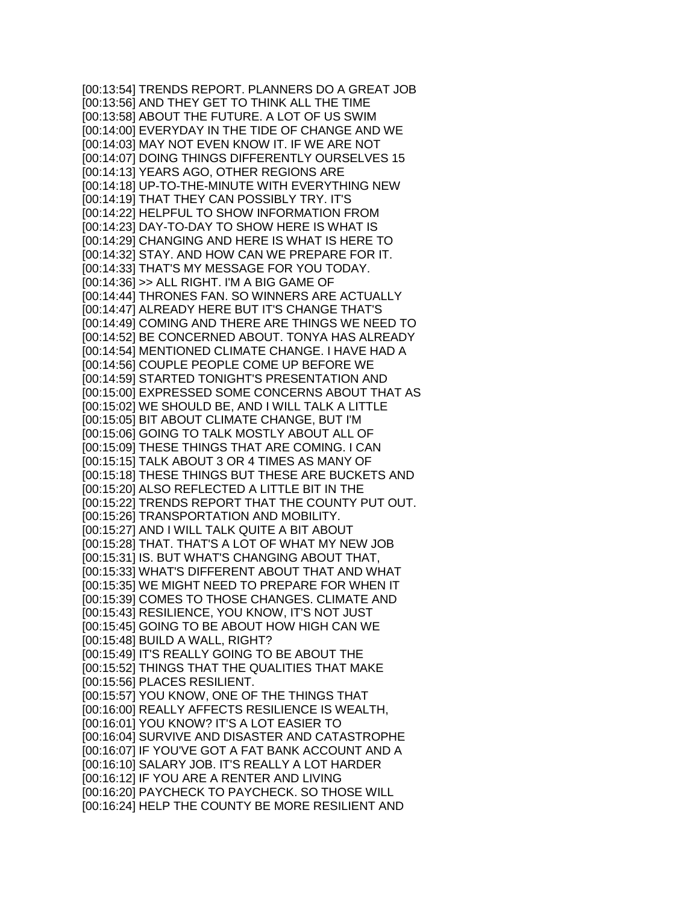[00:13:54] TRENDS REPORT. PLANNERS DO A GREAT JOB
[00:13:56] AND THEY GET TO THINK ALL THE TIME
[00:13:58] ABOUT THE FUTURE. A LOT OF US SWIM
[00:14:00] EVERYDAY IN THE TIDE OF CHANGE AND WE
[00:14:03] MAY NOT EVEN KNOW IT. IF WE ARE NOT
[00:14:07] DOING THINGS DIFFERENTLY OURSELVES 15
[00:14:13] YEARS AGO, OTHER REGIONS ARE
[00:14:18] UP-TO-THE-MINUTE WITH EVERYTHING NEW
[00:14:19] THAT THEY CAN POSSIBLY TRY. IT'S
[00:14:22] HELPFUL TO SHOW INFORMATION FROM
[00:14:23] DAY-TO-DAY TO SHOW HERE IS WHAT IS
[00:14:29] CHANGING AND HERE IS WHAT IS HERE TO
[00:14:32] STAY. AND HOW CAN WE PREPARE FOR IT.
[00:14:33] THAT'S MY MESSAGE FOR YOU TODAY.
[00:14:36] >> ALL RIGHT. I'M A BIG GAME OF
[00:14:44] THRONES FAN. SO WINNERS ARE ACTUALLY
[00:14:47] ALREADY HERE BUT IT'S CHANGE THAT'S
[00:14:49] COMING AND THERE ARE THINGS WE NEED TO
[00:14:52] BE CONCERNED ABOUT. TONYA HAS ALREADY
[00:14:54] MENTIONED CLIMATE CHANGE. I HAVE HAD A
[00:14:56] COUPLE PEOPLE COME UP BEFORE WE
[00:14:59] STARTED TONIGHT'S PRESENTATION AND
[00:15:00] EXPRESSED SOME CONCERNS ABOUT THAT AS
[00:15:02] WE SHOULD BE, AND I WILL TALK A LITTLE
[00:15:05] BIT ABOUT CLIMATE CHANGE, BUT I'M
[00:15:06] GOING TO TALK MOSTLY ABOUT ALL OF
[00:15:09] THESE THINGS THAT ARE COMING. I CAN
[00:15:15] TALK ABOUT 3 OR 4 TIMES AS MANY OF
[00:15:18] THESE THINGS BUT THESE ARE BUCKETS AND
[00:15:20] ALSO REFLECTED A LITTLE BIT IN THE
[00:15:22] TRENDS REPORT THAT THE COUNTY PUT OUT.
[00:15:26] TRANSPORTATION AND MOBILITY.
[00:15:27] AND I WILL TALK QUITE A BIT ABOUT
[00:15:28] THAT. THAT'S A LOT OF WHAT MY NEW JOB
[00:15:31] IS. BUT WHAT'S CHANGING ABOUT THAT,
[00:15:33] WHAT'S DIFFERENT ABOUT THAT AND WHAT
[00:15:35] WE MIGHT NEED TO PREPARE FOR WHEN IT
[00:15:39] COMES TO THOSE CHANGES. CLIMATE AND
[00:15:43] RESILIENCE, YOU KNOW, IT'S NOT JUST
[00:15:45] GOING TO BE ABOUT HOW HIGH CAN WE
[00:15:48] BUILD A WALL, RIGHT?
[00:15:49] IT'S REALLY GOING TO BE ABOUT THE
[00:15:52] THINGS THAT THE QUALITIES THAT MAKE
[00:15:56] PLACES RESILIENT.
[00:15:57] YOU KNOW, ONE OF THE THINGS THAT
[00:16:00] REALLY AFFECTS RESILIENCE IS WEALTH,
[00:16:01] YOU KNOW? IT'S A LOT EASIER TO
[00:16:04] SURVIVE AND DISASTER AND CATASTROPHE
[00:16:07] IF YOU'VE GOT A FAT BANK ACCOUNT AND A
[00:16:10] SALARY JOB. IT'S REALLY A LOT HARDER
[00:16:12] IF YOU ARE A RENTER AND LIVING
[00:16:20] PAYCHECK TO PAYCHECK. SO THOSE WILL
[00:16:24] HELP THE COUNTY BE MORE RESILIENT AND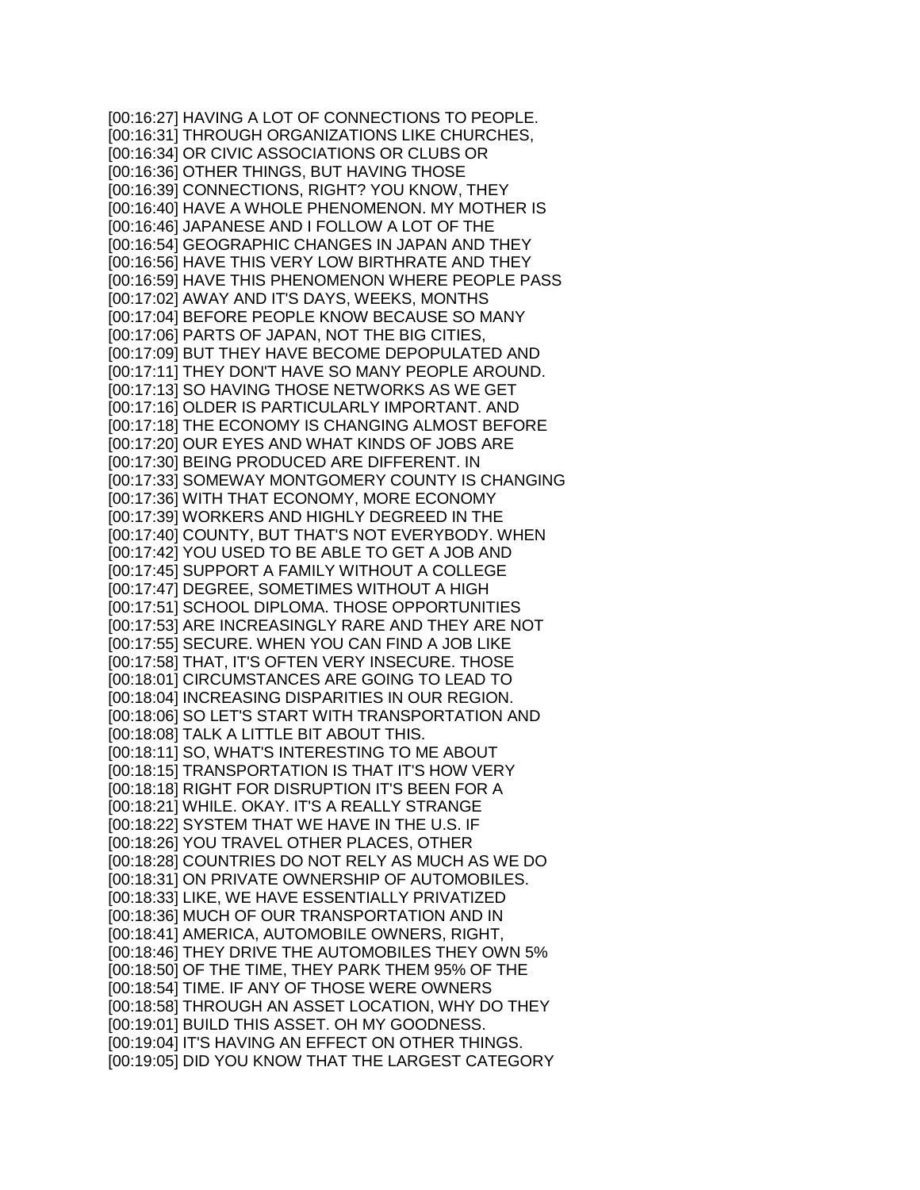[00:16:27] HAVING A LOT OF CONNECTIONS TO PEOPLE.
[00:16:31] THROUGH ORGANIZATIONS LIKE CHURCHES,
[00:16:34] OR CIVIC ASSOCIATIONS OR CLUBS OR
[00:16:36] OTHER THINGS, BUT HAVING THOSE
[00:16:39] CONNECTIONS, RIGHT? YOU KNOW, THEY
[00:16:40] HAVE A WHOLE PHENOMENON. MY MOTHER IS
[00:16:46] JAPANESE AND I FOLLOW A LOT OF THE
[00:16:54] GEOGRAPHIC CHANGES IN JAPAN AND THEY
[00:16:56] HAVE THIS VERY LOW BIRTHRATE AND THEY
[00:16:59] HAVE THIS PHENOMENON WHERE PEOPLE PASS
[00:17:02] AWAY AND IT'S DAYS, WEEKS, MONTHS
[00:17:04] BEFORE PEOPLE KNOW BECAUSE SO MANY
[00:17:06] PARTS OF JAPAN, NOT THE BIG CITIES,
[00:17:09] BUT THEY HAVE BECOME DEPOPULATED AND
[00:17:11] THEY DON'T HAVE SO MANY PEOPLE AROUND.
[00:17:13] SO HAVING THOSE NETWORKS AS WE GET
[00:17:16] OLDER IS PARTICULARLY IMPORTANT. AND
[00:17:18] THE ECONOMY IS CHANGING ALMOST BEFORE
[00:17:20] OUR EYES AND WHAT KINDS OF JOBS ARE
[00:17:30] BEING PRODUCED ARE DIFFERENT. IN
[00:17:33] SOMEWAY MONTGOMERY COUNTY IS CHANGING
[00:17:36] WITH THAT ECONOMY, MORE ECONOMY
[00:17:39] WORKERS AND HIGHLY DEGREED IN THE
[00:17:40] COUNTY, BUT THAT'S NOT EVERYBODY. WHEN
[00:17:42] YOU USED TO BE ABLE TO GET A JOB AND
[00:17:45] SUPPORT A FAMILY WITHOUT A COLLEGE
[00:17:47] DEGREE, SOMETIMES WITHOUT A HIGH
[00:17:51] SCHOOL DIPLOMA. THOSE OPPORTUNITIES
[00:17:53] ARE INCREASINGLY RARE AND THEY ARE NOT
[00:17:55] SECURE. WHEN YOU CAN FIND A JOB LIKE
[00:17:58] THAT, IT'S OFTEN VERY INSECURE. THOSE
[00:18:01] CIRCUMSTANCES ARE GOING TO LEAD TO
[00:18:04] INCREASING DISPARITIES IN OUR REGION.
[00:18:06] SO LET'S START WITH TRANSPORTATION AND
[00:18:08] TALK A LITTLE BIT ABOUT THIS.
[00:18:11] SO, WHAT'S INTERESTING TO ME ABOUT
[00:18:15] TRANSPORTATION IS THAT IT'S HOW VERY
[00:18:18] RIGHT FOR DISRUPTION IT'S BEEN FOR A
[00:18:21] WHILE. OKAY. IT'S A REALLY STRANGE
[00:18:22] SYSTEM THAT WE HAVE IN THE U.S. IF
[00:18:26] YOU TRAVEL OTHER PLACES, OTHER
[00:18:28] COUNTRIES DO NOT RELY AS MUCH AS WE DO
[00:18:31] ON PRIVATE OWNERSHIP OF AUTOMOBILES.
[00:18:33] LIKE, WE HAVE ESSENTIALLY PRIVATIZED
[00:18:36] MUCH OF OUR TRANSPORTATION AND IN
[00:18:41] AMERICA, AUTOMOBILE OWNERS, RIGHT,
[00:18:46] THEY DRIVE THE AUTOMOBILES THEY OWN 5%
[00:18:50] OF THE TIME, THEY PARK THEM 95% OF THE
[00:18:54] TIME. IF ANY OF THOSE WERE OWNERS
[00:18:58] THROUGH AN ASSET LOCATION, WHY DO THEY
[00:19:01] BUILD THIS ASSET. OH MY GOODNESS.
[00:19:04] IT'S HAVING AN EFFECT ON OTHER THINGS.
[00:19:05] DID YOU KNOW THAT THE LARGEST CATEGORY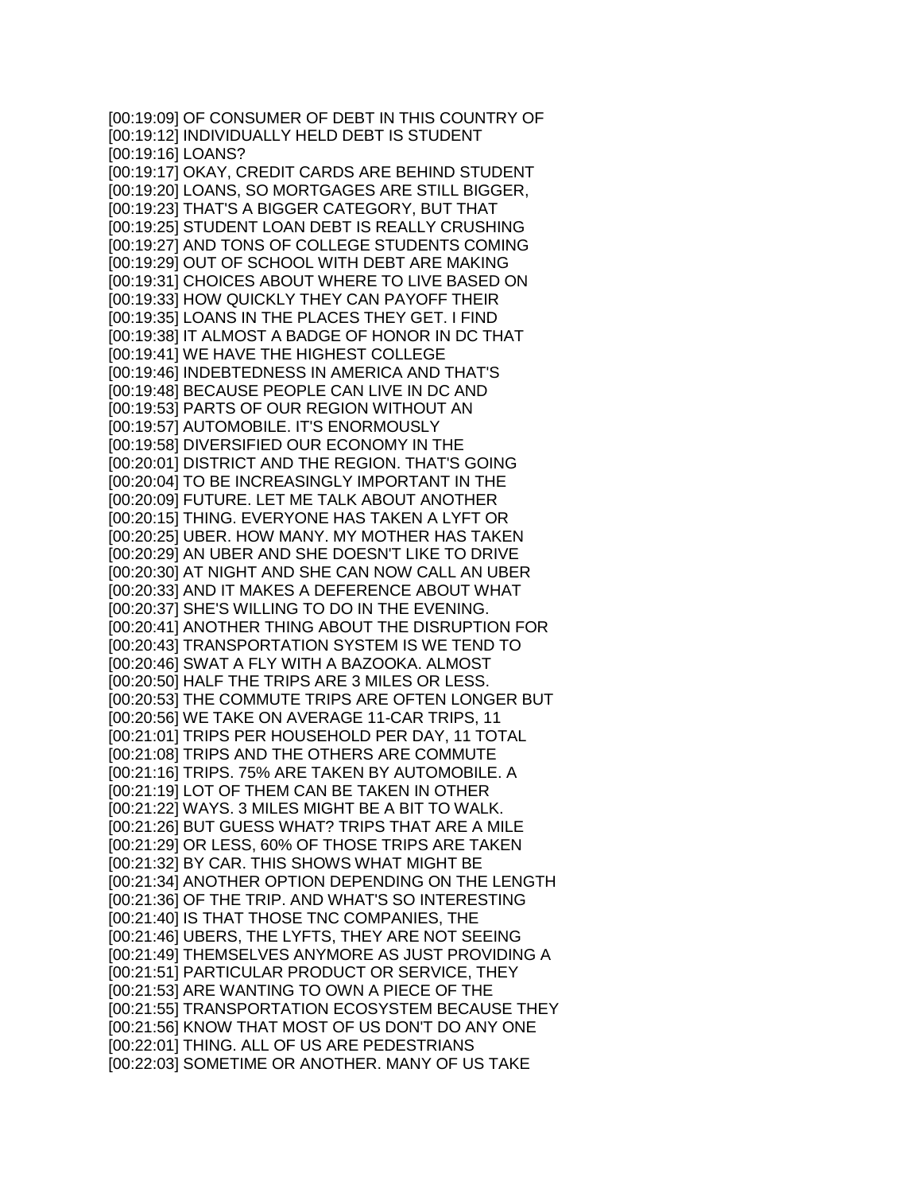[00:19:09] OF CONSUMER OF DEBT IN THIS COUNTRY OF
[00:19:12] INDIVIDUALLY HELD DEBT IS STUDENT
[00:19:16] LOANS?
[00:19:17] OKAY, CREDIT CARDS ARE BEHIND STUDENT
[00:19:20] LOANS, SO MORTGAGES ARE STILL BIGGER,
[00:19:23] THAT'S A BIGGER CATEGORY, BUT THAT
[00:19:25] STUDENT LOAN DEBT IS REALLY CRUSHING
[00:19:27] AND TONS OF COLLEGE STUDENTS COMING
[00:19:29] OUT OF SCHOOL WITH DEBT ARE MAKING
[00:19:31] CHOICES ABOUT WHERE TO LIVE BASED ON
[00:19:33] HOW QUICKLY THEY CAN PAYOFF THEIR
[00:19:35] LOANS IN THE PLACES THEY GET. I FIND
[00:19:38] IT ALMOST A BADGE OF HONOR IN DC THAT
[00:19:41] WE HAVE THE HIGHEST COLLEGE
[00:19:46] INDEBTEDNESS IN AMERICA AND THAT'S
[00:19:48] BECAUSE PEOPLE CAN LIVE IN DC AND
[00:19:53] PARTS OF OUR REGION WITHOUT AN
[00:19:57] AUTOMOBILE. IT'S ENORMOUSLY
[00:19:58] DIVERSIFIED OUR ECONOMY IN THE
[00:20:01] DISTRICT AND THE REGION. THAT'S GOING
[00:20:04] TO BE INCREASINGLY IMPORTANT IN THE
[00:20:09] FUTURE. LET ME TALK ABOUT ANOTHER
[00:20:15] THING. EVERYONE HAS TAKEN A LYFT OR
[00:20:25] UBER. HOW MANY. MY MOTHER HAS TAKEN
[00:20:29] AN UBER AND SHE DOESN'T LIKE TO DRIVE
[00:20:30] AT NIGHT AND SHE CAN NOW CALL AN UBER
[00:20:33] AND IT MAKES A DEFERENCE ABOUT WHAT
[00:20:37] SHE'S WILLING TO DO IN THE EVENING.
[00:20:41] ANOTHER THING ABOUT THE DISRUPTION FOR
[00:20:43] TRANSPORTATION SYSTEM IS WE TEND TO
[00:20:46] SWAT A FLY WITH A BAZOOKA. ALMOST
[00:20:50] HALF THE TRIPS ARE 3 MILES OR LESS.
[00:20:53] THE COMMUTE TRIPS ARE OFTEN LONGER BUT
[00:20:56] WE TAKE ON AVERAGE 11-CAR TRIPS, 11
[00:21:01] TRIPS PER HOUSEHOLD PER DAY, 11 TOTAL
[00:21:08] TRIPS AND THE OTHERS ARE COMMUTE
[00:21:16] TRIPS. 75% ARE TAKEN BY AUTOMOBILE. A
[00:21:19] LOT OF THEM CAN BE TAKEN IN OTHER
[00:21:22] WAYS. 3 MILES MIGHT BE A BIT TO WALK.
[00:21:26] BUT GUESS WHAT? TRIPS THAT ARE A MILE
[00:21:29] OR LESS, 60% OF THOSE TRIPS ARE TAKEN
[00:21:32] BY CAR. THIS SHOWS WHAT MIGHT BE
[00:21:34] ANOTHER OPTION DEPENDING ON THE LENGTH
[00:21:36] OF THE TRIP. AND WHAT'S SO INTERESTING
[00:21:40] IS THAT THOSE TNC COMPANIES, THE
[00:21:46] UBERS, THE LYFTS, THEY ARE NOT SEEING
[00:21:49] THEMSELVES ANYMORE AS JUST PROVIDING A
[00:21:51] PARTICULAR PRODUCT OR SERVICE, THEY
[00:21:53] ARE WANTING TO OWN A PIECE OF THE
[00:21:55] TRANSPORTATION ECOSYSTEM BECAUSE THEY
[00:21:56] KNOW THAT MOST OF US DON'T DO ANY ONE
[00:22:01] THING. ALL OF US ARE PEDESTRIANS
[00:22:03] SOMETIME OR ANOTHER. MANY OF US TAKE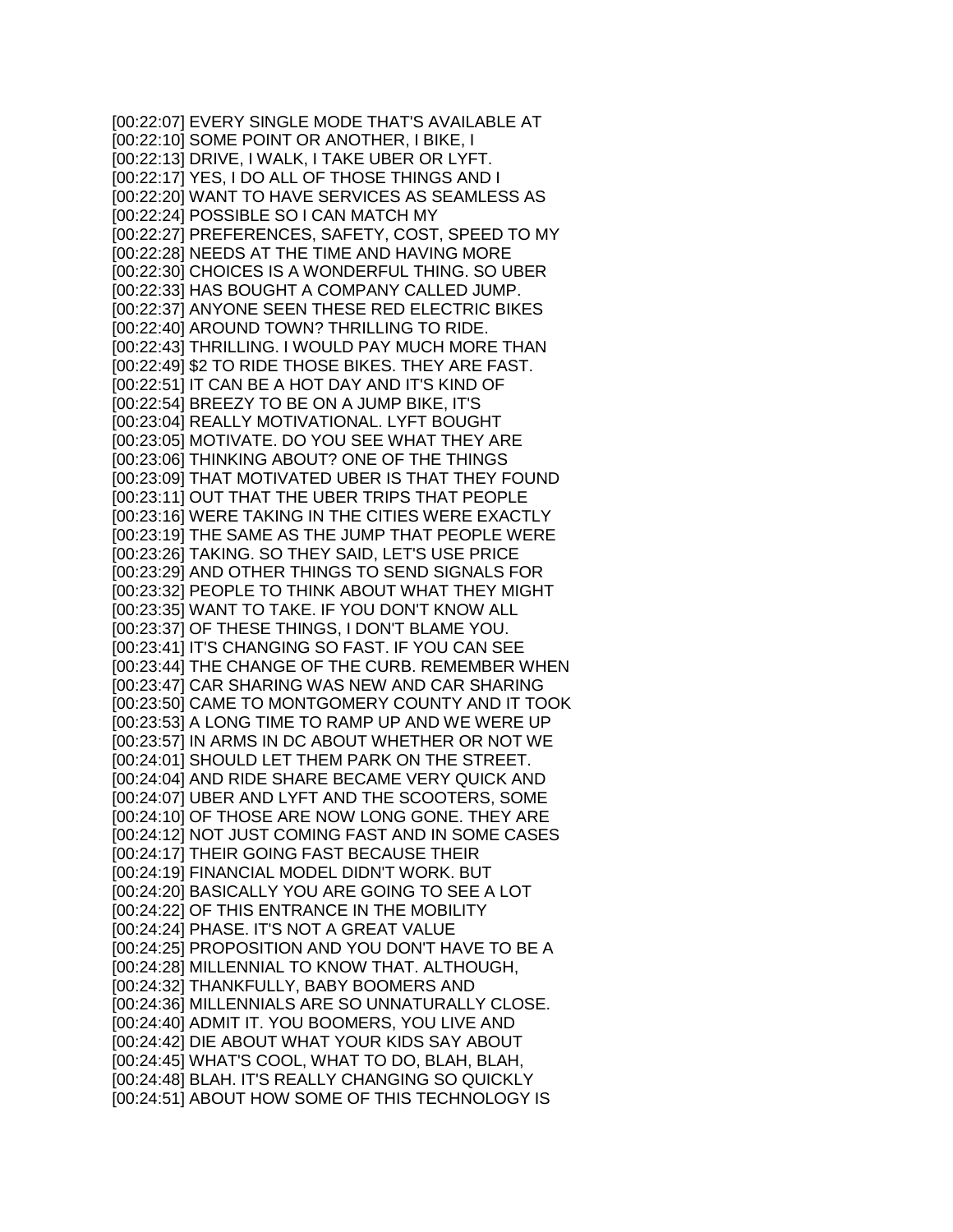[00:22:07] EVERY SINGLE MODE THAT'S AVAILABLE AT
[00:22:10] SOME POINT OR ANOTHER, I BIKE, I
[00:22:13] DRIVE, I WALK, I TAKE UBER OR LYFT.
[00:22:17] YES, I DO ALL OF THOSE THINGS AND I
[00:22:20] WANT TO HAVE SERVICES AS SEAMLESS AS
[00:22:24] POSSIBLE SO I CAN MATCH MY
[00:22:27] PREFERENCES, SAFETY, COST, SPEED TO MY
[00:22:28] NEEDS AT THE TIME AND HAVING MORE
[00:22:30] CHOICES IS A WONDERFUL THING. SO UBER
[00:22:33] HAS BOUGHT A COMPANY CALLED JUMP.
[00:22:37] ANYONE SEEN THESE RED ELECTRIC BIKES
[00:22:40] AROUND TOWN? THRILLING TO RIDE.
[00:22:43] THRILLING. I WOULD PAY MUCH MORE THAN
[00:22:49] $2 TO RIDE THOSE BIKES. THEY ARE FAST.
[00:22:51] IT CAN BE A HOT DAY AND IT'S KIND OF
[00:22:54] BREEZY TO BE ON A JUMP BIKE, IT'S
[00:23:04] REALLY MOTIVATIONAL. LYFT BOUGHT
[00:23:05] MOTIVATE. DO YOU SEE WHAT THEY ARE
[00:23:06] THINKING ABOUT? ONE OF THE THINGS
[00:23:09] THAT MOTIVATED UBER IS THAT THEY FOUND
[00:23:11] OUT THAT THE UBER TRIPS THAT PEOPLE
[00:23:16] WERE TAKING IN THE CITIES WERE EXACTLY
[00:23:19] THE SAME AS THE JUMP THAT PEOPLE WERE
[00:23:26] TAKING. SO THEY SAID, LET'S USE PRICE
[00:23:29] AND OTHER THINGS TO SEND SIGNALS FOR
[00:23:32] PEOPLE TO THINK ABOUT WHAT THEY MIGHT
[00:23:35] WANT TO TAKE. IF YOU DON'T KNOW ALL
[00:23:37] OF THESE THINGS, I DON'T BLAME YOU.
[00:23:41] IT'S CHANGING SO FAST. IF YOU CAN SEE
[00:23:44] THE CHANGE OF THE CURB. REMEMBER WHEN
[00:23:47] CAR SHARING WAS NEW AND CAR SHARING
[00:23:50] CAME TO MONTGOMERY COUNTY AND IT TOOK
[00:23:53] A LONG TIME TO RAMP UP AND WE WERE UP
[00:23:57] IN ARMS IN DC ABOUT WHETHER OR NOT WE
[00:24:01] SHOULD LET THEM PARK ON THE STREET.
[00:24:04] AND RIDE SHARE BECAME VERY QUICK AND
[00:24:07] UBER AND LYFT AND THE SCOOTERS, SOME
[00:24:10] OF THOSE ARE NOW LONG GONE. THEY ARE
[00:24:12] NOT JUST COMING FAST AND IN SOME CASES
[00:24:17] THEIR GOING FAST BECAUSE THEIR
[00:24:19] FINANCIAL MODEL DIDN'T WORK. BUT
[00:24:20] BASICALLY YOU ARE GOING TO SEE A LOT
[00:24:22] OF THIS ENTRANCE IN THE MOBILITY
[00:24:24] PHASE. IT'S NOT A GREAT VALUE
[00:24:25] PROPOSITION AND YOU DON'T HAVE TO BE A
[00:24:28] MILLENNIAL TO KNOW THAT. ALTHOUGH,
[00:24:32] THANKFULLY, BABY BOOMERS AND
[00:24:36] MILLENNIALS ARE SO UNNATURALLY CLOSE.
[00:24:40] ADMIT IT. YOU BOOMERS, YOU LIVE AND
[00:24:42] DIE ABOUT WHAT YOUR KIDS SAY ABOUT
[00:24:45] WHAT'S COOL, WHAT TO DO, BLAH, BLAH,
[00:24:48] BLAH. IT'S REALLY CHANGING SO QUICKLY
[00:24:51] ABOUT HOW SOME OF THIS TECHNOLOGY IS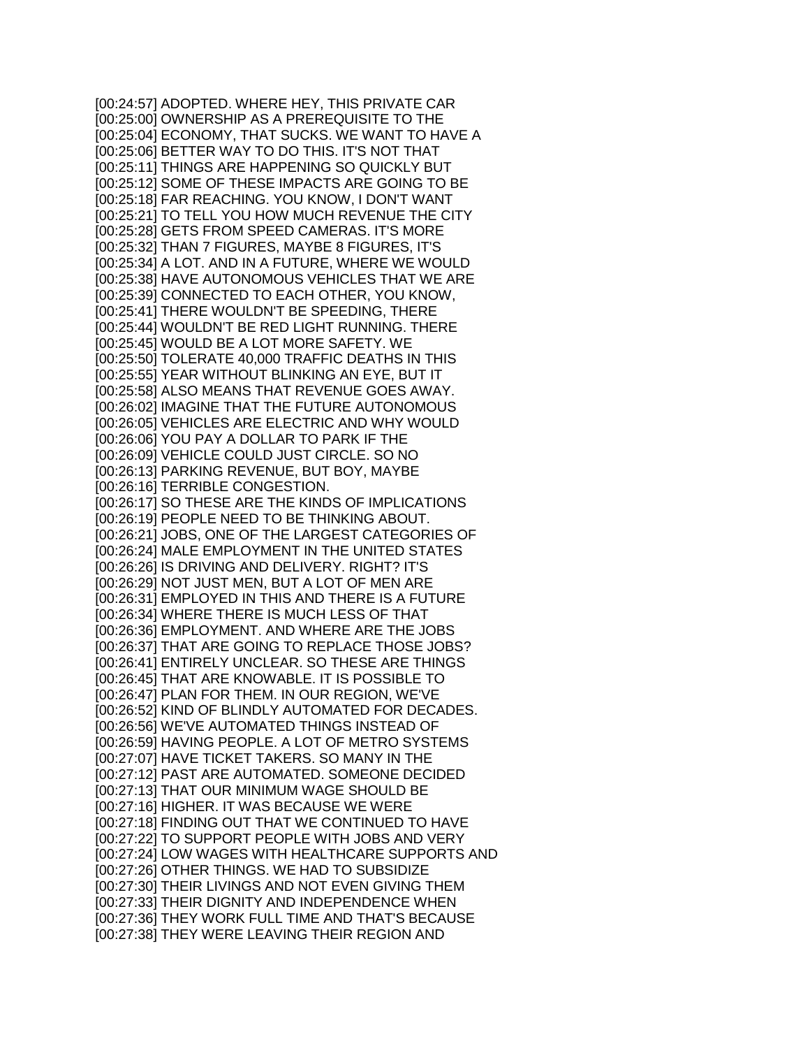[00:24:57] ADOPTED. WHERE HEY, THIS PRIVATE CAR
[00:25:00] OWNERSHIP AS A PREREQUISITE TO THE
[00:25:04] ECONOMY, THAT SUCKS. WE WANT TO HAVE A
[00:25:06] BETTER WAY TO DO THIS. IT'S NOT THAT
[00:25:11] THINGS ARE HAPPENING SO QUICKLY BUT
[00:25:12] SOME OF THESE IMPACTS ARE GOING TO BE
[00:25:18] FAR REACHING. YOU KNOW, I DON'T WANT
[00:25:21] TO TELL YOU HOW MUCH REVENUE THE CITY
[00:25:28] GETS FROM SPEED CAMERAS. IT'S MORE
[00:25:32] THAN 7 FIGURES, MAYBE 8 FIGURES, IT'S
[00:25:34] A LOT. AND IN A FUTURE, WHERE WE WOULD
[00:25:38] HAVE AUTONOMOUS VEHICLES THAT WE ARE
[00:25:39] CONNECTED TO EACH OTHER, YOU KNOW,
[00:25:41] THERE WOULDN'T BE SPEEDING, THERE
[00:25:44] WOULDN'T BE RED LIGHT RUNNING. THERE
[00:25:45] WOULD BE A LOT MORE SAFETY. WE
[00:25:50] TOLERATE 40,000 TRAFFIC DEATHS IN THIS
[00:25:55] YEAR WITHOUT BLINKING AN EYE, BUT IT
[00:25:58] ALSO MEANS THAT REVENUE GOES AWAY.
[00:26:02] IMAGINE THAT THE FUTURE AUTONOMOUS
[00:26:05] VEHICLES ARE ELECTRIC AND WHY WOULD
[00:26:06] YOU PAY A DOLLAR TO PARK IF THE
[00:26:09] VEHICLE COULD JUST CIRCLE. SO NO
[00:26:13] PARKING REVENUE, BUT BOY, MAYBE
[00:26:16] TERRIBLE CONGESTION.
[00:26:17] SO THESE ARE THE KINDS OF IMPLICATIONS
[00:26:19] PEOPLE NEED TO BE THINKING ABOUT.
[00:26:21] JOBS, ONE OF THE LARGEST CATEGORIES OF
[00:26:24] MALE EMPLOYMENT IN THE UNITED STATES
[00:26:26] IS DRIVING AND DELIVERY. RIGHT? IT'S
[00:26:29] NOT JUST MEN, BUT A LOT OF MEN ARE
[00:26:31] EMPLOYED IN THIS AND THERE IS A FUTURE
[00:26:34] WHERE THERE IS MUCH LESS OF THAT
[00:26:36] EMPLOYMENT. AND WHERE ARE THE JOBS
[00:26:37] THAT ARE GOING TO REPLACE THOSE JOBS?
[00:26:41] ENTIRELY UNCLEAR. SO THESE ARE THINGS
[00:26:45] THAT ARE KNOWABLE. IT IS POSSIBLE TO
[00:26:47] PLAN FOR THEM. IN OUR REGION, WE'VE
[00:26:52] KIND OF BLINDLY AUTOMATED FOR DECADES.
[00:26:56] WE'VE AUTOMATED THINGS INSTEAD OF
[00:26:59] HAVING PEOPLE. A LOT OF METRO SYSTEMS
[00:27:07] HAVE TICKET TAKERS. SO MANY IN THE
[00:27:12] PAST ARE AUTOMATED. SOMEONE DECIDED
[00:27:13] THAT OUR MINIMUM WAGE SHOULD BE
[00:27:16] HIGHER. IT WAS BECAUSE WE WERE
[00:27:18] FINDING OUT THAT WE CONTINUED TO HAVE
[00:27:22] TO SUPPORT PEOPLE WITH JOBS AND VERY
[00:27:24] LOW WAGES WITH HEALTHCARE SUPPORTS AND
[00:27:26] OTHER THINGS. WE HAD TO SUBSIDIZE
[00:27:30] THEIR LIVINGS AND NOT EVEN GIVING THEM
[00:27:33] THEIR DIGNITY AND INDEPENDENCE WHEN
[00:27:36] THEY WORK FULL TIME AND THAT'S BECAUSE
[00:27:38] THEY WERE LEAVING THEIR REGION AND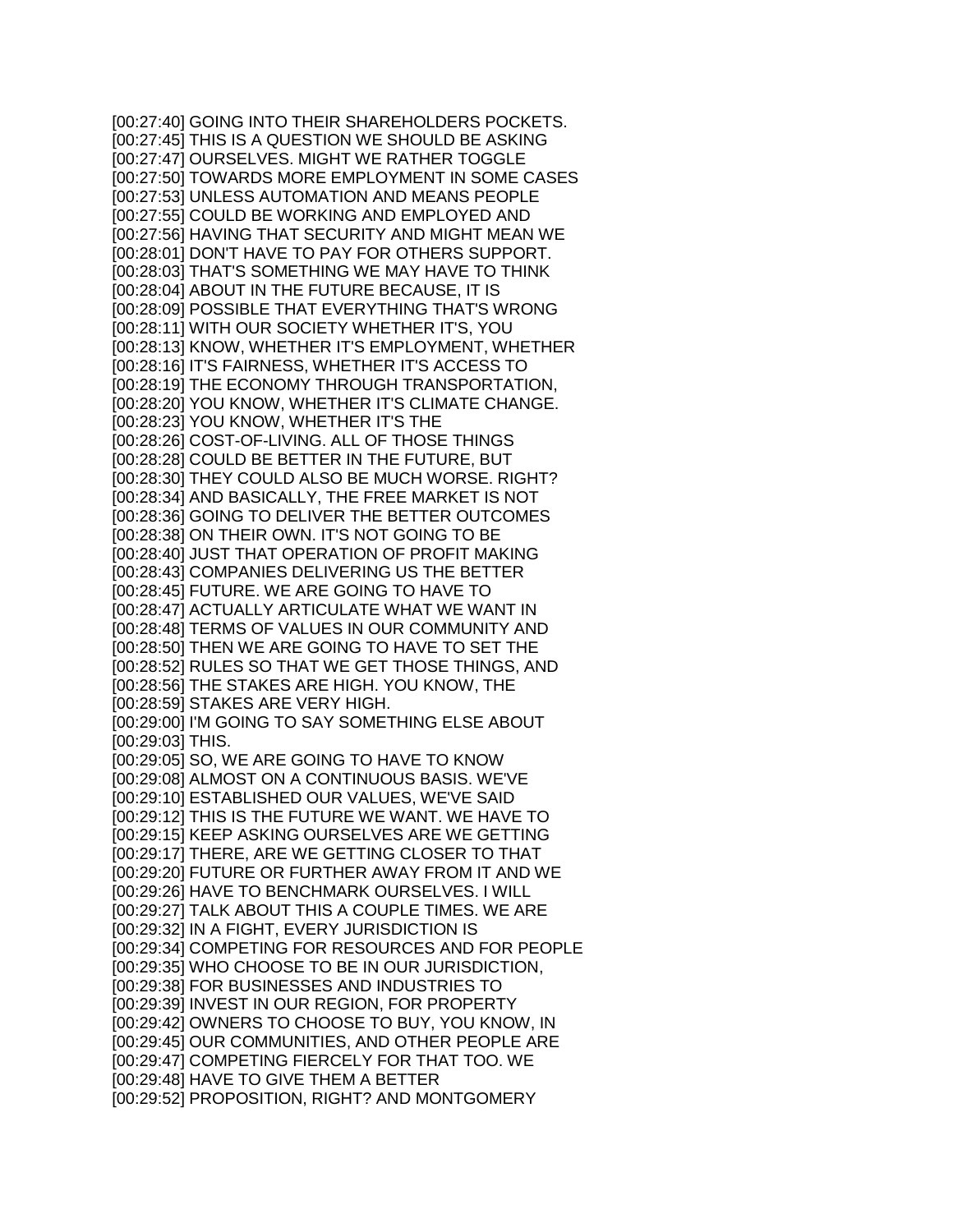[00:27:40] GOING INTO THEIR SHAREHOLDERS POCKETS.
[00:27:45] THIS IS A QUESTION WE SHOULD BE ASKING
[00:27:47] OURSELVES. MIGHT WE RATHER TOGGLE
[00:27:50] TOWARDS MORE EMPLOYMENT IN SOME CASES
[00:27:53] UNLESS AUTOMATION AND MEANS PEOPLE
[00:27:55] COULD BE WORKING AND EMPLOYED AND
[00:27:56] HAVING THAT SECURITY AND MIGHT MEAN WE
[00:28:01] DON'T HAVE TO PAY FOR OTHERS SUPPORT.
[00:28:03] THAT'S SOMETHING WE MAY HAVE TO THINK
[00:28:04] ABOUT IN THE FUTURE BECAUSE, IT IS
[00:28:09] POSSIBLE THAT EVERYTHING THAT'S WRONG
[00:28:11] WITH OUR SOCIETY WHETHER IT'S, YOU
[00:28:13] KNOW, WHETHER IT'S EMPLOYMENT, WHETHER
[00:28:16] IT'S FAIRNESS, WHETHER IT'S ACCESS TO
[00:28:19] THE ECONOMY THROUGH TRANSPORTATION,
[00:28:20] YOU KNOW, WHETHER IT'S CLIMATE CHANGE.
[00:28:23] YOU KNOW, WHETHER IT'S THE
[00:28:26] COST-OF-LIVING. ALL OF THOSE THINGS
[00:28:28] COULD BE BETTER IN THE FUTURE, BUT
[00:28:30] THEY COULD ALSO BE MUCH WORSE. RIGHT?
[00:28:34] AND BASICALLY, THE FREE MARKET IS NOT
[00:28:36] GOING TO DELIVER THE BETTER OUTCOMES
[00:28:38] ON THEIR OWN. IT'S NOT GOING TO BE
[00:28:40] JUST THAT OPERATION OF PROFIT MAKING
[00:28:43] COMPANIES DELIVERING US THE BETTER
[00:28:45] FUTURE. WE ARE GOING TO HAVE TO
[00:28:47] ACTUALLY ARTICULATE WHAT WE WANT IN
[00:28:48] TERMS OF VALUES IN OUR COMMUNITY AND
[00:28:50] THEN WE ARE GOING TO HAVE TO SET THE
[00:28:52] RULES SO THAT WE GET THOSE THINGS, AND
[00:28:56] THE STAKES ARE HIGH. YOU KNOW, THE
[00:28:59] STAKES ARE VERY HIGH.
[00:29:00] I'M GOING TO SAY SOMETHING ELSE ABOUT
[00:29:03] THIS.
[00:29:05] SO, WE ARE GOING TO HAVE TO KNOW
[00:29:08] ALMOST ON A CONTINUOUS BASIS. WE'VE
[00:29:10] ESTABLISHED OUR VALUES, WE'VE SAID
[00:29:12] THIS IS THE FUTURE WE WANT. WE HAVE TO
[00:29:15] KEEP ASKING OURSELVES ARE WE GETTING
[00:29:17] THERE, ARE WE GETTING CLOSER TO THAT
[00:29:20] FUTURE OR FURTHER AWAY FROM IT AND WE
[00:29:26] HAVE TO BENCHMARK OURSELVES. I WILL
[00:29:27] TALK ABOUT THIS A COUPLE TIMES. WE ARE
[00:29:32] IN A FIGHT, EVERY JURISDICTION IS
[00:29:34] COMPETING FOR RESOURCES AND FOR PEOPLE
[00:29:35] WHO CHOOSE TO BE IN OUR JURISDICTION,
[00:29:38] FOR BUSINESSES AND INDUSTRIES TO
[00:29:39] INVEST IN OUR REGION, FOR PROPERTY
[00:29:42] OWNERS TO CHOOSE TO BUY, YOU KNOW, IN
[00:29:45] OUR COMMUNITIES, AND OTHER PEOPLE ARE
[00:29:47] COMPETING FIERCELY FOR THAT TOO. WE
[00:29:48] HAVE TO GIVE THEM A BETTER
[00:29:52] PROPOSITION, RIGHT? AND MONTGOMERY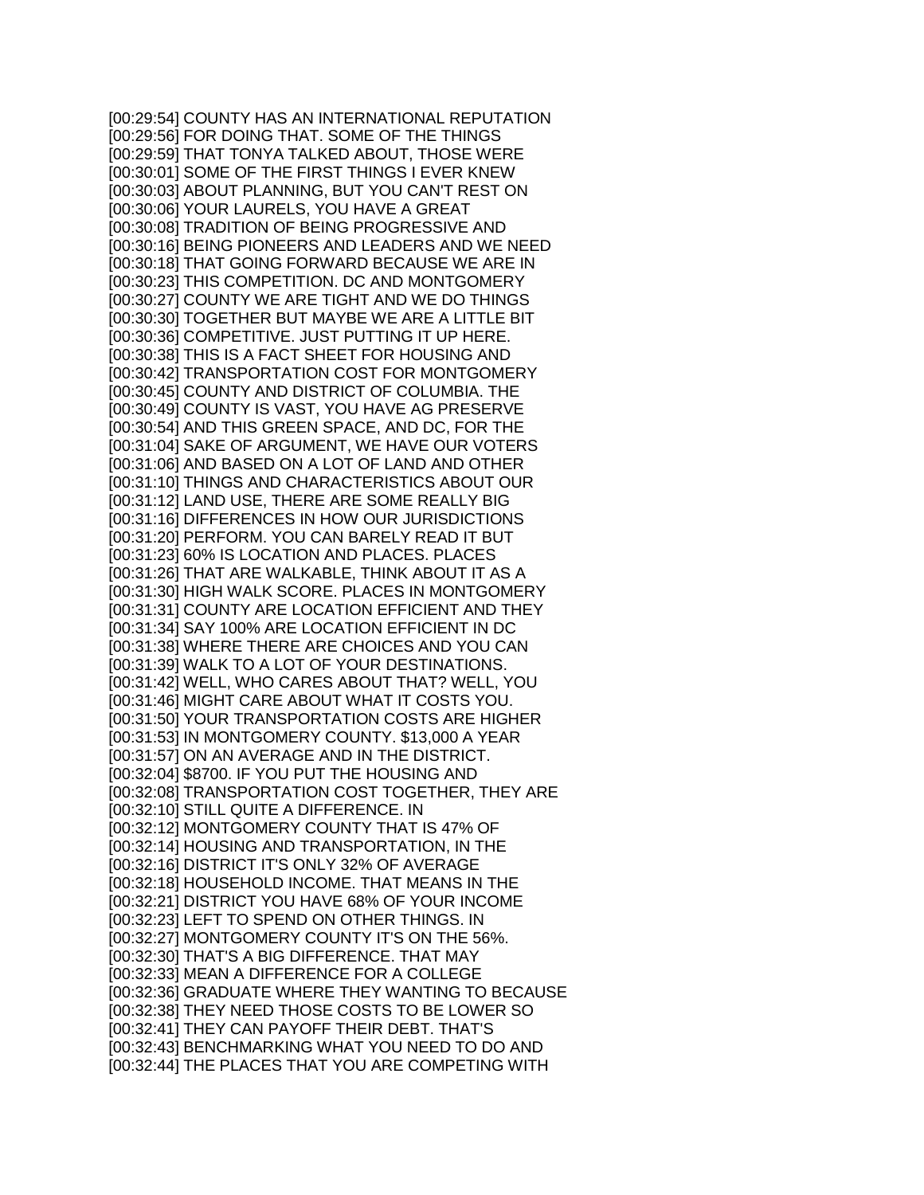[00:29:54] COUNTY HAS AN INTERNATIONAL REPUTATION
[00:29:56] FOR DOING THAT. SOME OF THE THINGS
[00:29:59] THAT TONYA TALKED ABOUT, THOSE WERE
[00:30:01] SOME OF THE FIRST THINGS I EVER KNEW
[00:30:03] ABOUT PLANNING, BUT YOU CAN'T REST ON
[00:30:06] YOUR LAURELS, YOU HAVE A GREAT
[00:30:08] TRADITION OF BEING PROGRESSIVE AND
[00:30:16] BEING PIONEERS AND LEADERS AND WE NEED
[00:30:18] THAT GOING FORWARD BECAUSE WE ARE IN
[00:30:23] THIS COMPETITION. DC AND MONTGOMERY
[00:30:27] COUNTY WE ARE TIGHT AND WE DO THINGS
[00:30:30] TOGETHER BUT MAYBE WE ARE A LITTLE BIT
[00:30:36] COMPETITIVE. JUST PUTTING IT UP HERE.
[00:30:38] THIS IS A FACT SHEET FOR HOUSING AND
[00:30:42] TRANSPORTATION COST FOR MONTGOMERY
[00:30:45] COUNTY AND DISTRICT OF COLUMBIA. THE
[00:30:49] COUNTY IS VAST, YOU HAVE AG PRESERVE
[00:30:54] AND THIS GREEN SPACE, AND DC, FOR THE
[00:31:04] SAKE OF ARGUMENT, WE HAVE OUR VOTERS
[00:31:06] AND BASED ON A LOT OF LAND AND OTHER
[00:31:10] THINGS AND CHARACTERISTICS ABOUT OUR
[00:31:12] LAND USE, THERE ARE SOME REALLY BIG
[00:31:16] DIFFERENCES IN HOW OUR JURISDICTIONS
[00:31:20] PERFORM. YOU CAN BARELY READ IT BUT
[00:31:23] 60% IS LOCATION AND PLACES. PLACES
[00:31:26] THAT ARE WALKABLE, THINK ABOUT IT AS A
[00:31:30] HIGH WALK SCORE. PLACES IN MONTGOMERY
[00:31:31] COUNTY ARE LOCATION EFFICIENT AND THEY
[00:31:34] SAY 100% ARE LOCATION EFFICIENT IN DC
[00:31:38] WHERE THERE ARE CHOICES AND YOU CAN
[00:31:39] WALK TO A LOT OF YOUR DESTINATIONS.
[00:31:42] WELL, WHO CARES ABOUT THAT? WELL, YOU
[00:31:46] MIGHT CARE ABOUT WHAT IT COSTS YOU.
[00:31:50] YOUR TRANSPORTATION COSTS ARE HIGHER
[00:31:53] IN MONTGOMERY COUNTY. $13,000 A YEAR
[00:31:57] ON AN AVERAGE AND IN THE DISTRICT.
[00:32:04] $8700. IF YOU PUT THE HOUSING AND
[00:32:08] TRANSPORTATION COST TOGETHER, THEY ARE
[00:32:10] STILL QUITE A DIFFERENCE. IN
[00:32:12] MONTGOMERY COUNTY THAT IS 47% OF
[00:32:14] HOUSING AND TRANSPORTATION, IN THE
[00:32:16] DISTRICT IT'S ONLY 32% OF AVERAGE
[00:32:18] HOUSEHOLD INCOME. THAT MEANS IN THE
[00:32:21] DISTRICT YOU HAVE 68% OF YOUR INCOME
[00:32:23] LEFT TO SPEND ON OTHER THINGS. IN
[00:32:27] MONTGOMERY COUNTY IT'S ON THE 56%.
[00:32:30] THAT'S A BIG DIFFERENCE. THAT MAY
[00:32:33] MEAN A DIFFERENCE FOR A COLLEGE
[00:32:36] GRADUATE WHERE THEY WANTING TO BECAUSE
[00:32:38] THEY NEED THOSE COSTS TO BE LOWER SO
[00:32:41] THEY CAN PAYOFF THEIR DEBT. THAT'S
[00:32:43] BENCHMARKING WHAT YOU NEED TO DO AND
[00:32:44] THE PLACES THAT YOU ARE COMPETING WITH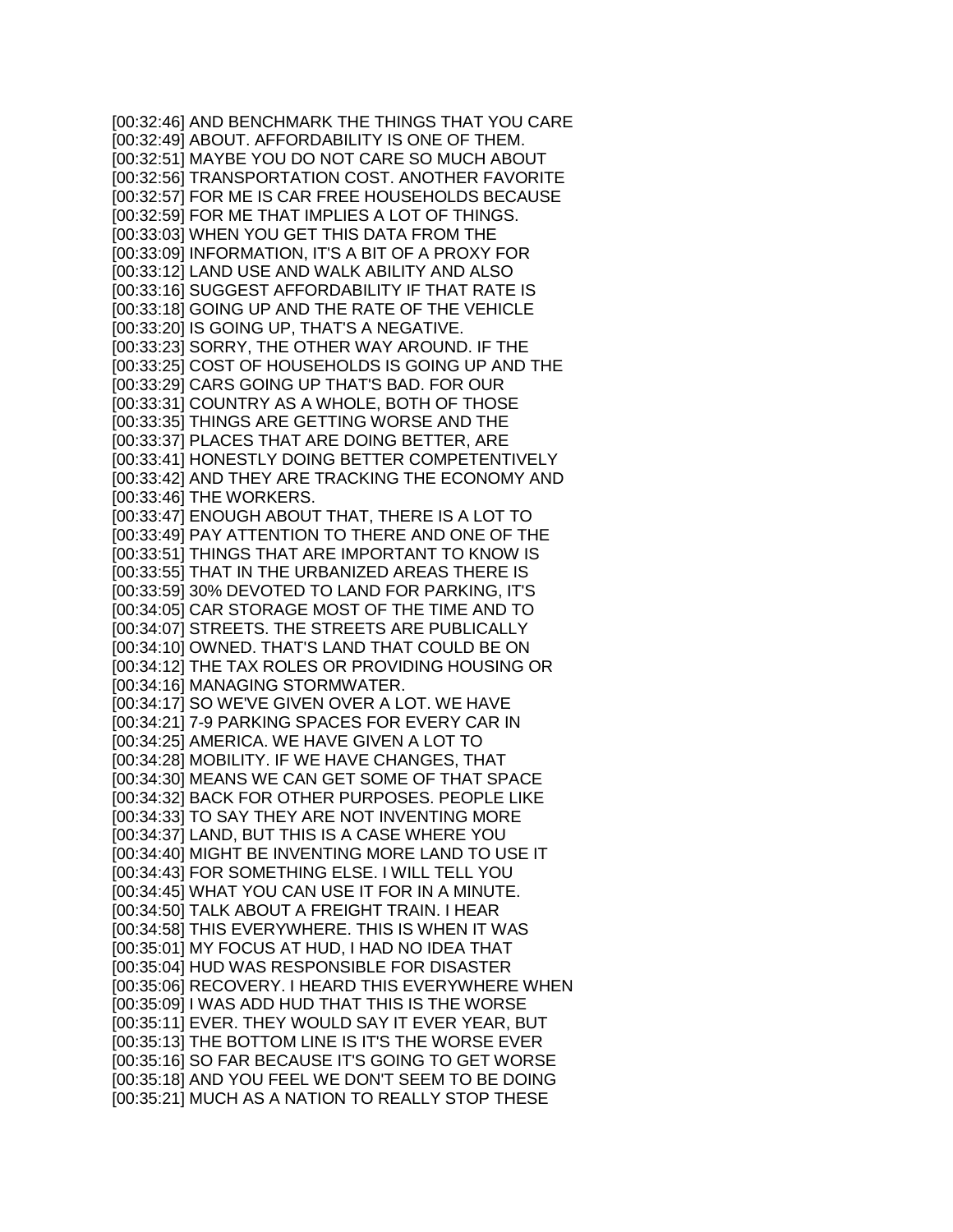[00:32:46] AND BENCHMARK THE THINGS THAT YOU CARE
[00:32:49] ABOUT. AFFORDABILITY IS ONE OF THEM.
[00:32:51] MAYBE YOU DO NOT CARE SO MUCH ABOUT
[00:32:56] TRANSPORTATION COST. ANOTHER FAVORITE
[00:32:57] FOR ME IS CAR FREE HOUSEHOLDS BECAUSE
[00:32:59] FOR ME THAT IMPLIES A LOT OF THINGS.
[00:33:03] WHEN YOU GET THIS DATA FROM THE
[00:33:09] INFORMATION, IT'S A BIT OF A PROXY FOR
[00:33:12] LAND USE AND WALK ABILITY AND ALSO
[00:33:16] SUGGEST AFFORDABILITY IF THAT RATE IS
[00:33:18] GOING UP AND THE RATE OF THE VEHICLE
[00:33:20] IS GOING UP, THAT'S A NEGATIVE.
[00:33:23] SORRY, THE OTHER WAY AROUND. IF THE
[00:33:25] COST OF HOUSEHOLDS IS GOING UP AND THE
[00:33:29] CARS GOING UP THAT'S BAD. FOR OUR
[00:33:31] COUNTRY AS A WHOLE, BOTH OF THOSE
[00:33:35] THINGS ARE GETTING WORSE AND THE
[00:33:37] PLACES THAT ARE DOING BETTER, ARE
[00:33:41] HONESTLY DOING BETTER COMPETENTIVELY
[00:33:42] AND THEY ARE TRACKING THE ECONOMY AND
[00:33:46] THE WORKERS.
[00:33:47] ENOUGH ABOUT THAT, THERE IS A LOT TO
[00:33:49] PAY ATTENTION TO THERE AND ONE OF THE
[00:33:51] THINGS THAT ARE IMPORTANT TO KNOW IS
[00:33:55] THAT IN THE URBANIZED AREAS THERE IS
[00:33:59] 30% DEVOTED TO LAND FOR PARKING, IT'S
[00:34:05] CAR STORAGE MOST OF THE TIME AND TO
[00:34:07] STREETS. THE STREETS ARE PUBLICALLY
[00:34:10] OWNED. THAT'S LAND THAT COULD BE ON
[00:34:12] THE TAX ROLES OR PROVIDING HOUSING OR
[00:34:16] MANAGING STORMWATER.
[00:34:17] SO WE'VE GIVEN OVER A LOT. WE HAVE
[00:34:21] 7-9 PARKING SPACES FOR EVERY CAR IN
[00:34:25] AMERICA. WE HAVE GIVEN A LOT TO
[00:34:28] MOBILITY. IF WE HAVE CHANGES, THAT
[00:34:30] MEANS WE CAN GET SOME OF THAT SPACE
[00:34:32] BACK FOR OTHER PURPOSES. PEOPLE LIKE
[00:34:33] TO SAY THEY ARE NOT INVENTING MORE
[00:34:37] LAND, BUT THIS IS A CASE WHERE YOU
[00:34:40] MIGHT BE INVENTING MORE LAND TO USE IT
[00:34:43] FOR SOMETHING ELSE. I WILL TELL YOU
[00:34:45] WHAT YOU CAN USE IT FOR IN A MINUTE.
[00:34:50] TALK ABOUT A FREIGHT TRAIN. I HEAR
[00:34:58] THIS EVERYWHERE. THIS IS WHEN IT WAS
[00:35:01] MY FOCUS AT HUD, I HAD NO IDEA THAT
[00:35:04] HUD WAS RESPONSIBLE FOR DISASTER
[00:35:06] RECOVERY. I HEARD THIS EVERYWHERE WHEN
[00:35:09] I WAS ADD HUD THAT THIS IS THE WORSE
[00:35:11] EVER. THEY WOULD SAY IT EVER YEAR, BUT
[00:35:13] THE BOTTOM LINE IS IT'S THE WORSE EVER
[00:35:16] SO FAR BECAUSE IT'S GOING TO GET WORSE
[00:35:18] AND YOU FEEL WE DON'T SEEM TO BE DOING
[00:35:21] MUCH AS A NATION TO REALLY STOP THESE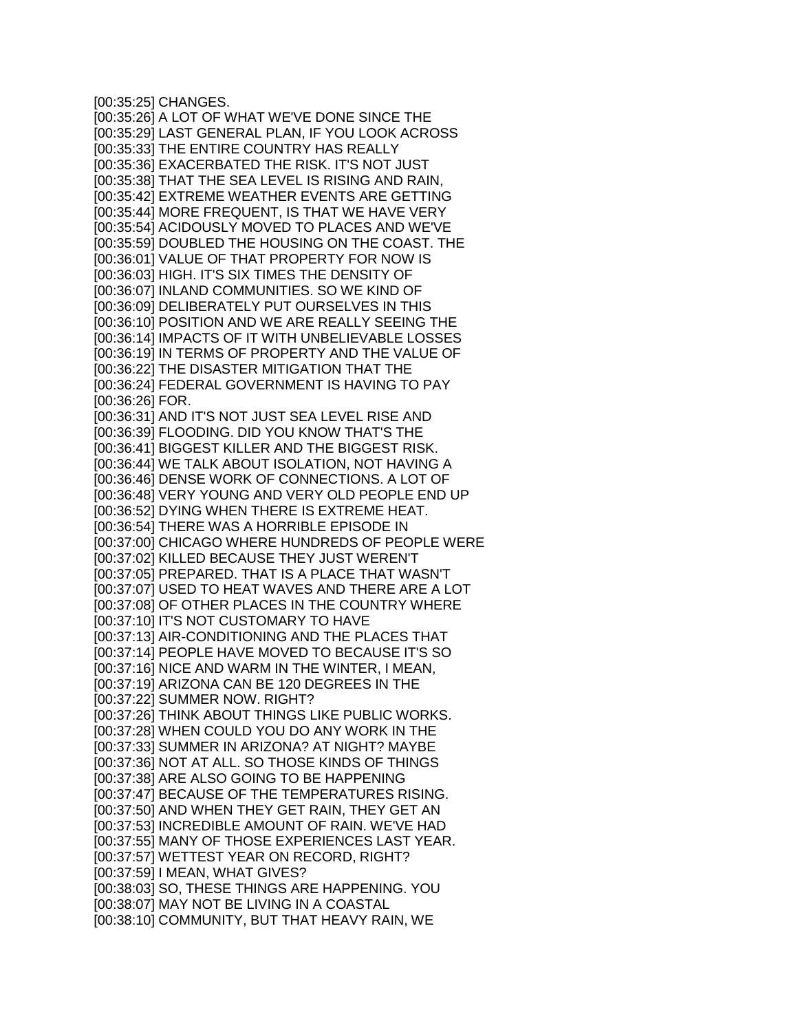[00:35:25] CHANGES.
[00:35:26] A LOT OF WHAT WE'VE DONE SINCE THE
[00:35:29] LAST GENERAL PLAN, IF YOU LOOK ACROSS
[00:35:33] THE ENTIRE COUNTRY HAS REALLY
[00:35:36] EXACERBATED THE RISK. IT'S NOT JUST
[00:35:38] THAT THE SEA LEVEL IS RISING AND RAIN,
[00:35:42] EXTREME WEATHER EVENTS ARE GETTING
[00:35:44] MORE FREQUENT, IS THAT WE HAVE VERY
[00:35:54] ACIDOUSLY MOVED TO PLACES AND WE'VE
[00:35:59] DOUBLED THE HOUSING ON THE COAST. THE
[00:36:01] VALUE OF THAT PROPERTY FOR NOW IS
[00:36:03] HIGH. IT'S SIX TIMES THE DENSITY OF
[00:36:07] INLAND COMMUNITIES. SO WE KIND OF
[00:36:09] DELIBERATELY PUT OURSELVES IN THIS
[00:36:10] POSITION AND WE ARE REALLY SEEING THE
[00:36:14] IMPACTS OF IT WITH UNBELIEVABLE LOSSES
[00:36:19] IN TERMS OF PROPERTY AND THE VALUE OF
[00:36:22] THE DISASTER MITIGATION THAT THE
[00:36:24] FEDERAL GOVERNMENT IS HAVING TO PAY
[00:36:26] FOR.
[00:36:31] AND IT'S NOT JUST SEA LEVEL RISE AND
[00:36:39] FLOODING. DID YOU KNOW THAT'S THE
[00:36:41] BIGGEST KILLER AND THE BIGGEST RISK.
[00:36:44] WE TALK ABOUT ISOLATION, NOT HAVING A
[00:36:46] DENSE WORK OF CONNECTIONS. A LOT OF
[00:36:48] VERY YOUNG AND VERY OLD PEOPLE END UP
[00:36:52] DYING WHEN THERE IS EXTREME HEAT.
[00:36:54] THERE WAS A HORRIBLE EPISODE IN
[00:37:00] CHICAGO WHERE HUNDREDS OF PEOPLE WERE
[00:37:02] KILLED BECAUSE THEY JUST WEREN'T
[00:37:05] PREPARED. THAT IS A PLACE THAT WASN'T
[00:37:07] USED TO HEAT WAVES AND THERE ARE A LOT
[00:37:08] OF OTHER PLACES IN THE COUNTRY WHERE
[00:37:10] IT'S NOT CUSTOMARY TO HAVE
[00:37:13] AIR-CONDITIONING AND THE PLACES THAT
[00:37:14] PEOPLE HAVE MOVED TO BECAUSE IT'S SO
[00:37:16] NICE AND WARM IN THE WINTER, I MEAN,
[00:37:19] ARIZONA CAN BE 120 DEGREES IN THE
[00:37:22] SUMMER NOW. RIGHT?
[00:37:26] THINK ABOUT THINGS LIKE PUBLIC WORKS.
[00:37:28] WHEN COULD YOU DO ANY WORK IN THE
[00:37:33] SUMMER IN ARIZONA? AT NIGHT? MAYBE
[00:37:36] NOT AT ALL. SO THOSE KINDS OF THINGS
[00:37:38] ARE ALSO GOING TO BE HAPPENING
[00:37:47] BECAUSE OF THE TEMPERATURES RISING.
[00:37:50] AND WHEN THEY GET RAIN, THEY GET AN
[00:37:53] INCREDIBLE AMOUNT OF RAIN. WE'VE HAD
[00:37:55] MANY OF THOSE EXPERIENCES LAST YEAR.
[00:37:57] WETTEST YEAR ON RECORD, RIGHT?
[00:37:59] I MEAN, WHAT GIVES?
[00:38:03] SO, THESE THINGS ARE HAPPENING. YOU
[00:38:07] MAY NOT BE LIVING IN A COASTAL
[00:38:10] COMMUNITY, BUT THAT HEAVY RAIN, WE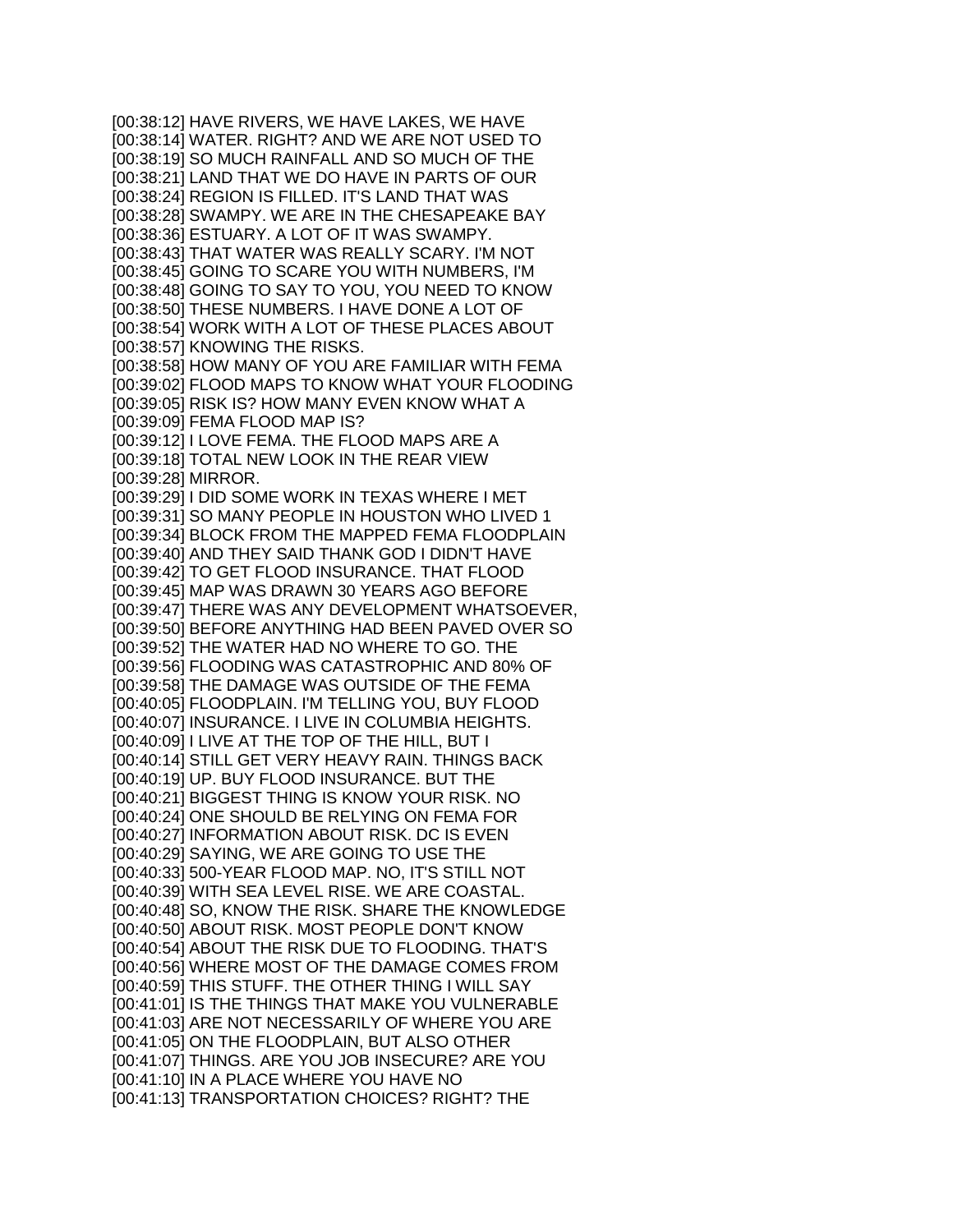[00:38:12] HAVE RIVERS, WE HAVE LAKES, WE HAVE
[00:38:14] WATER. RIGHT? AND WE ARE NOT USED TO
[00:38:19] SO MUCH RAINFALL AND SO MUCH OF THE
[00:38:21] LAND THAT WE DO HAVE IN PARTS OF OUR
[00:38:24] REGION IS FILLED. IT'S LAND THAT WAS
[00:38:28] SWAMPY. WE ARE IN THE CHESAPEAKE BAY
[00:38:36] ESTUARY. A LOT OF IT WAS SWAMPY.
[00:38:43] THAT WATER WAS REALLY SCARY. I'M NOT
[00:38:45] GOING TO SCARE YOU WITH NUMBERS, I'M
[00:38:48] GOING TO SAY TO YOU, YOU NEED TO KNOW
[00:38:50] THESE NUMBERS. I HAVE DONE A LOT OF
[00:38:54] WORK WITH A LOT OF THESE PLACES ABOUT
[00:38:57] KNOWING THE RISKS.
[00:38:58] HOW MANY OF YOU ARE FAMILIAR WITH FEMA
[00:39:02] FLOOD MAPS TO KNOW WHAT YOUR FLOODING
[00:39:05] RISK IS? HOW MANY EVEN KNOW WHAT A
[00:39:09] FEMA FLOOD MAP IS?
[00:39:12] I LOVE FEMA. THE FLOOD MAPS ARE A
[00:39:18] TOTAL NEW LOOK IN THE REAR VIEW
[00:39:28] MIRROR.
[00:39:29] I DID SOME WORK IN TEXAS WHERE I MET
[00:39:31] SO MANY PEOPLE IN HOUSTON WHO LIVED 1
[00:39:34] BLOCK FROM THE MAPPED FEMA FLOODPLAIN
[00:39:40] AND THEY SAID THANK GOD I DIDN'T HAVE
[00:39:42] TO GET FLOOD INSURANCE. THAT FLOOD
[00:39:45] MAP WAS DRAWN 30 YEARS AGO BEFORE
[00:39:47] THERE WAS ANY DEVELOPMENT WHATSOEVER,
[00:39:50] BEFORE ANYTHING HAD BEEN PAVED OVER SO
[00:39:52] THE WATER HAD NO WHERE TO GO. THE
[00:39:56] FLOODING WAS CATASTROPHIC AND 80% OF
[00:39:58] THE DAMAGE WAS OUTSIDE OF THE FEMA
[00:40:05] FLOODPLAIN. I'M TELLING YOU, BUY FLOOD
[00:40:07] INSURANCE. I LIVE IN COLUMBIA HEIGHTS.
[00:40:09] I LIVE AT THE TOP OF THE HILL, BUT I
[00:40:14] STILL GET VERY HEAVY RAIN. THINGS BACK
[00:40:19] UP. BUY FLOOD INSURANCE. BUT THE
[00:40:21] BIGGEST THING IS KNOW YOUR RISK. NO
[00:40:24] ONE SHOULD BE RELYING ON FEMA FOR
[00:40:27] INFORMATION ABOUT RISK. DC IS EVEN
[00:40:29] SAYING, WE ARE GOING TO USE THE
[00:40:33] 500-YEAR FLOOD MAP. NO, IT'S STILL NOT
[00:40:39] WITH SEA LEVEL RISE. WE ARE COASTAL.
[00:40:48] SO, KNOW THE RISK. SHARE THE KNOWLEDGE
[00:40:50] ABOUT RISK. MOST PEOPLE DON'T KNOW
[00:40:54] ABOUT THE RISK DUE TO FLOODING. THAT'S
[00:40:56] WHERE MOST OF THE DAMAGE COMES FROM
[00:40:59] THIS STUFF. THE OTHER THING I WILL SAY
[00:41:01] IS THE THINGS THAT MAKE YOU VULNERABLE
[00:41:03] ARE NOT NECESSARILY OF WHERE YOU ARE
[00:41:05] ON THE FLOODPLAIN, BUT ALSO OTHER
[00:41:07] THINGS. ARE YOU JOB INSECURE? ARE YOU
[00:41:10] IN A PLACE WHERE YOU HAVE NO
[00:41:13] TRANSPORTATION CHOICES? RIGHT? THE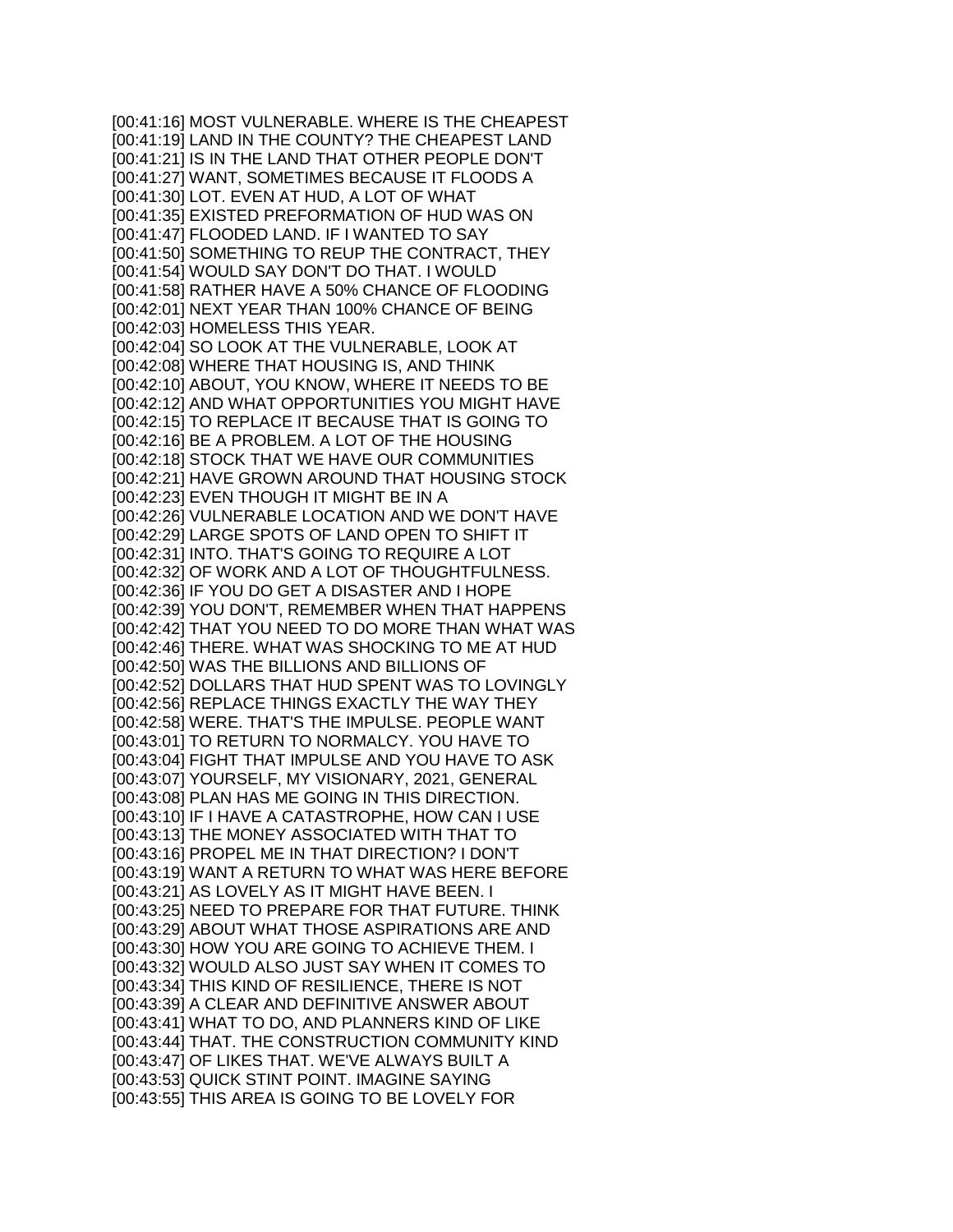[00:41:16] MOST VULNERABLE. WHERE IS THE CHEAPEST
[00:41:19] LAND IN THE COUNTY? THE CHEAPEST LAND
[00:41:21] IS IN THE LAND THAT OTHER PEOPLE DON'T
[00:41:27] WANT, SOMETIMES BECAUSE IT FLOODS A
[00:41:30] LOT. EVEN AT HUD, A LOT OF WHAT
[00:41:35] EXISTED PREFORMATION OF HUD WAS ON
[00:41:47] FLOODED LAND. IF I WANTED TO SAY
[00:41:50] SOMETHING TO REUP THE CONTRACT, THEY
[00:41:54] WOULD SAY DON'T DO THAT. I WOULD
[00:41:58] RATHER HAVE A 50% CHANCE OF FLOODING
[00:42:01] NEXT YEAR THAN 100% CHANCE OF BEING
[00:42:03] HOMELESS THIS YEAR.
[00:42:04] SO LOOK AT THE VULNERABLE, LOOK AT
[00:42:08] WHERE THAT HOUSING IS, AND THINK
[00:42:10] ABOUT, YOU KNOW, WHERE IT NEEDS TO BE
[00:42:12] AND WHAT OPPORTUNITIES YOU MIGHT HAVE
[00:42:15] TO REPLACE IT BECAUSE THAT IS GOING TO
[00:42:16] BE A PROBLEM. A LOT OF THE HOUSING
[00:42:18] STOCK THAT WE HAVE OUR COMMUNITIES
[00:42:21] HAVE GROWN AROUND THAT HOUSING STOCK
[00:42:23] EVEN THOUGH IT MIGHT BE IN A
[00:42:26] VULNERABLE LOCATION AND WE DON'T HAVE
[00:42:29] LARGE SPOTS OF LAND OPEN TO SHIFT IT
[00:42:31] INTO. THAT'S GOING TO REQUIRE A LOT
[00:42:32] OF WORK AND A LOT OF THOUGHTFULNESS.
[00:42:36] IF YOU DO GET A DISASTER AND I HOPE
[00:42:39] YOU DON'T, REMEMBER WHEN THAT HAPPENS
[00:42:42] THAT YOU NEED TO DO MORE THAN WHAT WAS
[00:42:46] THERE. WHAT WAS SHOCKING TO ME AT HUD
[00:42:50] WAS THE BILLIONS AND BILLIONS OF
[00:42:52] DOLLARS THAT HUD SPENT WAS TO LOVINGLY
[00:42:56] REPLACE THINGS EXACTLY THE WAY THEY
[00:42:58] WERE. THAT'S THE IMPULSE. PEOPLE WANT
[00:43:01] TO RETURN TO NORMALCY. YOU HAVE TO
[00:43:04] FIGHT THAT IMPULSE AND YOU HAVE TO ASK
[00:43:07] YOURSELF, MY VISIONARY, 2021, GENERAL
[00:43:08] PLAN HAS ME GOING IN THIS DIRECTION.
[00:43:10] IF I HAVE A CATASTROPHE, HOW CAN I USE
[00:43:13] THE MONEY ASSOCIATED WITH THAT TO
[00:43:16] PROPEL ME IN THAT DIRECTION? I DON'T
[00:43:19] WANT A RETURN TO WHAT WAS HERE BEFORE
[00:43:21] AS LOVELY AS IT MIGHT HAVE BEEN. I
[00:43:25] NEED TO PREPARE FOR THAT FUTURE. THINK
[00:43:29] ABOUT WHAT THOSE ASPIRATIONS ARE AND
[00:43:30] HOW YOU ARE GOING TO ACHIEVE THEM. I
[00:43:32] WOULD ALSO JUST SAY WHEN IT COMES TO
[00:43:34] THIS KIND OF RESILIENCE, THERE IS NOT
[00:43:39] A CLEAR AND DEFINITIVE ANSWER ABOUT
[00:43:41] WHAT TO DO, AND PLANNERS KIND OF LIKE
[00:43:44] THAT. THE CONSTRUCTION COMMUNITY KIND
[00:43:47] OF LIKES THAT. WE'VE ALWAYS BUILT A
[00:43:53] QUICK STINT POINT. IMAGINE SAYING
[00:43:55] THIS AREA IS GOING TO BE LOVELY FOR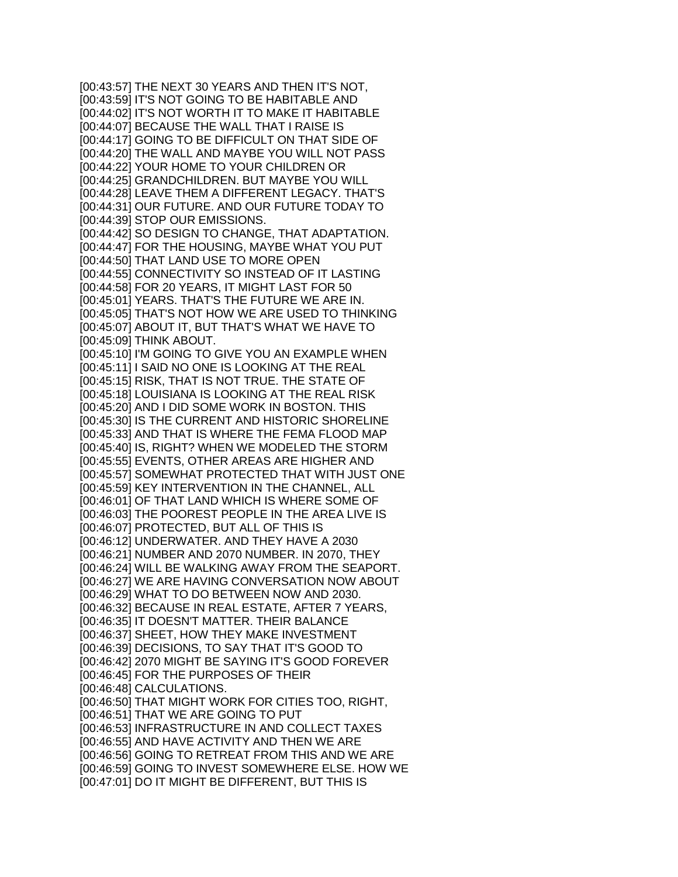[00:43:57] THE NEXT 30 YEARS AND THEN IT'S NOT,
[00:43:59] IT'S NOT GOING TO BE HABITABLE AND
[00:44:02] IT'S NOT WORTH IT TO MAKE IT HABITABLE
[00:44:07] BECAUSE THE WALL THAT I RAISE IS
[00:44:17] GOING TO BE DIFFICULT ON THAT SIDE OF
[00:44:20] THE WALL AND MAYBE YOU WILL NOT PASS
[00:44:22] YOUR HOME TO YOUR CHILDREN OR
[00:44:25] GRANDCHILDREN. BUT MAYBE YOU WILL
[00:44:28] LEAVE THEM A DIFFERENT LEGACY. THAT'S
[00:44:31] OUR FUTURE. AND OUR FUTURE TODAY TO
[00:44:39] STOP OUR EMISSIONS.
[00:44:42] SO DESIGN TO CHANGE, THAT ADAPTATION.
[00:44:47] FOR THE HOUSING, MAYBE WHAT YOU PUT
[00:44:50] THAT LAND USE TO MORE OPEN
[00:44:55] CONNECTIVITY SO INSTEAD OF IT LASTING
[00:44:58] FOR 20 YEARS, IT MIGHT LAST FOR 50
[00:45:01] YEARS. THAT'S THE FUTURE WE ARE IN.
[00:45:05] THAT'S NOT HOW WE ARE USED TO THINKING
[00:45:07] ABOUT IT, BUT THAT'S WHAT WE HAVE TO
[00:45:09] THINK ABOUT.
[00:45:10] I'M GOING TO GIVE YOU AN EXAMPLE WHEN
[00:45:11] I SAID NO ONE IS LOOKING AT THE REAL
[00:45:15] RISK, THAT IS NOT TRUE. THE STATE OF
[00:45:18] LOUISIANA IS LOOKING AT THE REAL RISK
[00:45:20] AND I DID SOME WORK IN BOSTON. THIS
[00:45:30] IS THE CURRENT AND HISTORIC SHORELINE
[00:45:33] AND THAT IS WHERE THE FEMA FLOOD MAP
[00:45:40] IS, RIGHT? WHEN WE MODELED THE STORM
[00:45:55] EVENTS, OTHER AREAS ARE HIGHER AND
[00:45:57] SOMEWHAT PROTECTED THAT WITH JUST ONE
[00:45:59] KEY INTERVENTION IN THE CHANNEL, ALL
[00:46:01] OF THAT LAND WHICH IS WHERE SOME OF
[00:46:03] THE POOREST PEOPLE IN THE AREA LIVE IS
[00:46:07] PROTECTED, BUT ALL OF THIS IS
[00:46:12] UNDERWATER. AND THEY HAVE A 2030
[00:46:21] NUMBER AND 2070 NUMBER. IN 2070, THEY
[00:46:24] WILL BE WALKING AWAY FROM THE SEAPORT.
[00:46:27] WE ARE HAVING CONVERSATION NOW ABOUT
[00:46:29] WHAT TO DO BETWEEN NOW AND 2030.
[00:46:32] BECAUSE IN REAL ESTATE, AFTER 7 YEARS,
[00:46:35] IT DOESN'T MATTER. THEIR BALANCE
[00:46:37] SHEET, HOW THEY MAKE INVESTMENT
[00:46:39] DECISIONS, TO SAY THAT IT'S GOOD TO
[00:46:42] 2070 MIGHT BE SAYING IT'S GOOD FOREVER
[00:46:45] FOR THE PURPOSES OF THEIR
[00:46:48] CALCULATIONS.
[00:46:50] THAT MIGHT WORK FOR CITIES TOO, RIGHT,
[00:46:51] THAT WE ARE GOING TO PUT
[00:46:53] INFRASTRUCTURE IN AND COLLECT TAXES
[00:46:55] AND HAVE ACTIVITY AND THEN WE ARE
[00:46:56] GOING TO RETREAT FROM THIS AND WE ARE
[00:46:59] GOING TO INVEST SOMEWHERE ELSE. HOW WE
[00:47:01] DO IT MIGHT BE DIFFERENT, BUT THIS IS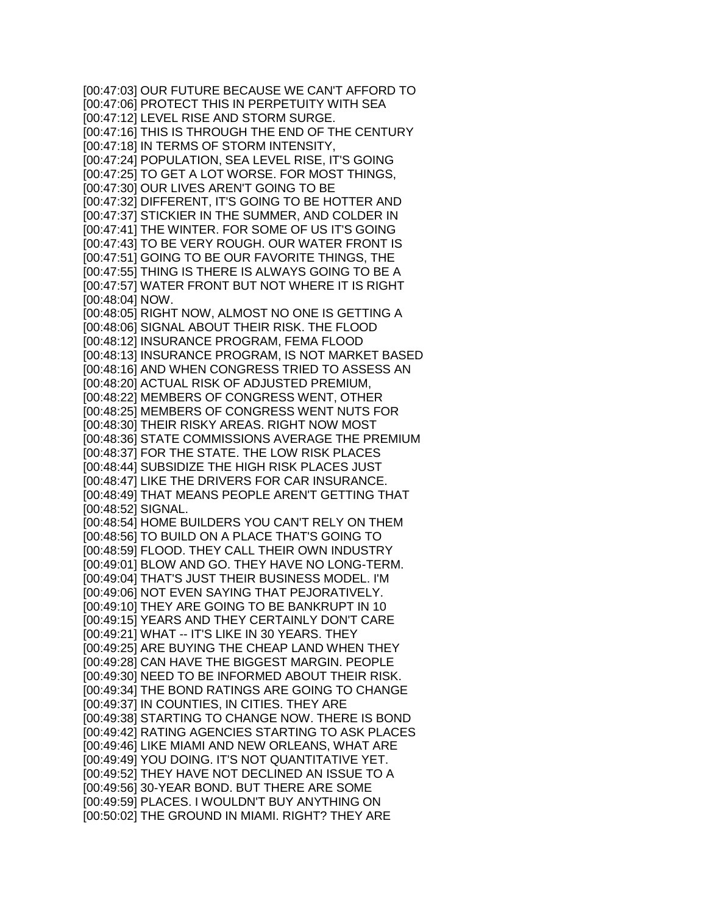[00:47:03] OUR FUTURE BECAUSE WE CAN'T AFFORD TO
[00:47:06] PROTECT THIS IN PERPETUITY WITH SEA
[00:47:12] LEVEL RISE AND STORM SURGE.
[00:47:16] THIS IS THROUGH THE END OF THE CENTURY
[00:47:18] IN TERMS OF STORM INTENSITY,
[00:47:24] POPULATION, SEA LEVEL RISE, IT'S GOING
[00:47:25] TO GET A LOT WORSE. FOR MOST THINGS,
[00:47:30] OUR LIVES AREN'T GOING TO BE
[00:47:32] DIFFERENT, IT'S GOING TO BE HOTTER AND
[00:47:37] STICKIER IN THE SUMMER, AND COLDER IN
[00:47:41] THE WINTER. FOR SOME OF US IT'S GOING
[00:47:43] TO BE VERY ROUGH. OUR WATER FRONT IS
[00:47:51] GOING TO BE OUR FAVORITE THINGS, THE
[00:47:55] THING IS THERE IS ALWAYS GOING TO BE A
[00:47:57] WATER FRONT BUT NOT WHERE IT IS RIGHT
[00:48:04] NOW.
[00:48:05] RIGHT NOW, ALMOST NO ONE IS GETTING A
[00:48:06] SIGNAL ABOUT THEIR RISK. THE FLOOD
[00:48:12] INSURANCE PROGRAM, FEMA FLOOD
[00:48:13] INSURANCE PROGRAM, IS NOT MARKET BASED
[00:48:16] AND WHEN CONGRESS TRIED TO ASSESS AN
[00:48:20] ACTUAL RISK OF ADJUSTED PREMIUM,
[00:48:22] MEMBERS OF CONGRESS WENT, OTHER
[00:48:25] MEMBERS OF CONGRESS WENT NUTS FOR
[00:48:30] THEIR RISKY AREAS. RIGHT NOW MOST
[00:48:36] STATE COMMISSIONS AVERAGE THE PREMIUM
[00:48:37] FOR THE STATE. THE LOW RISK PLACES
[00:48:44] SUBSIDIZE THE HIGH RISK PLACES JUST
[00:48:47] LIKE THE DRIVERS FOR CAR INSURANCE.
[00:48:49] THAT MEANS PEOPLE AREN'T GETTING THAT
[00:48:52] SIGNAL.
[00:48:54] HOME BUILDERS YOU CAN'T RELY ON THEM
[00:48:56] TO BUILD ON A PLACE THAT'S GOING TO
[00:48:59] FLOOD. THEY CALL THEIR OWN INDUSTRY
[00:49:01] BLOW AND GO. THEY HAVE NO LONG-TERM.
[00:49:04] THAT'S JUST THEIR BUSINESS MODEL. I'M
[00:49:06] NOT EVEN SAYING THAT PEJORATIVELY.
[00:49:10] THEY ARE GOING TO BE BANKRUPT IN 10
[00:49:15] YEARS AND THEY CERTAINLY DON'T CARE
[00:49:21] WHAT -- IT'S LIKE IN 30 YEARS. THEY
[00:49:25] ARE BUYING THE CHEAP LAND WHEN THEY
[00:49:28] CAN HAVE THE BIGGEST MARGIN. PEOPLE
[00:49:30] NEED TO BE INFORMED ABOUT THEIR RISK.
[00:49:34] THE BOND RATINGS ARE GOING TO CHANGE
[00:49:37] IN COUNTIES, IN CITIES. THEY ARE
[00:49:38] STARTING TO CHANGE NOW. THERE IS BOND
[00:49:42] RATING AGENCIES STARTING TO ASK PLACES
[00:49:46] LIKE MIAMI AND NEW ORLEANS, WHAT ARE
[00:49:49] YOU DOING. IT'S NOT QUANTITATIVE YET.
[00:49:52] THEY HAVE NOT DECLINED AN ISSUE TO A
[00:49:56] 30-YEAR BOND. BUT THERE ARE SOME
[00:49:59] PLACES. I WOULDN'T BUY ANYTHING ON
[00:50:02] THE GROUND IN MIAMI. RIGHT? THEY ARE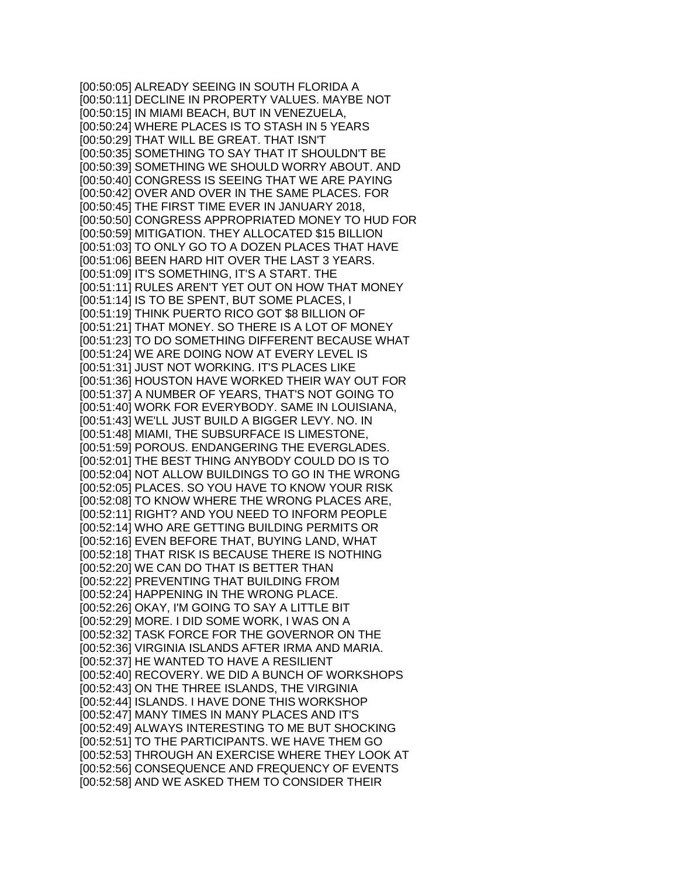[00:50:05] ALREADY SEEING IN SOUTH FLORIDA A
[00:50:11] DECLINE IN PROPERTY VALUES. MAYBE NOT
[00:50:15] IN MIAMI BEACH, BUT IN VENEZUELA,
[00:50:24] WHERE PLACES IS TO STASH IN 5 YEARS
[00:50:29] THAT WILL BE GREAT. THAT ISN'T
[00:50:35] SOMETHING TO SAY THAT IT SHOULDN'T BE
[00:50:39] SOMETHING WE SHOULD WORRY ABOUT. AND
[00:50:40] CONGRESS IS SEEING THAT WE ARE PAYING
[00:50:42] OVER AND OVER IN THE SAME PLACES. FOR
[00:50:45] THE FIRST TIME EVER IN JANUARY 2018,
[00:50:50] CONGRESS APPROPRIATED MONEY TO HUD FOR
[00:50:59] MITIGATION. THEY ALLOCATED \$15 BILLION
[00:51:03] TO ONLY GO TO A DOZEN PLACES THAT HAVE
[00:51:06] BEEN HARD HIT OVER THE LAST 3 YEARS.
[00:51:09] IT'S SOMETHING, IT'S A START. THE
[00:51:11] RULES AREN'T YET OUT ON HOW THAT MONEY
[00:51:14] IS TO BE SPENT, BUT SOME PLACES, I
[00:51:19] THINK PUERTO RICO GOT \$8 BILLION OF
[00:51:21] THAT MONEY. SO THERE IS A LOT OF MONEY
[00:51:23] TO DO SOMETHING DIFFERENT BECAUSE WHAT
[00:51:24] WE ARE DOING NOW AT EVERY LEVEL IS
[00:51:31] JUST NOT WORKING. IT'S PLACES LIKE
[00:51:36] HOUSTON HAVE WORKED THEIR WAY OUT FOR
[00:51:37] A NUMBER OF YEARS, THAT'S NOT GOING TO
[00:51:40] WORK FOR EVERYBODY. SAME IN LOUISIANA,
[00:51:43] WE'LL JUST BUILD A BIGGER LEVY. NO. IN
[00:51:48] MIAMI, THE SUBSURFACE IS LIMESTONE,
[00:51:59] POROUS. ENDANGERING THE EVERGLADES.
[00:52:01] THE BEST THING ANYBODY COULD DO IS TO
[00:52:04] NOT ALLOW BUILDINGS TO GO IN THE WRONG
[00:52:05] PLACES. SO YOU HAVE TO KNOW YOUR RISK
[00:52:08] TO KNOW WHERE THE WRONG PLACES ARE,
[00:52:11] RIGHT? AND YOU NEED TO INFORM PEOPLE
[00:52:14] WHO ARE GETTING BUILDING PERMITS OR
[00:52:16] EVEN BEFORE THAT, BUYING LAND, WHAT
[00:52:18] THAT RISK IS BECAUSE THERE IS NOTHING
[00:52:20] WE CAN DO THAT IS BETTER THAN
[00:52:22] PREVENTING THAT BUILDING FROM
[00:52:24] HAPPENING IN THE WRONG PLACE.
[00:52:26] OKAY, I'M GOING TO SAY A LITTLE BIT
[00:52:29] MORE. I DID SOME WORK, I WAS ON A
[00:52:32] TASK FORCE FOR THE GOVERNOR ON THE
[00:52:36] VIRGINIA ISLANDS AFTER IRMA AND MARIA.
[00:52:37] HE WANTED TO HAVE A RESILIENT
[00:52:40] RECOVERY. WE DID A BUNCH OF WORKSHOPS
[00:52:43] ON THE THREE ISLANDS, THE VIRGINIA
[00:52:44] ISLANDS. I HAVE DONE THIS WORKSHOP
[00:52:47] MANY TIMES IN MANY PLACES AND IT'S
[00:52:49] ALWAYS INTERESTING TO ME BUT SHOCKING
[00:52:51] TO THE PARTICIPANTS. WE HAVE THEM GO
[00:52:53] THROUGH AN EXERCISE WHERE THEY LOOK AT
[00:52:56] CONSEQUENCE AND FREQUENCY OF EVENTS
[00:52:58] AND WE ASKED THEM TO CONSIDER THEIR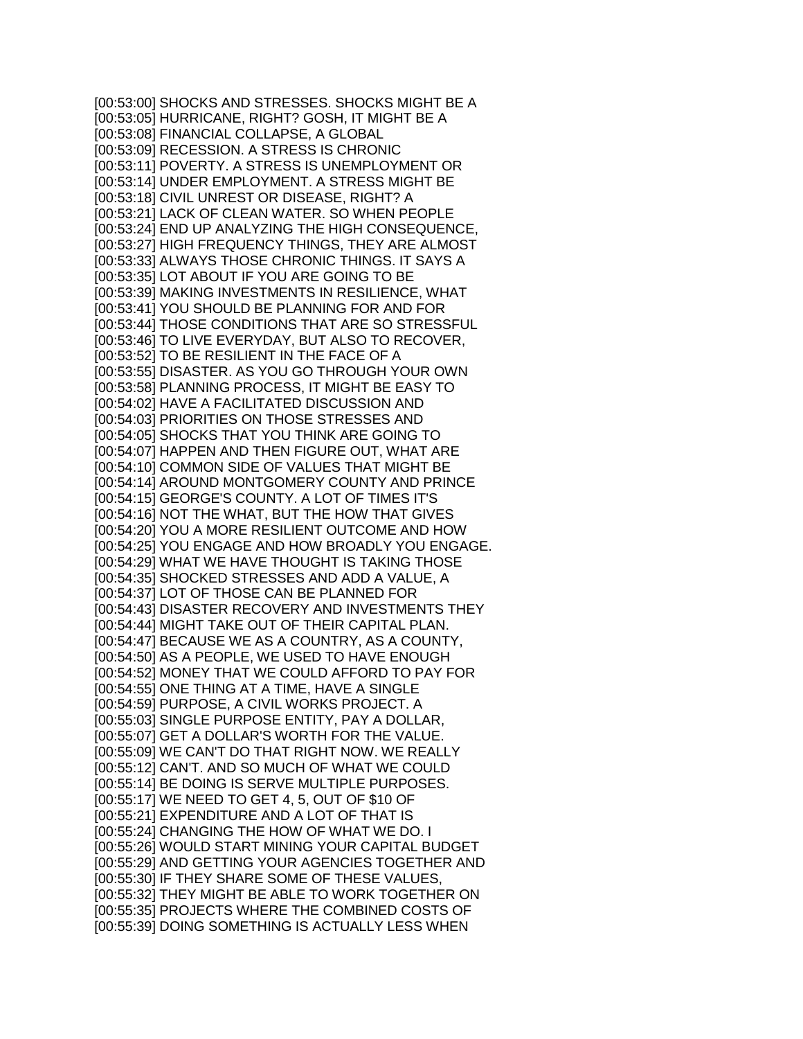[00:53:00] SHOCKS AND STRESSES. SHOCKS MIGHT BE A
[00:53:05] HURRICANE, RIGHT? GOSH, IT MIGHT BE A
[00:53:08] FINANCIAL COLLAPSE, A GLOBAL
[00:53:09] RECESSION. A STRESS IS CHRONIC
[00:53:11] POVERTY. A STRESS IS UNEMPLOYMENT OR
[00:53:14] UNDER EMPLOYMENT. A STRESS MIGHT BE
[00:53:18] CIVIL UNREST OR DISEASE, RIGHT? A
[00:53:21] LACK OF CLEAN WATER. SO WHEN PEOPLE
[00:53:24] END UP ANALYZING THE HIGH CONSEQUENCE,
[00:53:27] HIGH FREQUENCY THINGS, THEY ARE ALMOST
[00:53:33] ALWAYS THOSE CHRONIC THINGS. IT SAYS A
[00:53:35] LOT ABOUT IF YOU ARE GOING TO BE
[00:53:39] MAKING INVESTMENTS IN RESILIENCE, WHAT
[00:53:41] YOU SHOULD BE PLANNING FOR AND FOR
[00:53:44] THOSE CONDITIONS THAT ARE SO STRESSFUL
[00:53:46] TO LIVE EVERYDAY, BUT ALSO TO RECOVER,
[00:53:52] TO BE RESILIENT IN THE FACE OF A
[00:53:55] DISASTER. AS YOU GO THROUGH YOUR OWN
[00:53:58] PLANNING PROCESS, IT MIGHT BE EASY TO
[00:54:02] HAVE A FACILITATED DISCUSSION AND
[00:54:03] PRIORITIES ON THOSE STRESSES AND
[00:54:05] SHOCKS THAT YOU THINK ARE GOING TO
[00:54:07] HAPPEN AND THEN FIGURE OUT, WHAT ARE
[00:54:10] COMMON SIDE OF VALUES THAT MIGHT BE
[00:54:14] AROUND MONTGOMERY COUNTY AND PRINCE
[00:54:15] GEORGE'S COUNTY. A LOT OF TIMES IT'S
[00:54:16] NOT THE WHAT, BUT THE HOW THAT GIVES
[00:54:20] YOU A MORE RESILIENT OUTCOME AND HOW
[00:54:25] YOU ENGAGE AND HOW BROADLY YOU ENGAGE.
[00:54:29] WHAT WE HAVE THOUGHT IS TAKING THOSE
[00:54:35] SHOCKED STRESSES AND ADD A VALUE, A
[00:54:37] LOT OF THOSE CAN BE PLANNED FOR
[00:54:43] DISASTER RECOVERY AND INVESTMENTS THEY
[00:54:44] MIGHT TAKE OUT OF THEIR CAPITAL PLAN.
[00:54:47] BECAUSE WE AS A COUNTRY, AS A COUNTY,
[00:54:50] AS A PEOPLE, WE USED TO HAVE ENOUGH
[00:54:52] MONEY THAT WE COULD AFFORD TO PAY FOR
[00:54:55] ONE THING AT A TIME, HAVE A SINGLE
[00:54:59] PURPOSE, A CIVIL WORKS PROJECT. A
[00:55:03] SINGLE PURPOSE ENTITY, PAY A DOLLAR,
[00:55:07] GET A DOLLAR'S WORTH FOR THE VALUE.
[00:55:09] WE CAN'T DO THAT RIGHT NOW. WE REALLY
[00:55:12] CAN'T. AND SO MUCH OF WHAT WE COULD
[00:55:14] BE DOING IS SERVE MULTIPLE PURPOSES.
[00:55:17] WE NEED TO GET 4, 5, OUT OF $10 OF
[00:55:21] EXPENDITURE AND A LOT OF THAT IS
[00:55:24] CHANGING THE HOW OF WHAT WE DO. I
[00:55:26] WOULD START MINING YOUR CAPITAL BUDGET
[00:55:29] AND GETTING YOUR AGENCIES TOGETHER AND
[00:55:30] IF THEY SHARE SOME OF THESE VALUES,
[00:55:32] THEY MIGHT BE ABLE TO WORK TOGETHER ON
[00:55:35] PROJECTS WHERE THE COMBINED COSTS OF
[00:55:39] DOING SOMETHING IS ACTUALLY LESS WHEN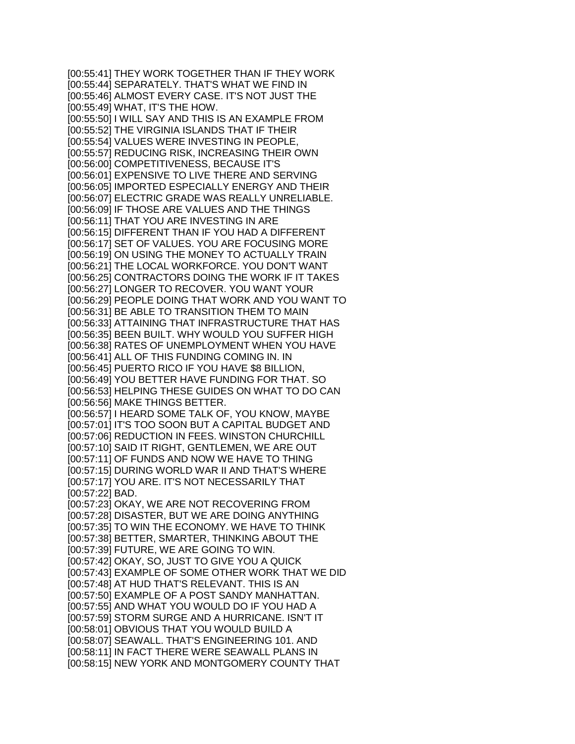[00:55:41] THEY WORK TOGETHER THAN IF THEY WORK
[00:55:44] SEPARATELY. THAT'S WHAT WE FIND IN
[00:55:46] ALMOST EVERY CASE. IT'S NOT JUST THE
[00:55:49] WHAT, IT'S THE HOW.
[00:55:50] I WILL SAY AND THIS IS AN EXAMPLE FROM
[00:55:52] THE VIRGINIA ISLANDS THAT IF THEIR
[00:55:54] VALUES WERE INVESTING IN PEOPLE,
[00:55:57] REDUCING RISK, INCREASING THEIR OWN
[00:56:00] COMPETITIVENESS, BECAUSE IT'S
[00:56:01] EXPENSIVE TO LIVE THERE AND SERVING
[00:56:05] IMPORTED ESPECIALLY ENERGY AND THEIR
[00:56:07] ELECTRIC GRADE WAS REALLY UNRELIABLE.
[00:56:09] IF THOSE ARE VALUES AND THE THINGS
[00:56:11] THAT YOU ARE INVESTING IN ARE
[00:56:15] DIFFERENT THAN IF YOU HAD A DIFFERENT
[00:56:17] SET OF VALUES. YOU ARE FOCUSING MORE
[00:56:19] ON USING THE MONEY TO ACTUALLY TRAIN
[00:56:21] THE LOCAL WORKFORCE. YOU DON'T WANT
[00:56:25] CONTRACTORS DOING THE WORK IF IT TAKES
[00:56:27] LONGER TO RECOVER. YOU WANT YOUR
[00:56:29] PEOPLE DOING THAT WORK AND YOU WANT TO
[00:56:31] BE ABLE TO TRANSITION THEM TO MAIN
[00:56:33] ATTAINING THAT INFRASTRUCTURE THAT HAS
[00:56:35] BEEN BUILT. WHY WOULD YOU SUFFER HIGH
[00:56:38] RATES OF UNEMPLOYMENT WHEN YOU HAVE
[00:56:41] ALL OF THIS FUNDING COMING IN. IN
[00:56:45] PUERTO RICO IF YOU HAVE $8 BILLION,
[00:56:49] YOU BETTER HAVE FUNDING FOR THAT. SO
[00:56:53] HELPING THESE GUIDES ON WHAT TO DO CAN
[00:56:56] MAKE THINGS BETTER.
[00:56:57] I HEARD SOME TALK OF, YOU KNOW, MAYBE
[00:57:01] IT'S TOO SOON BUT A CAPITAL BUDGET AND
[00:57:06] REDUCTION IN FEES. WINSTON CHURCHILL
[00:57:10] SAID IT RIGHT, GENTLEMEN, WE ARE OUT
[00:57:11] OF FUNDS AND NOW WE HAVE TO THING
[00:57:15] DURING WORLD WAR II AND THAT'S WHERE
[00:57:17] YOU ARE. IT'S NOT NECESSARILY THAT
[00:57:22] BAD.
[00:57:23] OKAY, WE ARE NOT RECOVERING FROM
[00:57:28] DISASTER, BUT WE ARE DOING ANYTHING
[00:57:35] TO WIN THE ECONOMY. WE HAVE TO THINK
[00:57:38] BETTER, SMARTER, THINKING ABOUT THE
[00:57:39] FUTURE, WE ARE GOING TO WIN.
[00:57:42] OKAY, SO, JUST TO GIVE YOU A QUICK
[00:57:43] EXAMPLE OF SOME OTHER WORK THAT WE DID
[00:57:48] AT HUD THAT'S RELEVANT. THIS IS AN
[00:57:50] EXAMPLE OF A POST SANDY MANHATTAN.
[00:57:55] AND WHAT YOU WOULD DO IF YOU HAD A
[00:57:59] STORM SURGE AND A HURRICANE. ISN'T IT
[00:58:01] OBVIOUS THAT YOU WOULD BUILD A
[00:58:07] SEAWALL. THAT'S ENGINEERING 101. AND
[00:58:11] IN FACT THERE WERE SEAWALL PLANS IN
[00:58:15] NEW YORK AND MONTGOMERY COUNTY THAT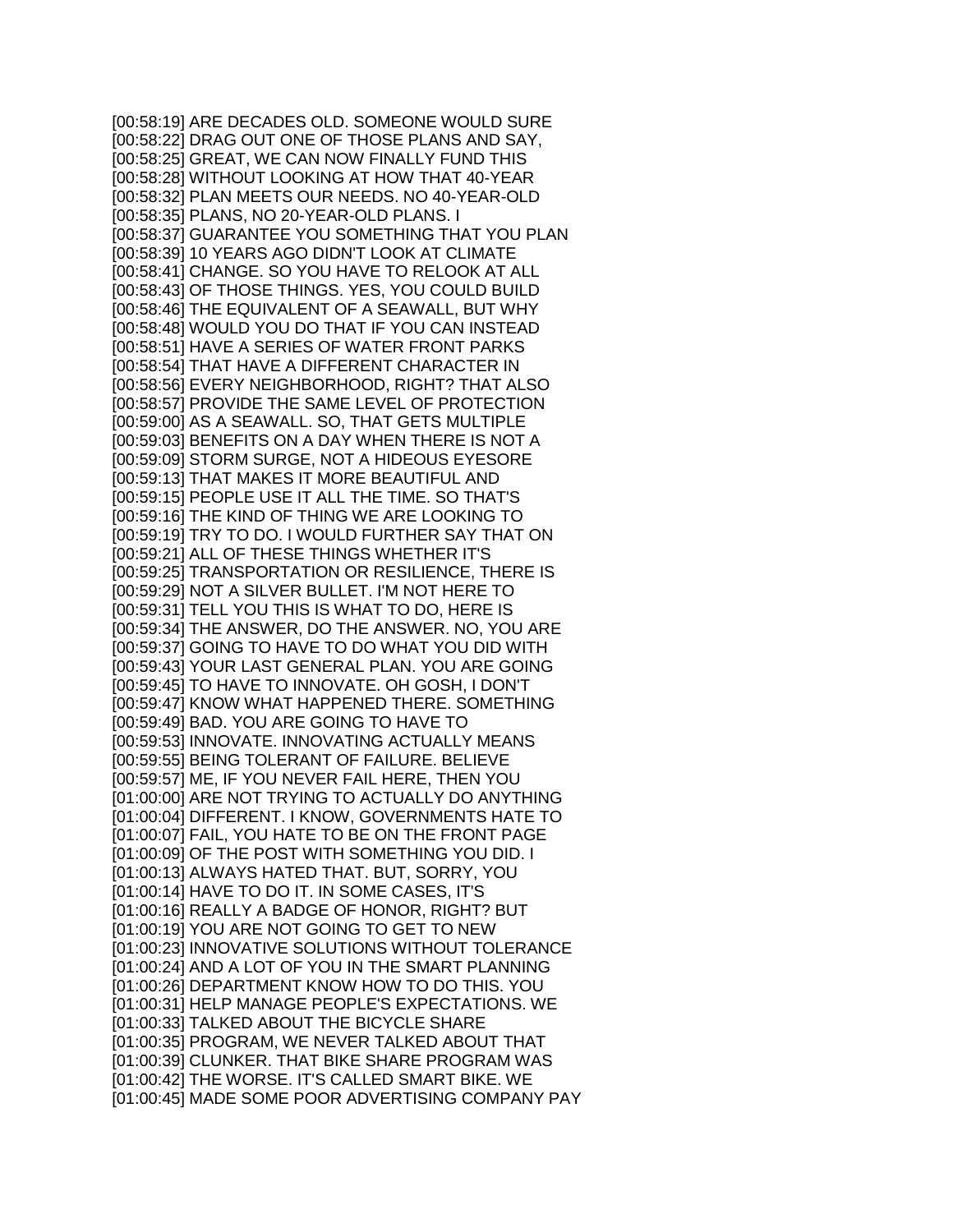[00:58:19] ARE DECADES OLD. SOMEONE WOULD SURE
[00:58:22] DRAG OUT ONE OF THOSE PLANS AND SAY,
[00:58:25] GREAT, WE CAN NOW FINALLY FUND THIS
[00:58:28] WITHOUT LOOKING AT HOW THAT 40-YEAR
[00:58:32] PLAN MEETS OUR NEEDS. NO 40-YEAR-OLD
[00:58:35] PLANS, NO 20-YEAR-OLD PLANS. I
[00:58:37] GUARANTEE YOU SOMETHING THAT YOU PLAN
[00:58:39] 10 YEARS AGO DIDN'T LOOK AT CLIMATE
[00:58:41] CHANGE. SO YOU HAVE TO RELOOK AT ALL
[00:58:43] OF THOSE THINGS. YES, YOU COULD BUILD
[00:58:46] THE EQUIVALENT OF A SEAWALL, BUT WHY
[00:58:48] WOULD YOU DO THAT IF YOU CAN INSTEAD
[00:58:51] HAVE A SERIES OF WATER FRONT PARKS
[00:58:54] THAT HAVE A DIFFERENT CHARACTER IN
[00:58:56] EVERY NEIGHBORHOOD, RIGHT? THAT ALSO
[00:58:57] PROVIDE THE SAME LEVEL OF PROTECTION
[00:59:00] AS A SEAWALL. SO, THAT GETS MULTIPLE
[00:59:03] BENEFITS ON A DAY WHEN THERE IS NOT A
[00:59:09] STORM SURGE, NOT A HIDEOUS EYESORE
[00:59:13] THAT MAKES IT MORE BEAUTIFUL AND
[00:59:15] PEOPLE USE IT ALL THE TIME. SO THAT'S
[00:59:16] THE KIND OF THING WE ARE LOOKING TO
[00:59:19] TRY TO DO. I WOULD FURTHER SAY THAT ON
[00:59:21] ALL OF THESE THINGS WHETHER IT'S
[00:59:25] TRANSPORTATION OR RESILIENCE, THERE IS
[00:59:29] NOT A SILVER BULLET. I'M NOT HERE TO
[00:59:31] TELL YOU THIS IS WHAT TO DO, HERE IS
[00:59:34] THE ANSWER, DO THE ANSWER. NO, YOU ARE
[00:59:37] GOING TO HAVE TO DO WHAT YOU DID WITH
[00:59:43] YOUR LAST GENERAL PLAN. YOU ARE GOING
[00:59:45] TO HAVE TO INNOVATE. OH GOSH, I DON'T
[00:59:47] KNOW WHAT HAPPENED THERE. SOMETHING
[00:59:49] BAD. YOU ARE GOING TO HAVE TO
[00:59:53] INNOVATE. INNOVATING ACTUALLY MEANS
[00:59:55] BEING TOLERANT OF FAILURE. BELIEVE
[00:59:57] ME, IF YOU NEVER FAIL HERE, THEN YOU
[01:00:00] ARE NOT TRYING TO ACTUALLY DO ANYTHING
[01:00:04] DIFFERENT. I KNOW, GOVERNMENTS HATE TO
[01:00:07] FAIL, YOU HATE TO BE ON THE FRONT PAGE
[01:00:09] OF THE POST WITH SOMETHING YOU DID. I
[01:00:13] ALWAYS HATED THAT. BUT, SORRY, YOU
[01:00:14] HAVE TO DO IT. IN SOME CASES, IT'S
[01:00:16] REALLY A BADGE OF HONOR, RIGHT? BUT
[01:00:19] YOU ARE NOT GOING TO GET TO NEW
[01:00:23] INNOVATIVE SOLUTIONS WITHOUT TOLERANCE
[01:00:24] AND A LOT OF YOU IN THE SMART PLANNING
[01:00:26] DEPARTMENT KNOW HOW TO DO THIS. YOU
[01:00:31] HELP MANAGE PEOPLE'S EXPECTATIONS. WE
[01:00:33] TALKED ABOUT THE BICYCLE SHARE
[01:00:35] PROGRAM, WE NEVER TALKED ABOUT THAT
[01:00:39] CLUNKER. THAT BIKE SHARE PROGRAM WAS
[01:00:42] THE WORSE. IT'S CALLED SMART BIKE. WE
[01:00:45] MADE SOME POOR ADVERTISING COMPANY PAY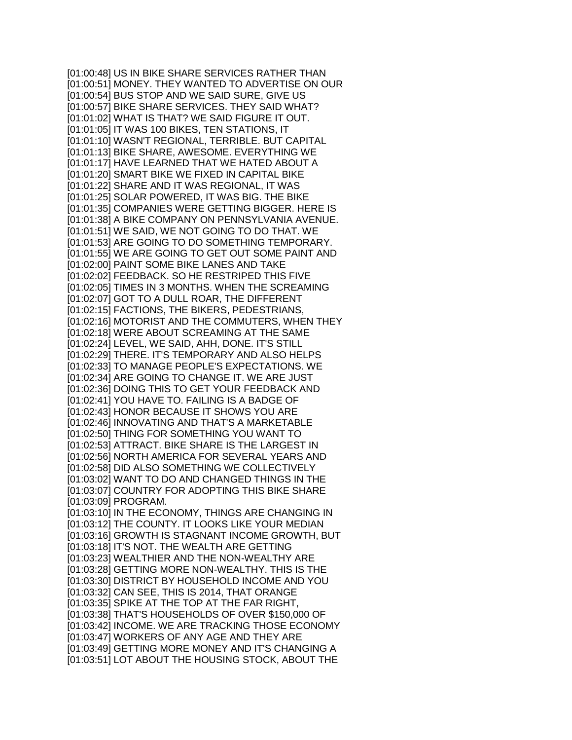[01:00:48] US IN BIKE SHARE SERVICES RATHER THAN
[01:00:51] MONEY. THEY WANTED TO ADVERTISE ON OUR
[01:00:54] BUS STOP AND WE SAID SURE, GIVE US
[01:00:57] BIKE SHARE SERVICES. THEY SAID WHAT?
[01:01:02] WHAT IS THAT? WE SAID FIGURE IT OUT.
[01:01:05] IT WAS 100 BIKES, TEN STATIONS, IT
[01:01:10] WASN'T REGIONAL, TERRIBLE. BUT CAPITAL
[01:01:13] BIKE SHARE, AWESOME. EVERYTHING WE
[01:01:17] HAVE LEARNED THAT WE HATED ABOUT A
[01:01:20] SMART BIKE WE FIXED IN CAPITAL BIKE
[01:01:22] SHARE AND IT WAS REGIONAL, IT WAS
[01:01:25] SOLAR POWERED, IT WAS BIG. THE BIKE
[01:01:35] COMPANIES WERE GETTING BIGGER. HERE IS
[01:01:38] A BIKE COMPANY ON PENNSYLVANIA AVENUE.
[01:01:51] WE SAID, WE NOT GOING TO DO THAT. WE
[01:01:53] ARE GOING TO DO SOMETHING TEMPORARY.
[01:01:55] WE ARE GOING TO GET OUT SOME PAINT AND
[01:02:00] PAINT SOME BIKE LANES AND TAKE
[01:02:02] FEEDBACK. SO HE RESTRIPED THIS FIVE
[01:02:05] TIMES IN 3 MONTHS. WHEN THE SCREAMING
[01:02:07] GOT TO A DULL ROAR, THE DIFFERENT
[01:02:15] FACTIONS, THE BIKERS, PEDESTRIANS,
[01:02:16] MOTORIST AND THE COMMUTERS, WHEN THEY
[01:02:18] WERE ABOUT SCREAMING AT THE SAME
[01:02:24] LEVEL, WE SAID, AHH, DONE. IT'S STILL
[01:02:29] THERE. IT'S TEMPORARY AND ALSO HELPS
[01:02:33] TO MANAGE PEOPLE'S EXPECTATIONS. WE
[01:02:34] ARE GOING TO CHANGE IT. WE ARE JUST
[01:02:36] DOING THIS TO GET YOUR FEEDBACK AND
[01:02:41] YOU HAVE TO. FAILING IS A BADGE OF
[01:02:43] HONOR BECAUSE IT SHOWS YOU ARE
[01:02:46] INNOVATING AND THAT'S A MARKETABLE
[01:02:50] THING FOR SOMETHING YOU WANT TO
[01:02:53] ATTRACT. BIKE SHARE IS THE LARGEST IN
[01:02:56] NORTH AMERICA FOR SEVERAL YEARS AND
[01:02:58] DID ALSO SOMETHING WE COLLECTIVELY
[01:03:02] WANT TO DO AND CHANGED THINGS IN THE
[01:03:07] COUNTRY FOR ADOPTING THIS BIKE SHARE
[01:03:09] PROGRAM.
[01:03:10] IN THE ECONOMY, THINGS ARE CHANGING IN
[01:03:12] THE COUNTY. IT LOOKS LIKE YOUR MEDIAN
[01:03:16] GROWTH IS STAGNANT INCOME GROWTH, BUT
[01:03:18] IT'S NOT. THE WEALTH ARE GETTING
[01:03:23] WEALTHIER AND THE NON-WEALTHY ARE
[01:03:28] GETTING MORE NON-WEALTHY. THIS IS THE
[01:03:30] DISTRICT BY HOUSEHOLD INCOME AND YOU
[01:03:32] CAN SEE, THIS IS 2014, THAT ORANGE
[01:03:35] SPIKE AT THE TOP AT THE FAR RIGHT,
[01:03:38] THAT'S HOUSEHOLDS OF OVER $150,000 OF
[01:03:42] INCOME. WE ARE TRACKING THOSE ECONOMY
[01:03:47] WORKERS OF ANY AGE AND THEY ARE
[01:03:49] GETTING MORE MONEY AND IT'S CHANGING A
[01:03:51] LOT ABOUT THE HOUSING STOCK, ABOUT THE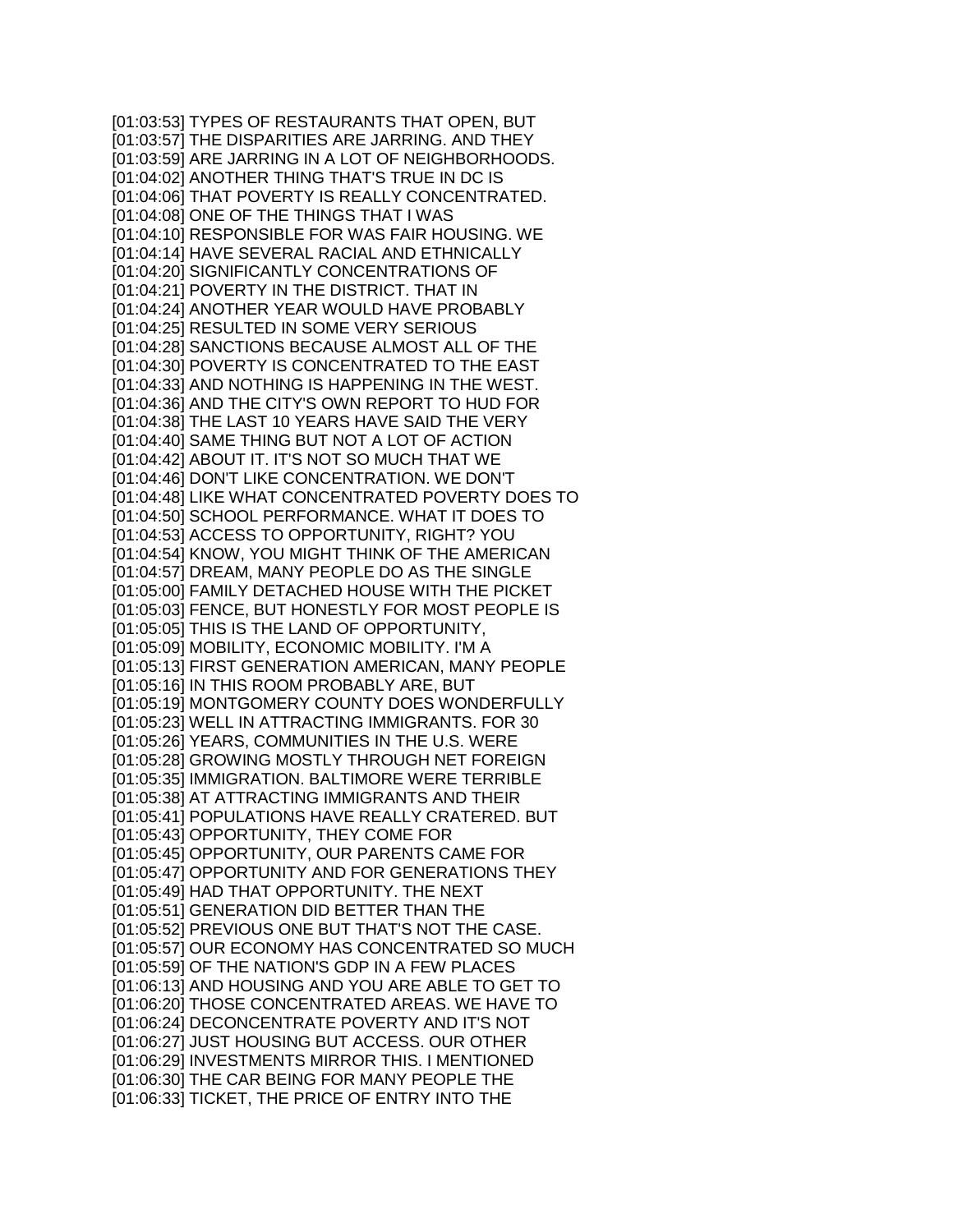[01:03:53] TYPES OF RESTAURANTS THAT OPEN, BUT
[01:03:57] THE DISPARITIES ARE JARRING. AND THEY
[01:03:59] ARE JARRING IN A LOT OF NEIGHBORHOODS.
[01:04:02] ANOTHER THING THAT'S TRUE IN DC IS
[01:04:06] THAT POVERTY IS REALLY CONCENTRATED.
[01:04:08] ONE OF THE THINGS THAT I WAS
[01:04:10] RESPONSIBLE FOR WAS FAIR HOUSING. WE
[01:04:14] HAVE SEVERAL RACIAL AND ETHNICALLY
[01:04:20] SIGNIFICANTLY CONCENTRATIONS OF
[01:04:21] POVERTY IN THE DISTRICT. THAT IN
[01:04:24] ANOTHER YEAR WOULD HAVE PROBABLY
[01:04:25] RESULTED IN SOME VERY SERIOUS
[01:04:28] SANCTIONS BECAUSE ALMOST ALL OF THE
[01:04:30] POVERTY IS CONCENTRATED TO THE EAST
[01:04:33] AND NOTHING IS HAPPENING IN THE WEST.
[01:04:36] AND THE CITY'S OWN REPORT TO HUD FOR
[01:04:38] THE LAST 10 YEARS HAVE SAID THE VERY
[01:04:40] SAME THING BUT NOT A LOT OF ACTION
[01:04:42] ABOUT IT. IT'S NOT SO MUCH THAT WE
[01:04:46] DON'T LIKE CONCENTRATION. WE DON'T
[01:04:48] LIKE WHAT CONCENTRATED POVERTY DOES TO
[01:04:50] SCHOOL PERFORMANCE. WHAT IT DOES TO
[01:04:53] ACCESS TO OPPORTUNITY, RIGHT? YOU
[01:04:54] KNOW, YOU MIGHT THINK OF THE AMERICAN
[01:04:57] DREAM, MANY PEOPLE DO AS THE SINGLE
[01:05:00] FAMILY DETACHED HOUSE WITH THE PICKET
[01:05:03] FENCE, BUT HONESTLY FOR MOST PEOPLE IS
[01:05:05] THIS IS THE LAND OF OPPORTUNITY,
[01:05:09] MOBILITY, ECONOMIC MOBILITY. I'M A
[01:05:13] FIRST GENERATION AMERICAN, MANY PEOPLE
[01:05:16] IN THIS ROOM PROBABLY ARE, BUT
[01:05:19] MONTGOMERY COUNTY DOES WONDERFULLY
[01:05:23] WELL IN ATTRACTING IMMIGRANTS. FOR 30
[01:05:26] YEARS, COMMUNITIES IN THE U.S. WERE
[01:05:28] GROWING MOSTLY THROUGH NET FOREIGN
[01:05:35] IMMIGRATION. BALTIMORE WERE TERRIBLE
[01:05:38] AT ATTRACTING IMMIGRANTS AND THEIR
[01:05:41] POPULATIONS HAVE REALLY CRATERED. BUT
[01:05:43] OPPORTUNITY, THEY COME FOR
[01:05:45] OPPORTUNITY, OUR PARENTS CAME FOR
[01:05:47] OPPORTUNITY AND FOR GENERATIONS THEY
[01:05:49] HAD THAT OPPORTUNITY. THE NEXT
[01:05:51] GENERATION DID BETTER THAN THE
[01:05:52] PREVIOUS ONE BUT THAT'S NOT THE CASE.
[01:05:57] OUR ECONOMY HAS CONCENTRATED SO MUCH
[01:05:59] OF THE NATION'S GDP IN A FEW PLACES
[01:06:13] AND HOUSING AND YOU ARE ABLE TO GET TO
[01:06:20] THOSE CONCENTRATED AREAS. WE HAVE TO
[01:06:24] DECONCENTRATE POVERTY AND IT'S NOT
[01:06:27] JUST HOUSING BUT ACCESS. OUR OTHER
[01:06:29] INVESTMENTS MIRROR THIS. I MENTIONED
[01:06:30] THE CAR BEING FOR MANY PEOPLE THE
[01:06:33] TICKET, THE PRICE OF ENTRY INTO THE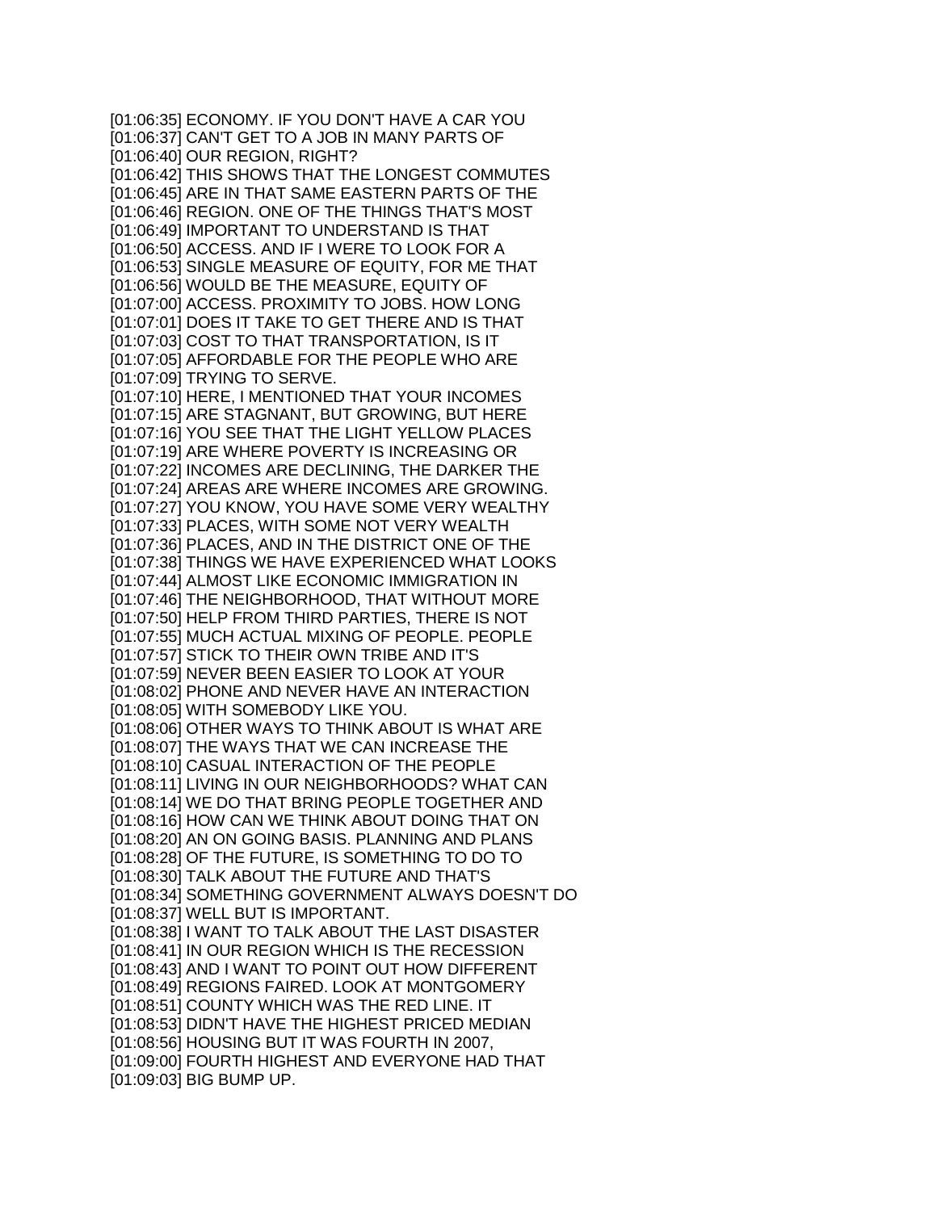[01:06:35] ECONOMY. IF YOU DON'T HAVE A CAR YOU
[01:06:37] CAN'T GET TO A JOB IN MANY PARTS OF
[01:06:40] OUR REGION, RIGHT?
[01:06:42] THIS SHOWS THAT THE LONGEST COMMUTES
[01:06:45] ARE IN THAT SAME EASTERN PARTS OF THE
[01:06:46] REGION. ONE OF THE THINGS THAT'S MOST
[01:06:49] IMPORTANT TO UNDERSTAND IS THAT
[01:06:50] ACCESS. AND IF I WERE TO LOOK FOR A
[01:06:53] SINGLE MEASURE OF EQUITY, FOR ME THAT
[01:06:56] WOULD BE THE MEASURE, EQUITY OF
[01:07:00] ACCESS. PROXIMITY TO JOBS. HOW LONG
[01:07:01] DOES IT TAKE TO GET THERE AND IS THAT
[01:07:03] COST TO THAT TRANSPORTATION, IS IT
[01:07:05] AFFORDABLE FOR THE PEOPLE WHO ARE
[01:07:09] TRYING TO SERVE.
[01:07:10] HERE, I MENTIONED THAT YOUR INCOMES
[01:07:15] ARE STAGNANT, BUT GROWING, BUT HERE
[01:07:16] YOU SEE THAT THE LIGHT YELLOW PLACES
[01:07:19] ARE WHERE POVERTY IS INCREASING OR
[01:07:22] INCOMES ARE DECLINING, THE DARKER THE
[01:07:24] AREAS ARE WHERE INCOMES ARE GROWING.
[01:07:27] YOU KNOW, YOU HAVE SOME VERY WEALTHY
[01:07:33] PLACES, WITH SOME NOT VERY WEALTH
[01:07:36] PLACES, AND IN THE DISTRICT ONE OF THE
[01:07:38] THINGS WE HAVE EXPERIENCED WHAT LOOKS
[01:07:44] ALMOST LIKE ECONOMIC IMMIGRATION IN
[01:07:46] THE NEIGHBORHOOD, THAT WITHOUT MORE
[01:07:50] HELP FROM THIRD PARTIES, THERE IS NOT
[01:07:55] MUCH ACTUAL MIXING OF PEOPLE. PEOPLE
[01:07:57] STICK TO THEIR OWN TRIBE AND IT'S
[01:07:59] NEVER BEEN EASIER TO LOOK AT YOUR
[01:08:02] PHONE AND NEVER HAVE AN INTERACTION
[01:08:05] WITH SOMEBODY LIKE YOU.
[01:08:06] OTHER WAYS TO THINK ABOUT IS WHAT ARE
[01:08:07] THE WAYS THAT WE CAN INCREASE THE
[01:08:10] CASUAL INTERACTION OF THE PEOPLE
[01:08:11] LIVING IN OUR NEIGHBORHOODS? WHAT CAN
[01:08:14] WE DO THAT BRING PEOPLE TOGETHER AND
[01:08:16] HOW CAN WE THINK ABOUT DOING THAT ON
[01:08:20] AN ON GOING BASIS. PLANNING AND PLANS
[01:08:28] OF THE FUTURE, IS SOMETHING TO DO TO
[01:08:30] TALK ABOUT THE FUTURE AND THAT'S
[01:08:34] SOMETHING GOVERNMENT ALWAYS DOESN'T DO
[01:08:37] WELL BUT IS IMPORTANT.
[01:08:38] I WANT TO TALK ABOUT THE LAST DISASTER
[01:08:41] IN OUR REGION WHICH IS THE RECESSION
[01:08:43] AND I WANT TO POINT OUT HOW DIFFERENT
[01:08:49] REGIONS FAIRED. LOOK AT MONTGOMERY
[01:08:51] COUNTY WHICH WAS THE RED LINE. IT
[01:08:53] DIDN'T HAVE THE HIGHEST PRICED MEDIAN
[01:08:56] HOUSING BUT IT WAS FOURTH IN 2007,
[01:09:00] FOURTH HIGHEST AND EVERYONE HAD THAT
[01:09:03] BIG BUMP UP.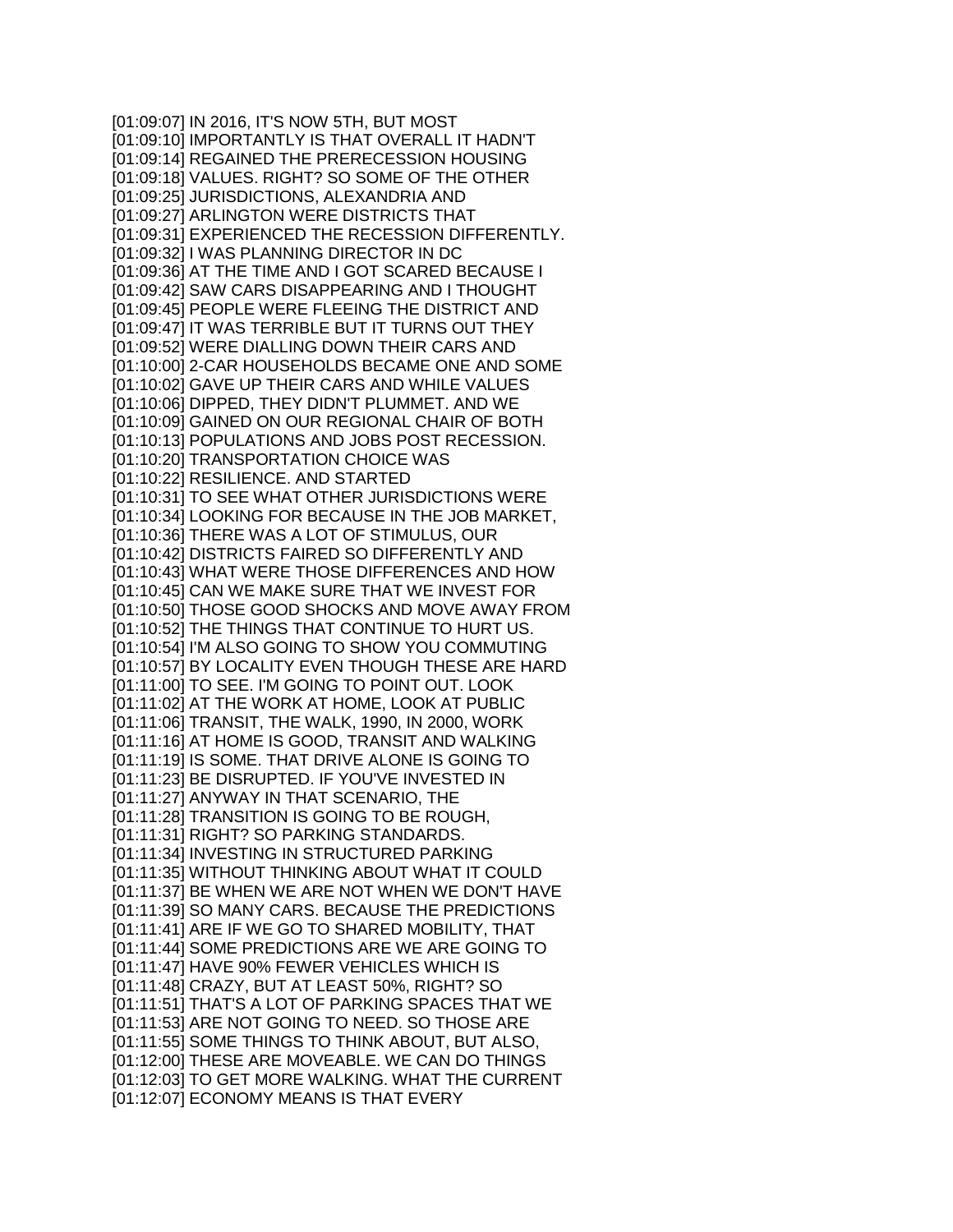[01:09:07] IN 2016, IT'S NOW 5TH, BUT MOST
[01:09:10] IMPORTANTLY IS THAT OVERALL IT HADN'T
[01:09:14] REGAINED THE PRERECESSION HOUSING
[01:09:18] VALUES. RIGHT? SO SOME OF THE OTHER
[01:09:25] JURISDICTIONS, ALEXANDRIA AND
[01:09:27] ARLINGTON WERE DISTRICTS THAT
[01:09:31] EXPERIENCED THE RECESSION DIFFERENTLY.
[01:09:32] I WAS PLANNING DIRECTOR IN DC
[01:09:36] AT THE TIME AND I GOT SCARED BECAUSE I
[01:09:42] SAW CARS DISAPPEARING AND I THOUGHT
[01:09:45] PEOPLE WERE FLEEING THE DISTRICT AND
[01:09:47] IT WAS TERRIBLE BUT IT TURNS OUT THEY
[01:09:52] WERE DIALLING DOWN THEIR CARS AND
[01:10:00] 2-CAR HOUSEHOLDS BECAME ONE AND SOME
[01:10:02] GAVE UP THEIR CARS AND WHILE VALUES
[01:10:06] DIPPED, THEY DIDN'T PLUMMET. AND WE
[01:10:09] GAINED ON OUR REGIONAL CHAIR OF BOTH
[01:10:13] POPULATIONS AND JOBS POST RECESSION.
[01:10:20] TRANSPORTATION CHOICE WAS
[01:10:22] RESILIENCE. AND STARTED
[01:10:31] TO SEE WHAT OTHER JURISDICTIONS WERE
[01:10:34] LOOKING FOR BECAUSE IN THE JOB MARKET,
[01:10:36] THERE WAS A LOT OF STIMULUS, OUR
[01:10:42] DISTRICTS FAIRED SO DIFFERENTLY AND
[01:10:43] WHAT WERE THOSE DIFFERENCES AND HOW
[01:10:45] CAN WE MAKE SURE THAT WE INVEST FOR
[01:10:50] THOSE GOOD SHOCKS AND MOVE AWAY FROM
[01:10:52] THE THINGS THAT CONTINUE TO HURT US.
[01:10:54] I'M ALSO GOING TO SHOW YOU COMMUTING
[01:10:57] BY LOCALITY EVEN THOUGH THESE ARE HARD
[01:11:00] TO SEE. I'M GOING TO POINT OUT. LOOK
[01:11:02] AT THE WORK AT HOME, LOOK AT PUBLIC
[01:11:06] TRANSIT, THE WALK, 1990, IN 2000, WORK
[01:11:16] AT HOME IS GOOD, TRANSIT AND WALKING
[01:11:19] IS SOME. THAT DRIVE ALONE IS GOING TO
[01:11:23] BE DISRUPTED. IF YOU'VE INVESTED IN
[01:11:27] ANYWAY IN THAT SCENARIO, THE
[01:11:28] TRANSITION IS GOING TO BE ROUGH,
[01:11:31] RIGHT? SO PARKING STANDARDS.
[01:11:34] INVESTING IN STRUCTURED PARKING
[01:11:35] WITHOUT THINKING ABOUT WHAT IT COULD
[01:11:37] BE WHEN WE ARE NOT WHEN WE DON'T HAVE
[01:11:39] SO MANY CARS. BECAUSE THE PREDICTIONS
[01:11:41] ARE IF WE GO TO SHARED MOBILITY, THAT
[01:11:44] SOME PREDICTIONS ARE WE ARE GOING TO
[01:11:47] HAVE 90% FEWER VEHICLES WHICH IS
[01:11:48] CRAZY, BUT AT LEAST 50%, RIGHT? SO
[01:11:51] THAT'S A LOT OF PARKING SPACES THAT WE
[01:11:53] ARE NOT GOING TO NEED. SO THOSE ARE
[01:11:55] SOME THINGS TO THINK ABOUT, BUT ALSO,
[01:12:00] THESE ARE MOVEABLE. WE CAN DO THINGS
[01:12:03] TO GET MORE WALKING. WHAT THE CURRENT
[01:12:07] ECONOMY MEANS IS THAT EVERY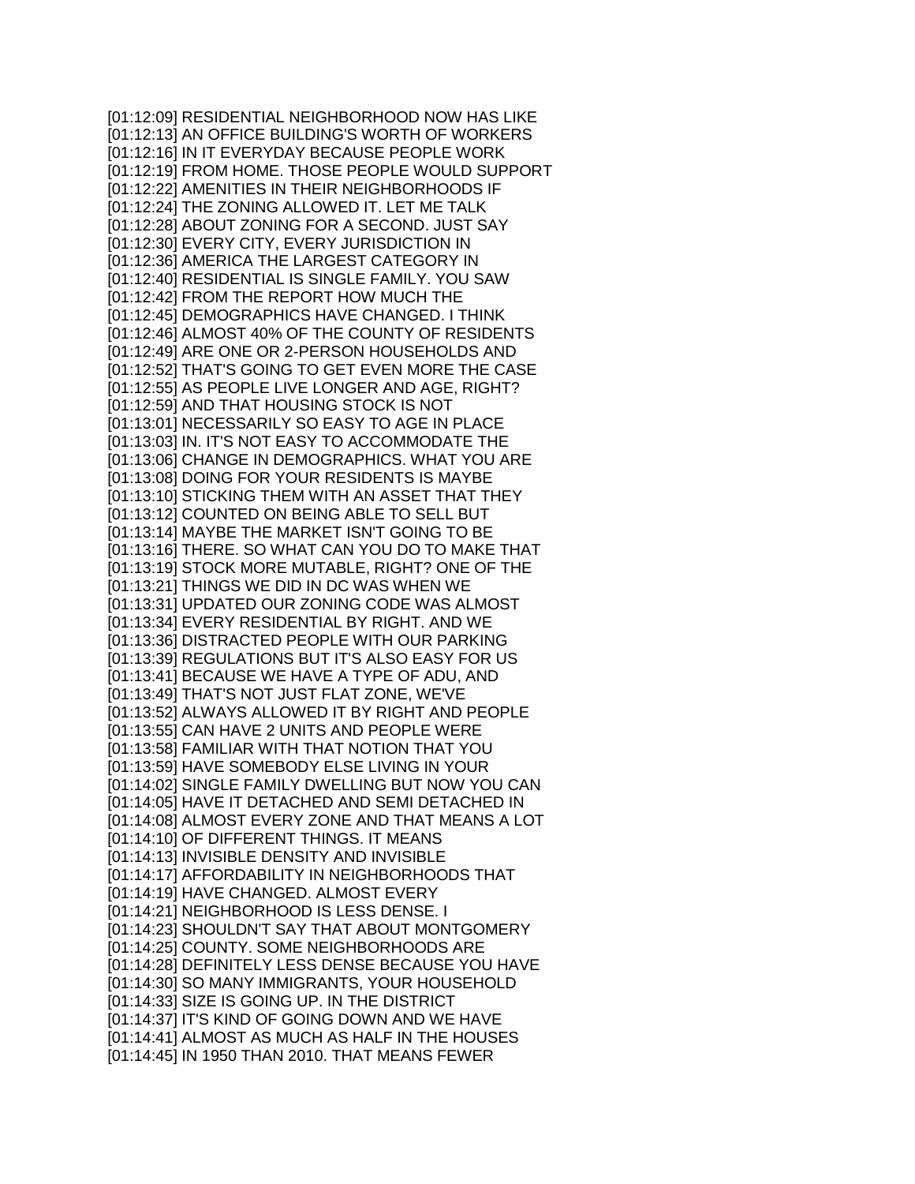[01:12:09] RESIDENTIAL NEIGHBORHOOD NOW HAS LIKE
[01:12:13] AN OFFICE BUILDING'S WORTH OF WORKERS
[01:12:16] IN IT EVERYDAY BECAUSE PEOPLE WORK
[01:12:19] FROM HOME. THOSE PEOPLE WOULD SUPPORT
[01:12:22] AMENITIES IN THEIR NEIGHBORHOODS IF
[01:12:24] THE ZONING ALLOWED IT. LET ME TALK
[01:12:28] ABOUT ZONING FOR A SECOND. JUST SAY
[01:12:30] EVERY CITY, EVERY JURISDICTION IN
[01:12:36] AMERICA THE LARGEST CATEGORY IN
[01:12:40] RESIDENTIAL IS SINGLE FAMILY. YOU SAW
[01:12:42] FROM THE REPORT HOW MUCH THE
[01:12:45] DEMOGRAPHICS HAVE CHANGED. I THINK
[01:12:46] ALMOST 40% OF THE COUNTY OF RESIDENTS
[01:12:49] ARE ONE OR 2-PERSON HOUSEHOLDS AND
[01:12:52] THAT'S GOING TO GET EVEN MORE THE CASE
[01:12:55] AS PEOPLE LIVE LONGER AND AGE, RIGHT?
[01:12:59] AND THAT HOUSING STOCK IS NOT
[01:13:01] NECESSARILY SO EASY TO AGE IN PLACE
[01:13:03] IN. IT'S NOT EASY TO ACCOMMODATE THE
[01:13:06] CHANGE IN DEMOGRAPHICS. WHAT YOU ARE
[01:13:08] DOING FOR YOUR RESIDENTS IS MAYBE
[01:13:10] STICKING THEM WITH AN ASSET THAT THEY
[01:13:12] COUNTED ON BEING ABLE TO SELL BUT
[01:13:14] MAYBE THE MARKET ISN'T GOING TO BE
[01:13:16] THERE. SO WHAT CAN YOU DO TO MAKE THAT
[01:13:19] STOCK MORE MUTABLE, RIGHT? ONE OF THE
[01:13:21] THINGS WE DID IN DC WAS WHEN WE
[01:13:31] UPDATED OUR ZONING CODE WAS ALMOST
[01:13:34] EVERY RESIDENTIAL BY RIGHT. AND WE
[01:13:36] DISTRACTED PEOPLE WITH OUR PARKING
[01:13:39] REGULATIONS BUT IT'S ALSO EASY FOR US
[01:13:41] BECAUSE WE HAVE A TYPE OF ADU, AND
[01:13:49] THAT'S NOT JUST FLAT ZONE, WE'VE
[01:13:52] ALWAYS ALLOWED IT BY RIGHT AND PEOPLE
[01:13:55] CAN HAVE 2 UNITS AND PEOPLE WERE
[01:13:58] FAMILIAR WITH THAT NOTION THAT YOU
[01:13:59] HAVE SOMEBODY ELSE LIVING IN YOUR
[01:14:02] SINGLE FAMILY DWELLING BUT NOW YOU CAN
[01:14:05] HAVE IT DETACHED AND SEMI DETACHED IN
[01:14:08] ALMOST EVERY ZONE AND THAT MEANS A LOT
[01:14:10] OF DIFFERENT THINGS. IT MEANS
[01:14:13] INVISIBLE DENSITY AND INVISIBLE
[01:14:17] AFFORDABILITY IN NEIGHBORHOODS THAT
[01:14:19] HAVE CHANGED. ALMOST EVERY
[01:14:21] NEIGHBORHOOD IS LESS DENSE. I
[01:14:23] SHOULDN'T SAY THAT ABOUT MONTGOMERY
[01:14:25] COUNTY. SOME NEIGHBORHOODS ARE
[01:14:28] DEFINITELY LESS DENSE BECAUSE YOU HAVE
[01:14:30] SO MANY IMMIGRANTS, YOUR HOUSEHOLD
[01:14:33] SIZE IS GOING UP. IN THE DISTRICT
[01:14:37] IT'S KIND OF GOING DOWN AND WE HAVE
[01:14:41] ALMOST AS MUCH AS HALF IN THE HOUSES
[01:14:45] IN 1950 THAN 2010. THAT MEANS FEWER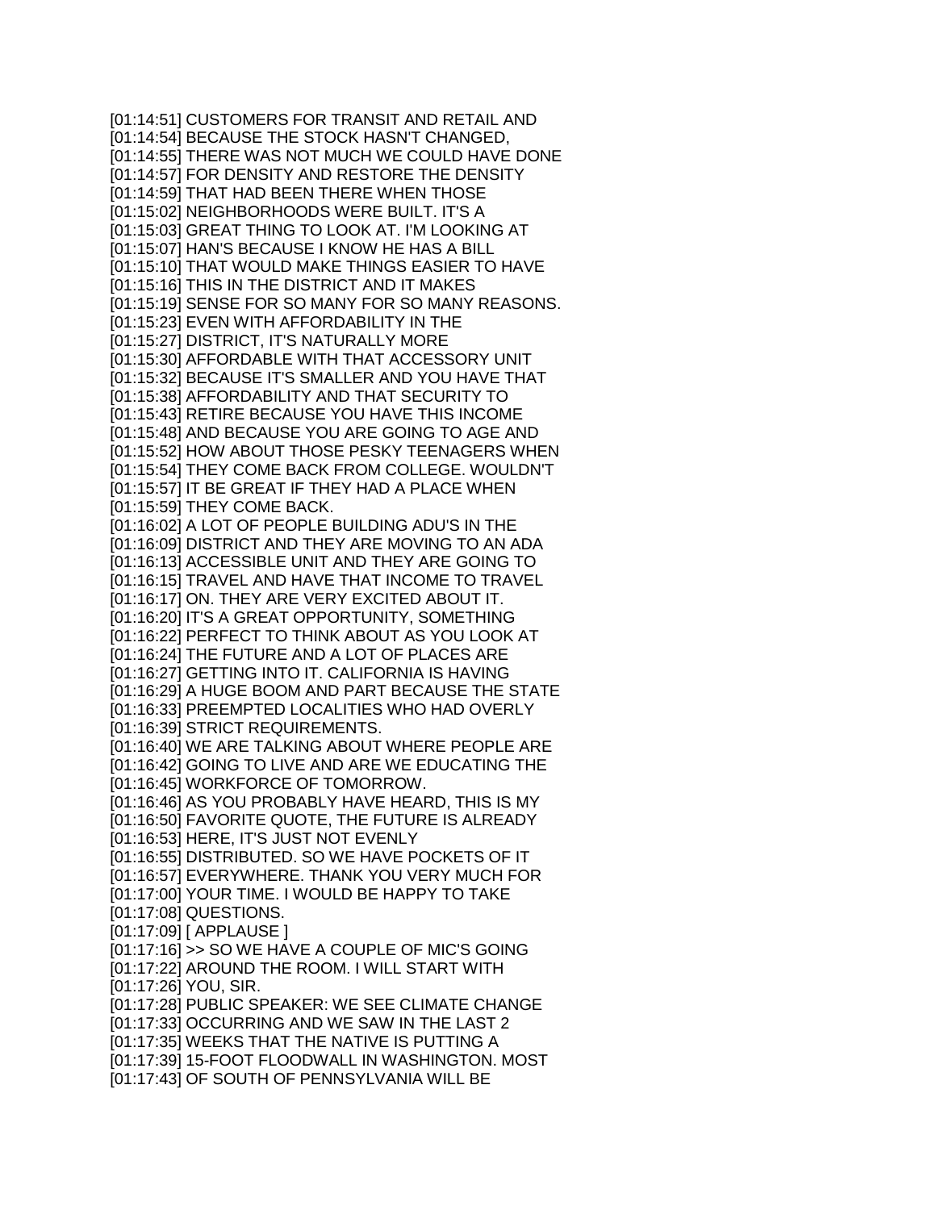[01:14:51] CUSTOMERS FOR TRANSIT AND RETAIL AND
[01:14:54] BECAUSE THE STOCK HASN'T CHANGED,
[01:14:55] THERE WAS NOT MUCH WE COULD HAVE DONE
[01:14:57] FOR DENSITY AND RESTORE THE DENSITY
[01:14:59] THAT HAD BEEN THERE WHEN THOSE
[01:15:02] NEIGHBORHOODS WERE BUILT. IT'S A
[01:15:03] GREAT THING TO LOOK AT. I'M LOOKING AT
[01:15:07] HAN'S BECAUSE I KNOW HE HAS A BILL
[01:15:10] THAT WOULD MAKE THINGS EASIER TO HAVE
[01:15:16] THIS IN THE DISTRICT AND IT MAKES
[01:15:19] SENSE FOR SO MANY FOR SO MANY REASONS.
[01:15:23] EVEN WITH AFFORDABILITY IN THE
[01:15:27] DISTRICT, IT'S NATURALLY MORE
[01:15:30] AFFORDABLE WITH THAT ACCESSORY UNIT
[01:15:32] BECAUSE IT'S SMALLER AND YOU HAVE THAT
[01:15:38] AFFORDABILITY AND THAT SECURITY TO
[01:15:43] RETIRE BECAUSE YOU HAVE THIS INCOME
[01:15:48] AND BECAUSE YOU ARE GOING TO AGE AND
[01:15:52] HOW ABOUT THOSE PESKY TEENAGERS WHEN
[01:15:54] THEY COME BACK FROM COLLEGE. WOULDN'T
[01:15:57] IT BE GREAT IF THEY HAD A PLACE WHEN
[01:15:59] THEY COME BACK.
[01:16:02] A LOT OF PEOPLE BUILDING ADU'S IN THE
[01:16:09] DISTRICT AND THEY ARE MOVING TO AN ADA
[01:16:13] ACCESSIBLE UNIT AND THEY ARE GOING TO
[01:16:15] TRAVEL AND HAVE THAT INCOME TO TRAVEL
[01:16:17] ON. THEY ARE VERY EXCITED ABOUT IT.
[01:16:20] IT'S A GREAT OPPORTUNITY, SOMETHING
[01:16:22] PERFECT TO THINK ABOUT AS YOU LOOK AT
[01:16:24] THE FUTURE AND A LOT OF PLACES ARE
[01:16:27] GETTING INTO IT. CALIFORNIA IS HAVING
[01:16:29] A HUGE BOOM AND PART BECAUSE THE STATE
[01:16:33] PREEMPTED LOCALITIES WHO HAD OVERLY
[01:16:39] STRICT REQUIREMENTS.
[01:16:40] WE ARE TALKING ABOUT WHERE PEOPLE ARE
[01:16:42] GOING TO LIVE AND ARE WE EDUCATING THE
[01:16:45] WORKFORCE OF TOMORROW.
[01:16:46] AS YOU PROBABLY HAVE HEARD, THIS IS MY
[01:16:50] FAVORITE QUOTE, THE FUTURE IS ALREADY
[01:16:53] HERE, IT'S JUST NOT EVENLY
[01:16:55] DISTRIBUTED. SO WE HAVE POCKETS OF IT
[01:16:57] EVERYWHERE. THANK YOU VERY MUCH FOR
[01:17:00] YOUR TIME. I WOULD BE HAPPY TO TAKE
[01:17:08] QUESTIONS.
[01:17:09] [ APPLAUSE ]
[01:17:16] >> SO WE HAVE A COUPLE OF MIC'S GOING
[01:17:22] AROUND THE ROOM. I WILL START WITH
[01:17:26] YOU, SIR.
[01:17:28] PUBLIC SPEAKER: WE SEE CLIMATE CHANGE
[01:17:33] OCCURRING AND WE SAW IN THE LAST 2
[01:17:35] WEEKS THAT THE NATIVE IS PUTTING A
[01:17:39] 15-FOOT FLOODWALL IN WASHINGTON. MOST
[01:17:43] OF SOUTH OF PENNSYLVANIA WILL BE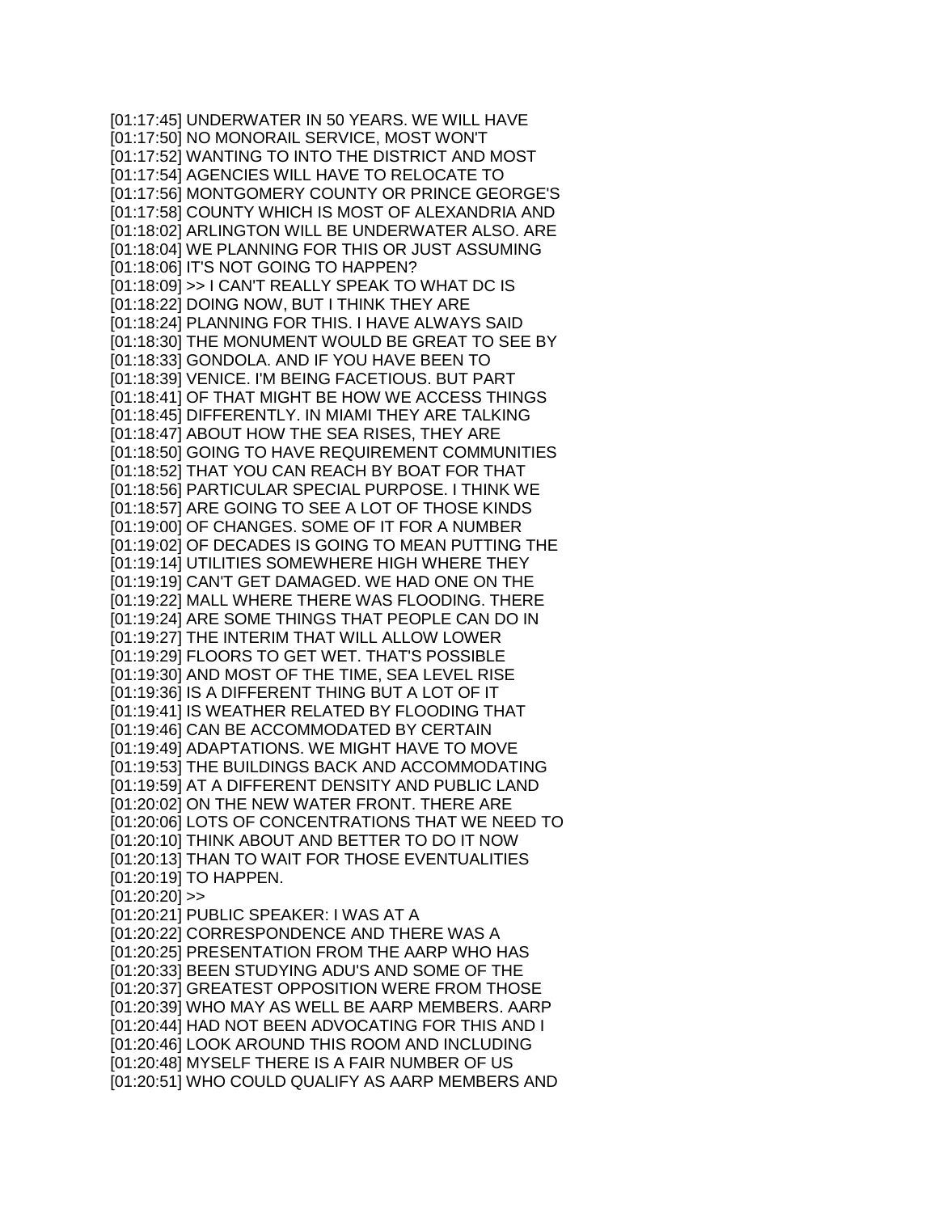[01:17:45] UNDERWATER IN 50 YEARS. WE WILL HAVE
[01:17:50] NO MONORAIL SERVICE, MOST WON'T
[01:17:52] WANTING TO INTO THE DISTRICT AND MOST
[01:17:54] AGENCIES WILL HAVE TO RELOCATE TO
[01:17:56] MONTGOMERY COUNTY OR PRINCE GEORGE'S
[01:17:58] COUNTY WHICH IS MOST OF ALEXANDRIA AND
[01:18:02] ARLINGTON WILL BE UNDERWATER ALSO. ARE
[01:18:04] WE PLANNING FOR THIS OR JUST ASSUMING
[01:18:06] IT'S NOT GOING TO HAPPEN?
[01:18:09] >> I CAN'T REALLY SPEAK TO WHAT DC IS
[01:18:22] DOING NOW, BUT I THINK THEY ARE
[01:18:24] PLANNING FOR THIS. I HAVE ALWAYS SAID
[01:18:30] THE MONUMENT WOULD BE GREAT TO SEE BY
[01:18:33] GONDOLA. AND IF YOU HAVE BEEN TO
[01:18:39] VENICE. I'M BEING FACETIOUS. BUT PART
[01:18:41] OF THAT MIGHT BE HOW WE ACCESS THINGS
[01:18:45] DIFFERENTLY. IN MIAMI THEY ARE TALKING
[01:18:47] ABOUT HOW THE SEA RISES, THEY ARE
[01:18:50] GOING TO HAVE REQUIREMENT COMMUNITIES
[01:18:52] THAT YOU CAN REACH BY BOAT FOR THAT
[01:18:56] PARTICULAR SPECIAL PURPOSE. I THINK WE
[01:18:57] ARE GOING TO SEE A LOT OF THOSE KINDS
[01:19:00] OF CHANGES. SOME OF IT FOR A NUMBER
[01:19:02] OF DECADES IS GOING TO MEAN PUTTING THE
[01:19:14] UTILITIES SOMEWHERE HIGH WHERE THEY
[01:19:19] CAN'T GET DAMAGED. WE HAD ONE ON THE
[01:19:22] MALL WHERE THERE WAS FLOODING. THERE
[01:19:24] ARE SOME THINGS THAT PEOPLE CAN DO IN
[01:19:27] THE INTERIM THAT WILL ALLOW LOWER
[01:19:29] FLOORS TO GET WET. THAT'S POSSIBLE
[01:19:30] AND MOST OF THE TIME, SEA LEVEL RISE
[01:19:36] IS A DIFFERENT THING BUT A LOT OF IT
[01:19:41] IS WEATHER RELATED BY FLOODING THAT
[01:19:46] CAN BE ACCOMMODATED BY CERTAIN
[01:19:49] ADAPTATIONS. WE MIGHT HAVE TO MOVE
[01:19:53] THE BUILDINGS BACK AND ACCOMMODATING
[01:19:59] AT A DIFFERENT DENSITY AND PUBLIC LAND
[01:20:02] ON THE NEW WATER FRONT. THERE ARE
[01:20:06] LOTS OF CONCENTRATIONS THAT WE NEED TO
[01:20:10] THINK ABOUT AND BETTER TO DO IT NOW
[01:20:13] THAN TO WAIT FOR THOSE EVENTUALITIES
[01:20:19] TO HAPPEN.
[01:20:20] >>
[01:20:21] PUBLIC SPEAKER: I WAS AT A
[01:20:22] CORRESPONDENCE AND THERE WAS A
[01:20:25] PRESENTATION FROM THE AARP WHO HAS
[01:20:33] BEEN STUDYING ADU'S AND SOME OF THE
[01:20:37] GREATEST OPPOSITION WERE FROM THOSE
[01:20:39] WHO MAY AS WELL BE AARP MEMBERS. AARP
[01:20:44] HAD NOT BEEN ADVOCATING FOR THIS AND I
[01:20:46] LOOK AROUND THIS ROOM AND INCLUDING
[01:20:48] MYSELF THERE IS A FAIR NUMBER OF US
[01:20:51] WHO COULD QUALIFY AS AARP MEMBERS AND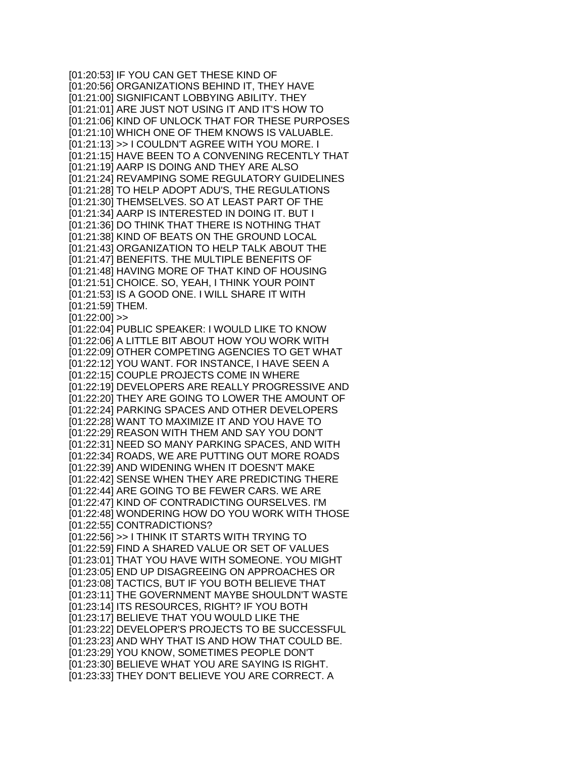[01:20:53] IF YOU CAN GET THESE KIND OF
[01:20:56] ORGANIZATIONS BEHIND IT, THEY HAVE
[01:21:00] SIGNIFICANT LOBBYING ABILITY. THEY
[01:21:01] ARE JUST NOT USING IT AND IT'S HOW TO
[01:21:06] KIND OF UNLOCK THAT FOR THESE PURPOSES
[01:21:10] WHICH ONE OF THEM KNOWS IS VALUABLE.
[01:21:13] >> I COULDN'T AGREE WITH YOU MORE. I
[01:21:15] HAVE BEEN TO A CONVENING RECENTLY THAT
[01:21:19] AARP IS DOING AND THEY ARE ALSO
[01:21:24] REVAMPING SOME REGULATORY GUIDELINES
[01:21:28] TO HELP ADOPT ADU'S, THE REGULATIONS
[01:21:30] THEMSELVES. SO AT LEAST PART OF THE
[01:21:34] AARP IS INTERESTED IN DOING IT. BUT I
[01:21:36] DO THINK THAT THERE IS NOTHING THAT
[01:21:38] KIND OF BEATS ON THE GROUND LOCAL
[01:21:43] ORGANIZATION TO HELP TALK ABOUT THE
[01:21:47] BENEFITS. THE MULTIPLE BENEFITS OF
[01:21:48] HAVING MORE OF THAT KIND OF HOUSING
[01:21:51] CHOICE. SO, YEAH, I THINK YOUR POINT
[01:21:53] IS A GOOD ONE. I WILL SHARE IT WITH
[01:21:59] THEM.
[01:22:00] >>
[01:22:04] PUBLIC SPEAKER: I WOULD LIKE TO KNOW
[01:22:06] A LITTLE BIT ABOUT HOW YOU WORK WITH
[01:22:09] OTHER COMPETING AGENCIES TO GET WHAT
[01:22:12] YOU WANT. FOR INSTANCE, I HAVE SEEN A
[01:22:15] COUPLE PROJECTS COME IN WHERE
[01:22:19] DEVELOPERS ARE REALLY PROGRESSIVE AND
[01:22:20] THEY ARE GOING TO LOWER THE AMOUNT OF
[01:22:24] PARKING SPACES AND OTHER DEVELOPERS
[01:22:28] WANT TO MAXIMIZE IT AND YOU HAVE TO
[01:22:29] REASON WITH THEM AND SAY YOU DON'T
[01:22:31] NEED SO MANY PARKING SPACES, AND WITH
[01:22:34] ROADS, WE ARE PUTTING OUT MORE ROADS
[01:22:39] AND WIDENING WHEN IT DOESN'T MAKE
[01:22:42] SENSE WHEN THEY ARE PREDICTING THERE
[01:22:44] ARE GOING TO BE FEWER CARS. WE ARE
[01:22:47] KIND OF CONTRADICTING OURSELVES. I'M
[01:22:48] WONDERING HOW DO YOU WORK WITH THOSE
[01:22:55] CONTRADICTIONS?
[01:22:56] >> I THINK IT STARTS WITH TRYING TO
[01:22:59] FIND A SHARED VALUE OR SET OF VALUES
[01:23:01] THAT YOU HAVE WITH SOMEONE. YOU MIGHT
[01:23:05] END UP DISAGREEING ON APPROACHES OR
[01:23:08] TACTICS, BUT IF YOU BOTH BELIEVE THAT
[01:23:11] THE GOVERNMENT MAYBE SHOULDN'T WASTE
[01:23:14] ITS RESOURCES, RIGHT? IF YOU BOTH
[01:23:17] BELIEVE THAT YOU WOULD LIKE THE
[01:23:22] DEVELOPER'S PROJECTS TO BE SUCCESSFUL
[01:23:23] AND WHY THAT IS AND HOW THAT COULD BE.
[01:23:29] YOU KNOW, SOMETIMES PEOPLE DON'T
[01:23:30] BELIEVE WHAT YOU ARE SAYING IS RIGHT.
[01:23:33] THEY DON'T BELIEVE YOU ARE CORRECT. A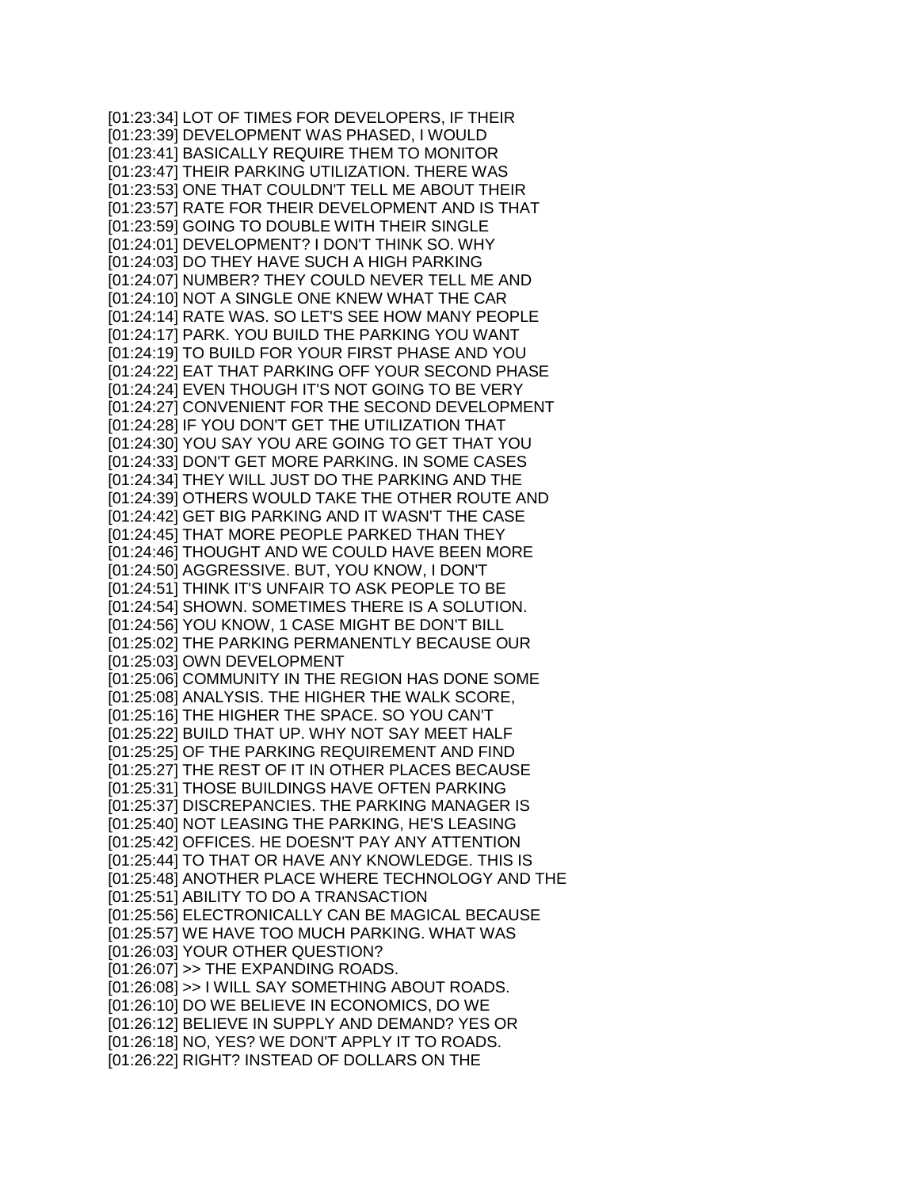[01:23:34] LOT OF TIMES FOR DEVELOPERS, IF THEIR
[01:23:39] DEVELOPMENT WAS PHASED, I WOULD
[01:23:41] BASICALLY REQUIRE THEM TO MONITOR
[01:23:47] THEIR PARKING UTILIZATION. THERE WAS
[01:23:53] ONE THAT COULDN'T TELL ME ABOUT THEIR
[01:23:57] RATE FOR THEIR DEVELOPMENT AND IS THAT
[01:23:59] GOING TO DOUBLE WITH THEIR SINGLE
[01:24:01] DEVELOPMENT? I DON'T THINK SO. WHY
[01:24:03] DO THEY HAVE SUCH A HIGH PARKING
[01:24:07] NUMBER? THEY COULD NEVER TELL ME AND
[01:24:10] NOT A SINGLE ONE KNEW WHAT THE CAR
[01:24:14] RATE WAS. SO LET'S SEE HOW MANY PEOPLE
[01:24:17] PARK. YOU BUILD THE PARKING YOU WANT
[01:24:19] TO BUILD FOR YOUR FIRST PHASE AND YOU
[01:24:22] EAT THAT PARKING OFF YOUR SECOND PHASE
[01:24:24] EVEN THOUGH IT'S NOT GOING TO BE VERY
[01:24:27] CONVENIENT FOR THE SECOND DEVELOPMENT
[01:24:28] IF YOU DON'T GET THE UTILIZATION THAT
[01:24:30] YOU SAY YOU ARE GOING TO GET THAT YOU
[01:24:33] DON'T GET MORE PARKING. IN SOME CASES
[01:24:34] THEY WILL JUST DO THE PARKING AND THE
[01:24:39] OTHERS WOULD TAKE THE OTHER ROUTE AND
[01:24:42] GET BIG PARKING AND IT WASN'T THE CASE
[01:24:45] THAT MORE PEOPLE PARKED THAN THEY
[01:24:46] THOUGHT AND WE COULD HAVE BEEN MORE
[01:24:50] AGGRESSIVE. BUT, YOU KNOW, I DON'T
[01:24:51] THINK IT'S UNFAIR TO ASK PEOPLE TO BE
[01:24:54] SHOWN. SOMETIMES THERE IS A SOLUTION.
[01:24:56] YOU KNOW, 1 CASE MIGHT BE DON'T BILL
[01:25:02] THE PARKING PERMANENTLY BECAUSE OUR
[01:25:03] OWN DEVELOPMENT
[01:25:06] COMMUNITY IN THE REGION HAS DONE SOME
[01:25:08] ANALYSIS. THE HIGHER THE WALK SCORE,
[01:25:16] THE HIGHER THE SPACE. SO YOU CAN'T
[01:25:22] BUILD THAT UP. WHY NOT SAY MEET HALF
[01:25:25] OF THE PARKING REQUIREMENT AND FIND
[01:25:27] THE REST OF IT IN OTHER PLACES BECAUSE
[01:25:31] THOSE BUILDINGS HAVE OFTEN PARKING
[01:25:37] DISCREPANCIES. THE PARKING MANAGER IS
[01:25:40] NOT LEASING THE PARKING, HE'S LEASING
[01:25:42] OFFICES. HE DOESN'T PAY ANY ATTENTION
[01:25:44] TO THAT OR HAVE ANY KNOWLEDGE. THIS IS
[01:25:48] ANOTHER PLACE WHERE TECHNOLOGY AND THE
[01:25:51] ABILITY TO DO A TRANSACTION
[01:25:56] ELECTRONICALLY CAN BE MAGICAL BECAUSE
[01:25:57] WE HAVE TOO MUCH PARKING. WHAT WAS
[01:26:03] YOUR OTHER QUESTION?
[01:26:07] >> THE EXPANDING ROADS.
[01:26:08] >> I WILL SAY SOMETHING ABOUT ROADS.
[01:26:10] DO WE BELIEVE IN ECONOMICS, DO WE
[01:26:12] BELIEVE IN SUPPLY AND DEMAND? YES OR
[01:26:18] NO, YES? WE DON'T APPLY IT TO ROADS.
[01:26:22] RIGHT? INSTEAD OF DOLLARS ON THE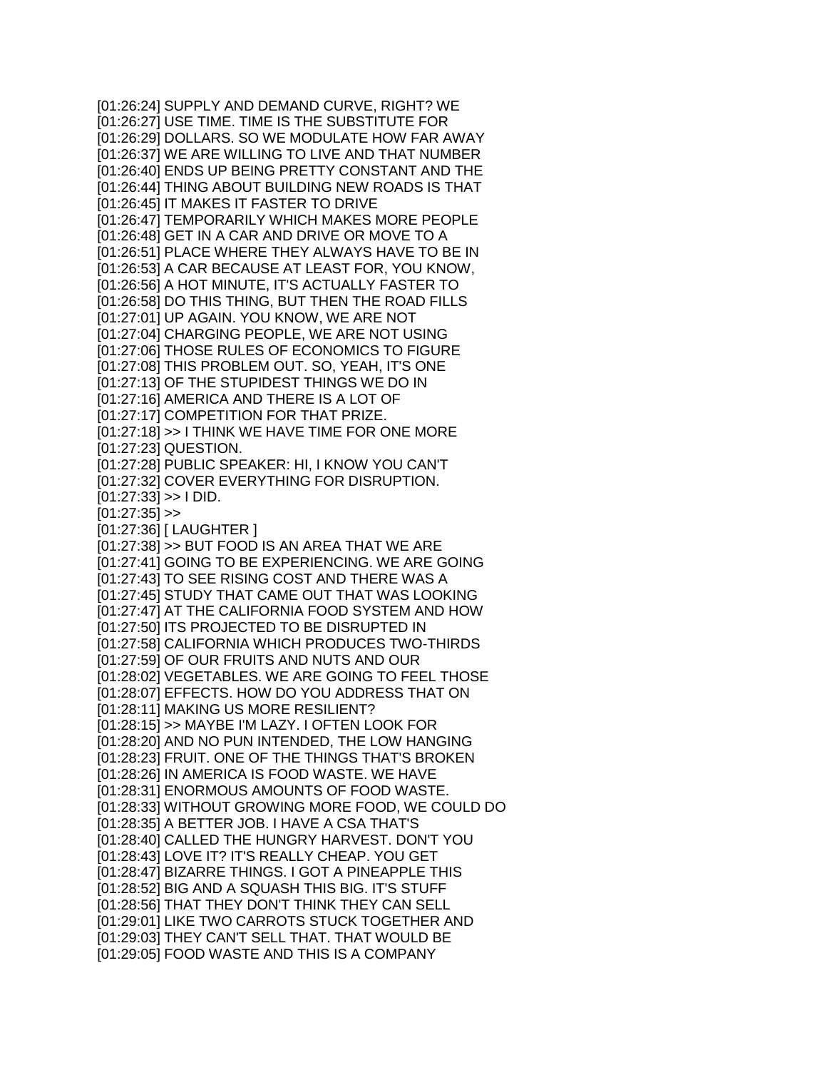[01:26:24] SUPPLY AND DEMAND CURVE, RIGHT? WE
[01:26:27] USE TIME. TIME IS THE SUBSTITUTE FOR
[01:26:29] DOLLARS. SO WE MODULATE HOW FAR AWAY
[01:26:37] WE ARE WILLING TO LIVE AND THAT NUMBER
[01:26:40] ENDS UP BEING PRETTY CONSTANT AND THE
[01:26:44] THING ABOUT BUILDING NEW ROADS IS THAT
[01:26:45] IT MAKES IT FASTER TO DRIVE
[01:26:47] TEMPORARILY WHICH MAKES MORE PEOPLE
[01:26:48] GET IN A CAR AND DRIVE OR MOVE TO A
[01:26:51] PLACE WHERE THEY ALWAYS HAVE TO BE IN
[01:26:53] A CAR BECAUSE AT LEAST FOR, YOU KNOW,
[01:26:56] A HOT MINUTE, IT'S ACTUALLY FASTER TO
[01:26:58] DO THIS THING, BUT THEN THE ROAD FILLS
[01:27:01] UP AGAIN. YOU KNOW, WE ARE NOT
[01:27:04] CHARGING PEOPLE, WE ARE NOT USING
[01:27:06] THOSE RULES OF ECONOMICS TO FIGURE
[01:27:08] THIS PROBLEM OUT. SO, YEAH, IT'S ONE
[01:27:13] OF THE STUPIDEST THINGS WE DO IN
[01:27:16] AMERICA AND THERE IS A LOT OF
[01:27:17] COMPETITION FOR THAT PRIZE.
[01:27:18] >> I THINK WE HAVE TIME FOR ONE MORE
[01:27:23] QUESTION.
[01:27:28] PUBLIC SPEAKER: HI, I KNOW YOU CAN'T
[01:27:32] COVER EVERYTHING FOR DISRUPTION.
[01:27:33] >> I DID.
[01:27:35] >>
[01:27:36] [ LAUGHTER ]
[01:27:38] >> BUT FOOD IS AN AREA THAT WE ARE
[01:27:41] GOING TO BE EXPERIENCING. WE ARE GOING
[01:27:43] TO SEE RISING COST AND THERE WAS A
[01:27:45] STUDY THAT CAME OUT THAT WAS LOOKING
[01:27:47] AT THE CALIFORNIA FOOD SYSTEM AND HOW
[01:27:50] ITS PROJECTED TO BE DISRUPTED IN
[01:27:58] CALIFORNIA WHICH PRODUCES TWO-THIRDS
[01:27:59] OF OUR FRUITS AND NUTS AND OUR
[01:28:02] VEGETABLES. WE ARE GOING TO FEEL THOSE
[01:28:07] EFFECTS. HOW DO YOU ADDRESS THAT ON
[01:28:11] MAKING US MORE RESILIENT?
[01:28:15] >> MAYBE I'M LAZY. I OFTEN LOOK FOR
[01:28:20] AND NO PUN INTENDED, THE LOW HANGING
[01:28:23] FRUIT. ONE OF THE THINGS THAT'S BROKEN
[01:28:26] IN AMERICA IS FOOD WASTE. WE HAVE
[01:28:31] ENORMOUS AMOUNTS OF FOOD WASTE.
[01:28:33] WITHOUT GROWING MORE FOOD, WE COULD DO
[01:28:35] A BETTER JOB. I HAVE A CSA THAT'S
[01:28:40] CALLED THE HUNGRY HARVEST. DON'T YOU
[01:28:43] LOVE IT? IT'S REALLY CHEAP. YOU GET
[01:28:47] BIZARRE THINGS. I GOT A PINEAPPLE THIS
[01:28:52] BIG AND A SQUASH THIS BIG. IT'S STUFF
[01:28:56] THAT THEY DON'T THINK THEY CAN SELL
[01:29:01] LIKE TWO CARROTS STUCK TOGETHER AND
[01:29:03] THEY CAN'T SELL THAT. THAT WOULD BE
[01:29:05] FOOD WASTE AND THIS IS A COMPANY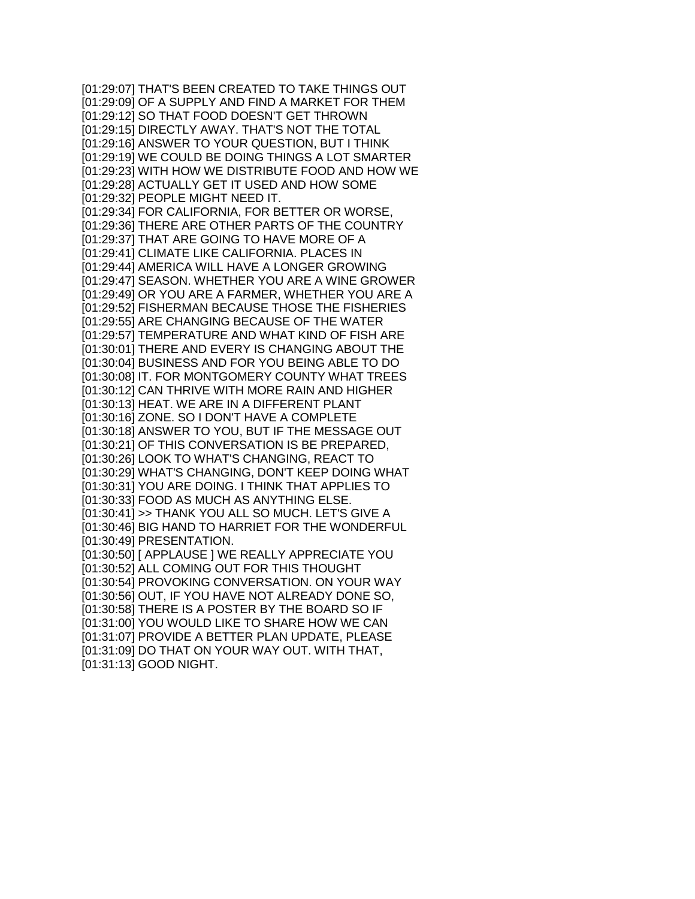[01:29:07] THAT'S BEEN CREATED TO TAKE THINGS OUT
[01:29:09] OF A SUPPLY AND FIND A MARKET FOR THEM
[01:29:12] SO THAT FOOD DOESN'T GET THROWN
[01:29:15] DIRECTLY AWAY. THAT'S NOT THE TOTAL
[01:29:16] ANSWER TO YOUR QUESTION, BUT I THINK
[01:29:19] WE COULD BE DOING THINGS A LOT SMARTER
[01:29:23] WITH HOW WE DISTRIBUTE FOOD AND HOW WE
[01:29:28] ACTUALLY GET IT USED AND HOW SOME
[01:29:32] PEOPLE MIGHT NEED IT.
[01:29:34] FOR CALIFORNIA, FOR BETTER OR WORSE,
[01:29:36] THERE ARE OTHER PARTS OF THE COUNTRY
[01:29:37] THAT ARE GOING TO HAVE MORE OF A
[01:29:41] CLIMATE LIKE CALIFORNIA. PLACES IN
[01:29:44] AMERICA WILL HAVE A LONGER GROWING
[01:29:47] SEASON. WHETHER YOU ARE A WINE GROWER
[01:29:49] OR YOU ARE A FARMER, WHETHER YOU ARE A
[01:29:52] FISHERMAN BECAUSE THOSE THE FISHERIES
[01:29:55] ARE CHANGING BECAUSE OF THE WATER
[01:29:57] TEMPERATURE AND WHAT KIND OF FISH ARE
[01:30:01] THERE AND EVERY IS CHANGING ABOUT THE
[01:30:04] BUSINESS AND FOR YOU BEING ABLE TO DO
[01:30:08] IT. FOR MONTGOMERY COUNTY WHAT TREES
[01:30:12] CAN THRIVE WITH MORE RAIN AND HIGHER
[01:30:13] HEAT. WE ARE IN A DIFFERENT PLANT
[01:30:16] ZONE. SO I DON'T HAVE A COMPLETE
[01:30:18] ANSWER TO YOU, BUT IF THE MESSAGE OUT
[01:30:21] OF THIS CONVERSATION IS BE PREPARED,
[01:30:26] LOOK TO WHAT'S CHANGING, REACT TO
[01:30:29] WHAT'S CHANGING, DON'T KEEP DOING WHAT
[01:30:31] YOU ARE DOING. I THINK THAT APPLIES TO
[01:30:33] FOOD AS MUCH AS ANYTHING ELSE.
[01:30:41] >> THANK YOU ALL SO MUCH. LET'S GIVE A
[01:30:46] BIG HAND TO HARRIET FOR THE WONDERFUL
[01:30:49] PRESENTATION.
[01:30:50] [ APPLAUSE ] WE REALLY APPRECIATE YOU
[01:30:52] ALL COMING OUT FOR THIS THOUGHT
[01:30:54] PROVOKING CONVERSATION. ON YOUR WAY
[01:30:56] OUT, IF YOU HAVE NOT ALREADY DONE SO,
[01:30:58] THERE IS A POSTER BY THE BOARD SO IF
[01:31:00] YOU WOULD LIKE TO SHARE HOW WE CAN
[01:31:07] PROVIDE A BETTER PLAN UPDATE, PLEASE
[01:31:09] DO THAT ON YOUR WAY OUT. WITH THAT,
[01:31:13] GOOD NIGHT.